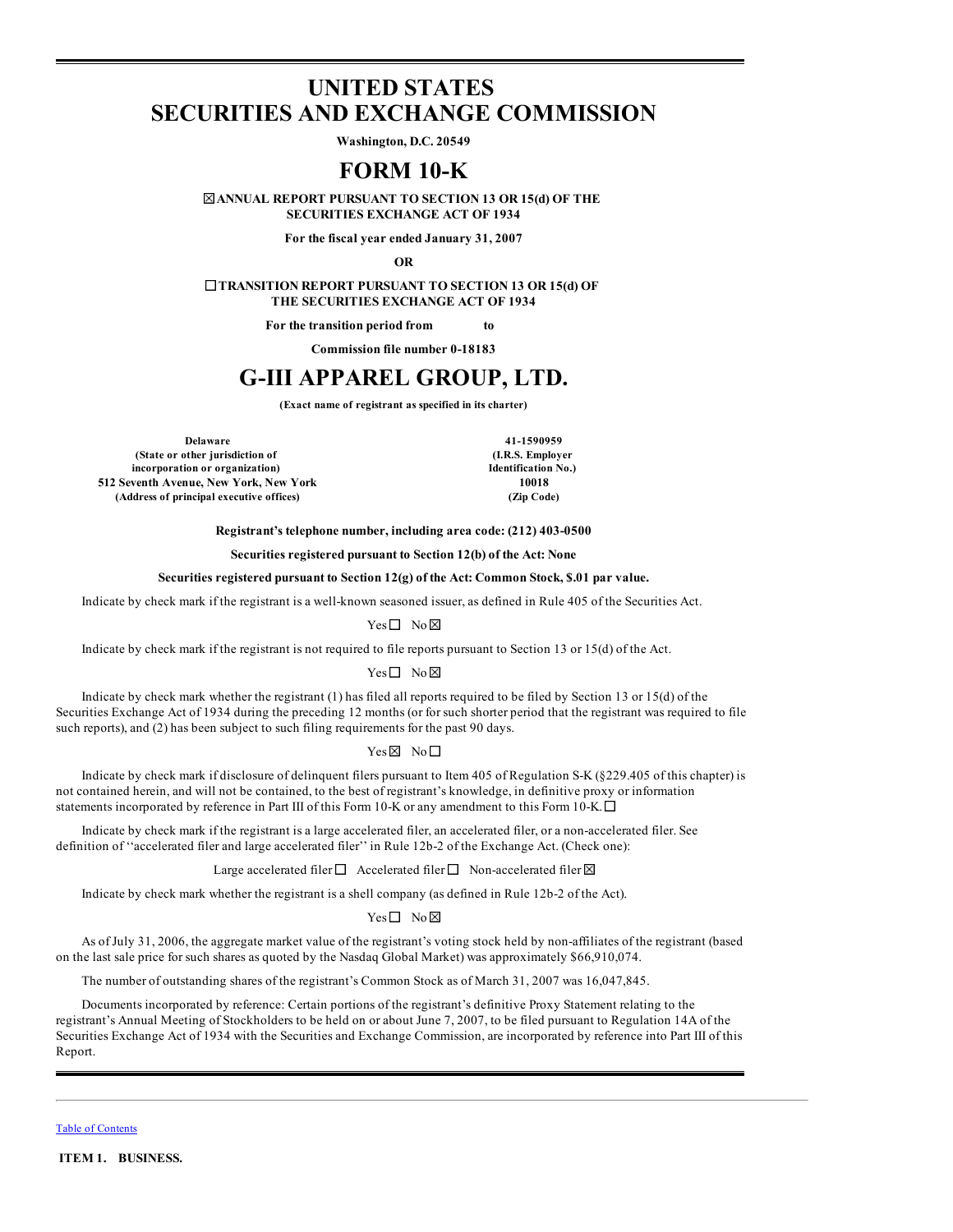# UNITED STATES
# SECURITIES AND EXCHANGE COMMISSION

**Washington, D.C. 20549**

# FORM 10-K

☒ **ANNUAL REPORT PURSUANT TO SECTION 13 OR 15(d) OF THE SECURITIES EXCHANGE ACT OF 1934**

**For the fiscal year ended January 31, 2007**

**OR**

☐ **TRANSITION REPORT PURSUANT TO SECTION 13 OR 15(d) OF THE SECURITIES EXCHANGE ACT OF 1934**

**For the transition period from to**

**Commission file number 0-18183**

# G-III APPAREL GROUP, LTD.

**(Exact name of registrant as specified in its charter)**

| | |
|---|---|
| **Delaware** | **41-1590959** |
| **(State or other jurisdiction of incorporation or organization)** | **(I.R.S. Employer Identification No.)** |
| **512 Seventh Avenue, New York, New York** | **10018** |
| **(Address of principal executive offices)** | **(Zip Code)** |

**Registrant's telephone number, including area code: (212) 403-0500**

**Securities registered pursuant to Section 12(b) of the Act: None**

**Securities registered pursuant to Section 12(g) of the Act: Common Stock, $.01 par value.**

Indicate by check mark if the registrant is a well-known seasoned issuer, as defined in Rule 405 of the Securities Act.

Yes ☐ No ☒

Indicate by check mark if the registrant is not required to file reports pursuant to Section 13 or 15(d) of the Act.

Yes ☐ No ☒

Indicate by check mark whether the registrant (1) has filed all reports required to be filed by Section 13 or 15(d) of the Securities Exchange Act of 1934 during the preceding 12 months (or for such shorter period that the registrant was required to file such reports), and (2) has been subject to such filing requirements for the past 90 days.

Yes ☒ No ☐

Indicate by check mark if disclosure of delinquent filers pursuant to Item 405 of Regulation S-K (§229.405 of this chapter) is not contained herein, and will not be contained, to the best of registrant's knowledge, in definitive proxy or information statements incorporated by reference in Part III of this Form 10-K or any amendment to this Form 10-K. ☐

Indicate by check mark if the registrant is a large accelerated filer, an accelerated filer, or a non-accelerated filer. See definition of ''accelerated filer and large accelerated filer'' in Rule 12b-2 of the Exchange Act. (Check one):

Large accelerated filer ☐ Accelerated filer ☐ Non-accelerated filer ☒

Indicate by check mark whether the registrant is a shell company (as defined in Rule 12b-2 of the Act).

Yes ☐ No ☒

As of July 31, 2006, the aggregate market value of the registrant's voting stock held by non-affiliates of the registrant (based on the last sale price for such shares as quoted by the Nasdaq Global Market) was approximately $66,910,074.

The number of outstanding shares of the registrant's Common Stock as of March 31, 2007 was 16,047,845.

Documents incorporated by reference: Certain portions of the registrant's definitive Proxy Statement relating to the registrant's Annual Meeting of Stockholders to be held on or about June 7, 2007, to be filed pursuant to Regulation 14A of the Securities Exchange Act of 1934 with the Securities and Exchange Commission, are incorporated by reference into Part III of this Report.

Table of Contents

**ITEM 1. BUSINESS.**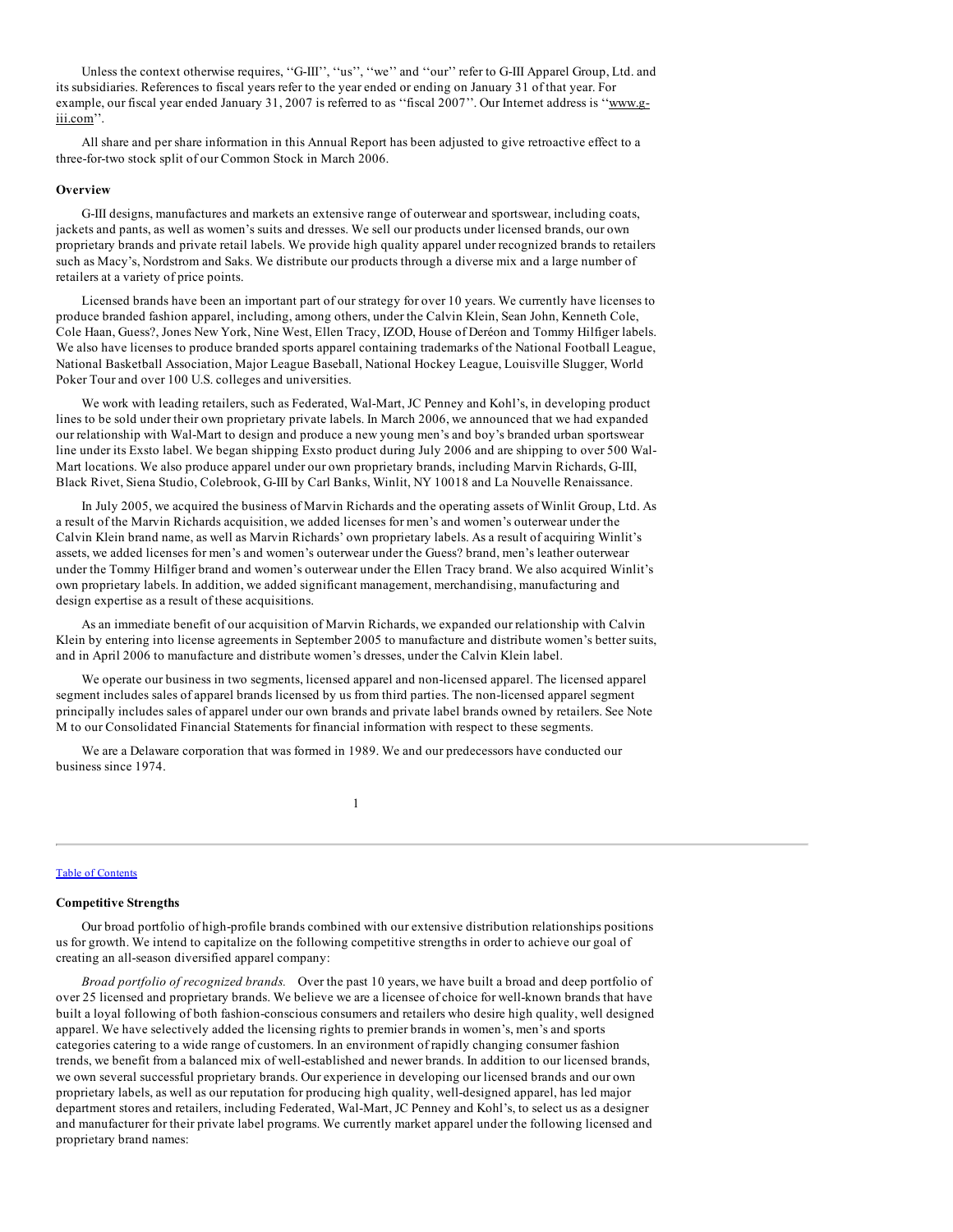Unless the context otherwise requires, ''G-III'', ''us'', ''we'' and ''our'' refer to G-III Apparel Group, Ltd. and its subsidiaries. References to fiscal years refer to the year ended or ending on January 31 of that year. For example, our fiscal year ended January 31, 2007 is referred to as ''fiscal 2007''. Our Internet address is ''www.g-iii.com''.

All share and per share information in this Annual Report has been adjusted to give retroactive effect to a three-for-two stock split of our Common Stock in March 2006.

**Overview**

G-III designs, manufactures and markets an extensive range of outerwear and sportswear, including coats, jackets and pants, as well as women's suits and dresses. We sell our products under licensed brands, our own proprietary brands and private retail labels. We provide high quality apparel under recognized brands to retailers such as Macy's, Nordstrom and Saks. We distribute our products through a diverse mix and a large number of retailers at a variety of price points.

Licensed brands have been an important part of our strategy for over 10 years. We currently have licenses to produce branded fashion apparel, including, among others, under the Calvin Klein, Sean John, Kenneth Cole, Cole Haan, Guess?, Jones New York, Nine West, Ellen Tracy, IZOD, House of Deréon and Tommy Hilfiger labels. We also have licenses to produce branded sports apparel containing trademarks of the National Football League, National Basketball Association, Major League Baseball, National Hockey League, Louisville Slugger, World Poker Tour and over 100 U.S. colleges and universities.

We work with leading retailers, such as Federated, Wal-Mart, JC Penney and Kohl's, in developing product lines to be sold under their own proprietary private labels. In March 2006, we announced that we had expanded our relationship with Wal-Mart to design and produce a new young men's and boy's branded urban sportswear line under its Exsto label. We began shipping Exsto product during July 2006 and are shipping to over 500 Wal-Mart locations. We also produce apparel under our own proprietary brands, including Marvin Richards, G-III, Black Rivet, Siena Studio, Colebrook, G-III by Carl Banks, Winlit, NY 10018 and La Nouvelle Renaissance.

In July 2005, we acquired the business of Marvin Richards and the operating assets of Winlit Group, Ltd. As a result of the Marvin Richards acquisition, we added licenses for men's and women's outerwear under the Calvin Klein brand name, as well as Marvin Richards' own proprietary labels. As a result of acquiring Winlit's assets, we added licenses for men's and women's outerwear under the Guess? brand, men's leather outerwear under the Tommy Hilfiger brand and women's outerwear under the Ellen Tracy brand. We also acquired Winlit's own proprietary labels. In addition, we added significant management, merchandising, manufacturing and design expertise as a result of these acquisitions.

As an immediate benefit of our acquisition of Marvin Richards, we expanded our relationship with Calvin Klein by entering into license agreements in September 2005 to manufacture and distribute women's better suits, and in April 2006 to manufacture and distribute women's dresses, under the Calvin Klein label.

We operate our business in two segments, licensed apparel and non-licensed apparel. The licensed apparel segment includes sales of apparel brands licensed by us from third parties. The non-licensed apparel segment principally includes sales of apparel under our own brands and private label brands owned by retailers. See Note M to our Consolidated Financial Statements for financial information with respect to these segments.

We are a Delaware corporation that was formed in 1989. We and our predecessors have conducted our business since 1974.

**Competitive Strengths**

Our broad portfolio of high-profile brands combined with our extensive distribution relationships positions us for growth. We intend to capitalize on the following competitive strengths in order to achieve our goal of creating an all-season diversified apparel company:

*Broad portfolio of recognized brands.* Over the past 10 years, we have built a broad and deep portfolio of over 25 licensed and proprietary brands. We believe we are a licensee of choice for well-known brands that have built a loyal following of both fashion-conscious consumers and retailers who desire high quality, well designed apparel. We have selectively added the licensing rights to premier brands in women's, men's and sports categories catering to a wide range of customers. In an environment of rapidly changing consumer fashion trends, we benefit from a balanced mix of well-established and newer brands. In addition to our licensed brands, we own several successful proprietary brands. Our experience in developing our licensed brands and our own proprietary labels, as well as our reputation for producing high quality, well-designed apparel, has led major department stores and retailers, including Federated, Wal-Mart, JC Penney and Kohl's, to select us as a designer and manufacturer for their private label programs. We currently market apparel under the following licensed and proprietary brand names: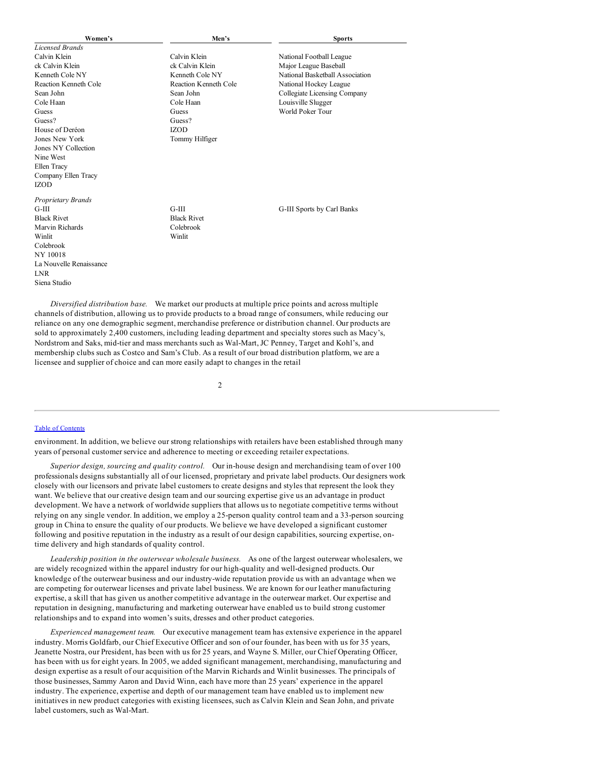| Women's | Men's | Sports |
|---|---|---|
| *Licensed Brands* | | |
| Calvin Klein | Calvin Klein | National Football League |
| ck Calvin Klein | ck Calvin Klein | Major League Baseball |
| Kenneth Cole NY | Kenneth Cole NY | National Basketball Association |
| Reaction Kenneth Cole | Reaction Kenneth Cole | National Hockey League |
| Sean John | Sean John | Collegiate Licensing Company |
| Cole Haan | Cole Haan | Louisville Slugger |
| Guess | Guess | World Poker Tour |
| Guess? | Guess? | |
| House of Deréon | IZOD | |
| Jones New York | Tommy Hilfiger | |
| Jones NY Collection | | |
| Nine West | | |
| Ellen Tracy | | |
| Company Ellen Tracy | | |
| IZOD | | |
| *Proprietary Brands* | | |
| G-III | G-III | G-III Sports by Carl Banks |
| Black Rivet | Black Rivet | |
| Marvin Richards | Colebrook | |
| Winlit | Winlit | |
| Colebrook | | |
| NY 10018 | | |
| La Nouvelle Renaissance | | |
| LNR | | |
| Siena Studio | | |

*Diversified distribution base.* We market our products at multiple price points and across multiple channels of distribution, allowing us to provide products to a broad range of consumers, while reducing our reliance on any one demographic segment, merchandise preference or distribution channel. Our products are sold to approximately 2,400 customers, including leading department and specialty stores such as Macy's, Nordstrom and Saks, mid-tier and mass merchants such as Wal-Mart, JC Penney, Target and Kohl's, and membership clubs such as Costco and Sam's Club. As a result of our broad distribution platform, we are a licensee and supplier of choice and can more easily adapt to changes in the retail environment. In addition, we believe our strong relationships with retailers have been established through many years of personal customer service and adherence to meeting or exceeding retailer expectations.

*Superior design, sourcing and quality control.* Our in-house design and merchandising team of over 100 professionals designs substantially all of our licensed, proprietary and private label products. Our designers work closely with our licensors and private label customers to create designs and styles that represent the look they want. We believe that our creative design team and our sourcing expertise give us an advantage in product development. We have a network of worldwide suppliers that allows us to negotiate competitive terms without relying on any single vendor. In addition, we employ a 25-person quality control team and a 33-person sourcing group in China to ensure the quality of our products. We believe we have developed a significant customer following and positive reputation in the industry as a result of our design capabilities, sourcing expertise, on-time delivery and high standards of quality control.

*Leadership position in the outerwear wholesale business.* As one of the largest outerwear wholesalers, we are widely recognized within the apparel industry for our high-quality and well-designed products. Our knowledge of the outerwear business and our industry-wide reputation provide us with an advantage when we are competing for outerwear licenses and private label business. We are known for our leather manufacturing expertise, a skill that has given us another competitive advantage in the outerwear market. Our expertise and reputation in designing, manufacturing and marketing outerwear have enabled us to build strong customer relationships and to expand into women's suits, dresses and other product categories.

*Experienced management team.* Our executive management team has extensive experience in the apparel industry. Morris Goldfarb, our Chief Executive Officer and son of our founder, has been with us for 35 years, Jeanette Nostra, our President, has been with us for 25 years, and Wayne S. Miller, our Chief Operating Officer, has been with us for eight years. In 2005, we added significant management, merchandising, manufacturing and design expertise as a result of our acquisition of the Marvin Richards and Winlit businesses. The principals of those businesses, Sammy Aaron and David Winn, each have more than 25 years' experience in the apparel industry. The experience, expertise and depth of our management team have enabled us to implement new initiatives in new product categories with existing licensees, such as Calvin Klein and Sean John, and private label customers, such as Wal-Mart.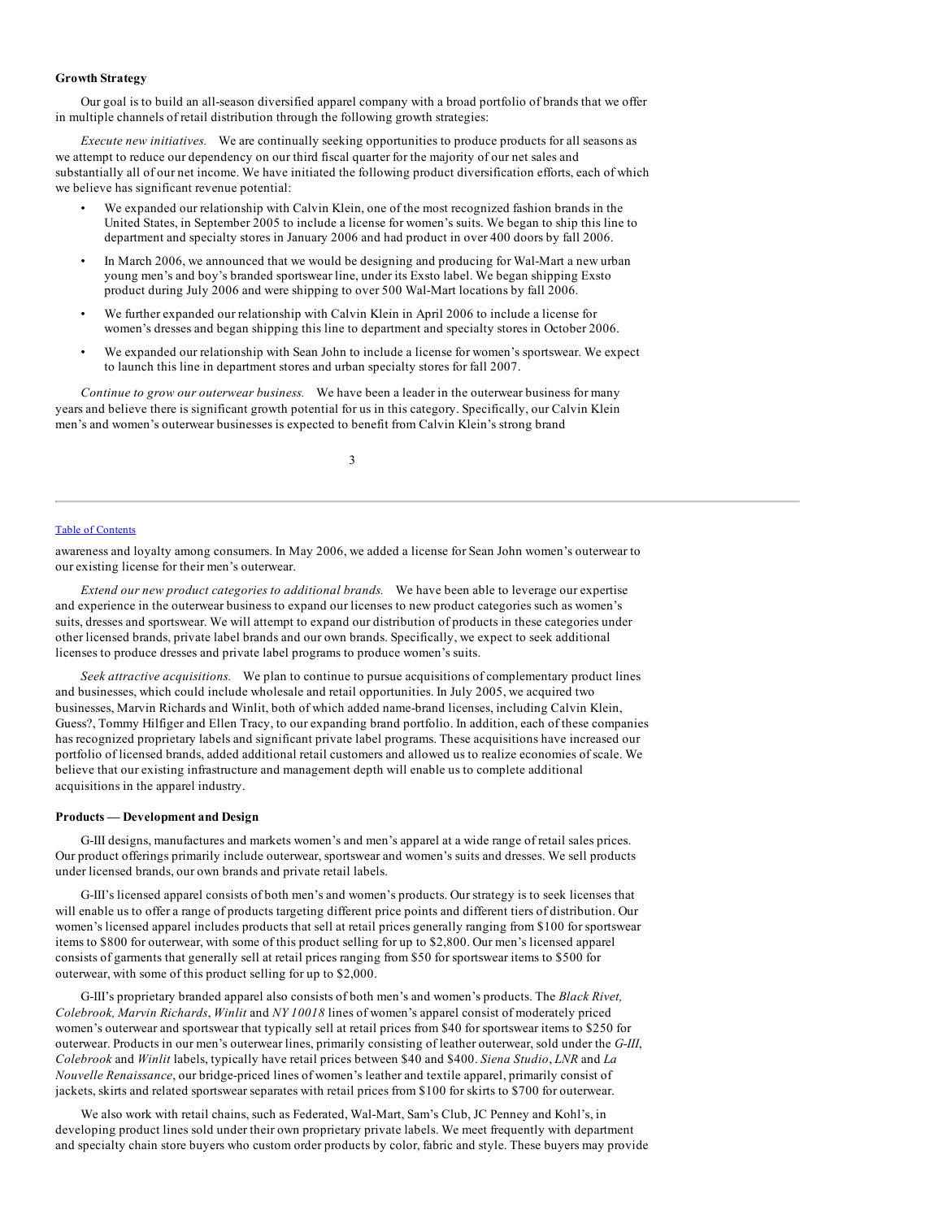**Growth Strategy**

Our goal is to build an all-season diversified apparel company with a broad portfolio of brands that we offer in multiple channels of retail distribution through the following growth strategies:

*Execute new initiatives.* We are continually seeking opportunities to produce products for all seasons as we attempt to reduce our dependency on our third fiscal quarter for the majority of our net sales and substantially all of our net income. We have initiated the following product diversification efforts, each of which we believe has significant revenue potential:

- We expanded our relationship with Calvin Klein, one of the most recognized fashion brands in the United States, in September 2005 to include a license for women's suits. We began to ship this line to department and specialty stores in January 2006 and had product in over 400 doors by fall 2006.
- In March 2006, we announced that we would be designing and producing for Wal-Mart a new urban young men's and boy's branded sportswear line, under its Exsto label. We began shipping Exsto product during July 2006 and were shipping to over 500 Wal-Mart locations by fall 2006.
- We further expanded our relationship with Calvin Klein in April 2006 to include a license for women's dresses and began shipping this line to department and specialty stores in October 2006.
- We expanded our relationship with Sean John to include a license for women's sportswear. We expect to launch this line in department stores and urban specialty stores for fall 2007.

*Continue to grow our outerwear business.* We have been a leader in the outerwear business for many years and believe there is significant growth potential for us in this category. Specifically, our Calvin Klein men's and women's outerwear businesses is expected to benefit from Calvin Klein's strong brand awareness and loyalty among consumers. In May 2006, we added a license for Sean John women's outerwear to our existing license for their men's outerwear.

*Extend our new product categories to additional brands.* We have been able to leverage our expertise and experience in the outerwear business to expand our licenses to new product categories such as women's suits, dresses and sportswear. We will attempt to expand our distribution of products in these categories under other licensed brands, private label brands and our own brands. Specifically, we expect to seek additional licenses to produce dresses and private label programs to produce women's suits.

*Seek attractive acquisitions.* We plan to continue to pursue acquisitions of complementary product lines and businesses, which could include wholesale and retail opportunities. In July 2005, we acquired two businesses, Marvin Richards and Winlit, both of which added name-brand licenses, including Calvin Klein, Guess?, Tommy Hilfiger and Ellen Tracy, to our expanding brand portfolio. In addition, each of these companies has recognized proprietary labels and significant private label programs. These acquisitions have increased our portfolio of licensed brands, added additional retail customers and allowed us to realize economies of scale. We believe that our existing infrastructure and management depth will enable us to complete additional acquisitions in the apparel industry.

**Products — Development and Design**

G-III designs, manufactures and markets women's and men's apparel at a wide range of retail sales prices. Our product offerings primarily include outerwear, sportswear and women's suits and dresses. We sell products under licensed brands, our own brands and private retail labels.

G-III's licensed apparel consists of both men's and women's products. Our strategy is to seek licenses that will enable us to offer a range of products targeting different price points and different tiers of distribution. Our women's licensed apparel includes products that sell at retail prices generally ranging from $100 for sportswear items to $800 for outerwear, with some of this product selling for up to $2,800. Our men's licensed apparel consists of garments that generally sell at retail prices ranging from $50 for sportswear items to $500 for outerwear, with some of this product selling for up to $2,000.

G-III's proprietary branded apparel also consists of both men's and women's products. The *Black Rivet, Colebrook, Marvin Richards*, *Winlit* and *NY 10018* lines of women's apparel consist of moderately priced women's outerwear and sportswear that typically sell at retail prices from $40 for sportswear items to $250 for outerwear. Products in our men's outerwear lines, primarily consisting of leather outerwear, sold under the *G-III*, *Colebrook* and *Winlit* labels, typically have retail prices between $40 and $400. *Siena Studio*, *LNR* and *La Nouvelle Renaissance*, our bridge-priced lines of women's leather and textile apparel, primarily consist of jackets, skirts and related sportswear separates with retail prices from $100 for skirts to $700 for outerwear.

We also work with retail chains, such as Federated, Wal-Mart, Sam's Club, JC Penney and Kohl's, in developing product lines sold under their own proprietary private labels. We meet frequently with department and specialty chain store buyers who custom order products by color, fabric and style. These buyers may provide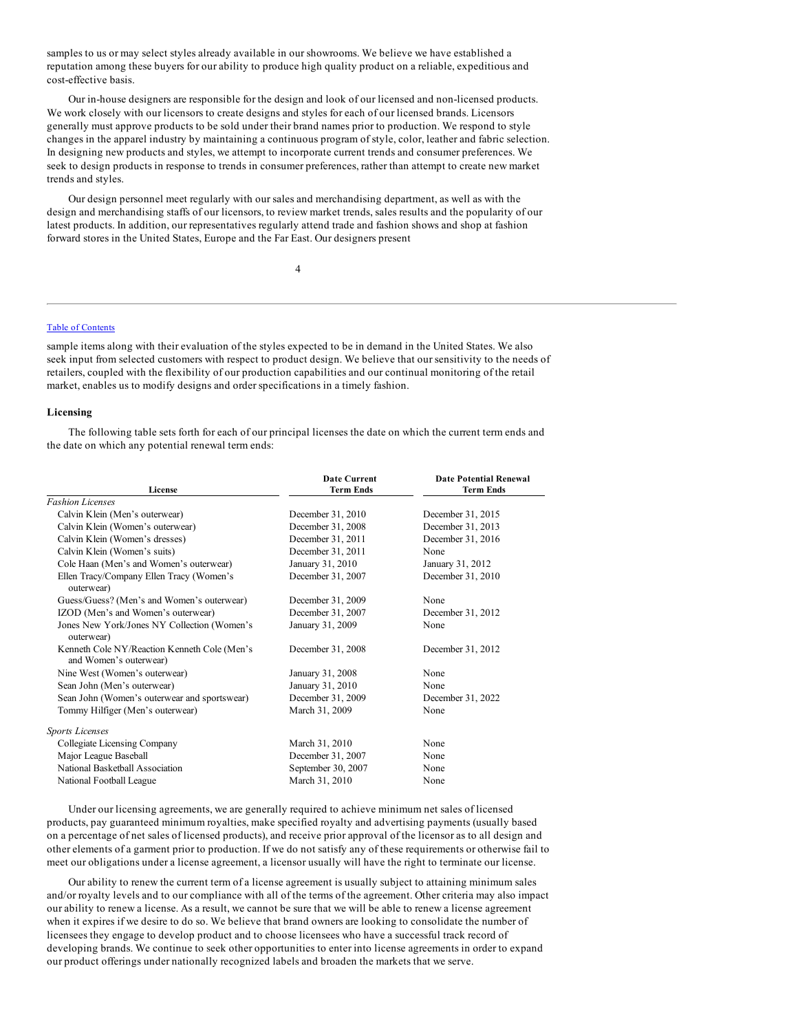samples to us or may select styles already available in our showrooms. We believe we have established a reputation among these buyers for our ability to produce high quality product on a reliable, expeditious and cost-effective basis.

Our in-house designers are responsible for the design and look of our licensed and non-licensed products. We work closely with our licensors to create designs and styles for each of our licensed brands. Licensors generally must approve products to be sold under their brand names prior to production. We respond to style changes in the apparel industry by maintaining a continuous program of style, color, leather and fabric selection. In designing new products and styles, we attempt to incorporate current trends and consumer preferences. We seek to design products in response to trends in consumer preferences, rather than attempt to create new market trends and styles.

Our design personnel meet regularly with our sales and merchandising department, as well as with the design and merchandising staffs of our licensors, to review market trends, sales results and the popularity of our latest products. In addition, our representatives regularly attend trade and fashion shows and shop at fashion forward stores in the United States, Europe and the Far East. Our designers present sample items along with their evaluation of the styles expected to be in demand in the United States. We also seek input from selected customers with respect to product design. We believe that our sensitivity to the needs of retailers, coupled with the flexibility of our production capabilities and our continual monitoring of the retail market, enables us to modify designs and order specifications in a timely fashion.

### Licensing

The following table sets forth for each of our principal licenses the date on which the current term ends and the date on which any potential renewal term ends:

| License | Date Current Term Ends | Date Potential Renewal Term Ends |
|---|---|---|
| *Fashion Licenses* | | |
| Calvin Klein (Men's outerwear) | December 31, 2010 | December 31, 2015 |
| Calvin Klein (Women's outerwear) | December 31, 2008 | December 31, 2013 |
| Calvin Klein (Women's dresses) | December 31, 2011 | December 31, 2016 |
| Calvin Klein (Women's suits) | December 31, 2011 | None |
| Cole Haan (Men's and Women's outerwear) | January 31, 2010 | January 31, 2012 |
| Ellen Tracy/Company Ellen Tracy (Women's outerwear) | December 31, 2007 | December 31, 2010 |
| Guess/Guess? (Men's and Women's outerwear) | December 31, 2009 | None |
| IZOD (Men's and Women's outerwear) | December 31, 2007 | December 31, 2012 |
| Jones New York/Jones NY Collection (Women's outerwear) | January 31, 2009 | None |
| Kenneth Cole NY/Reaction Kenneth Cole (Men's and Women's outerwear) | December 31, 2008 | December 31, 2012 |
| Nine West (Women's outerwear) | January 31, 2008 | None |
| Sean John (Men's outerwear) | January 31, 2010 | None |
| Sean John (Women's outerwear and sportswear) | December 31, 2009 | December 31, 2022 |
| Tommy Hilfiger (Men's outerwear) | March 31, 2009 | None |
| *Sports Licenses* | | |
| Collegiate Licensing Company | March 31, 2010 | None |
| Major League Baseball | December 31, 2007 | None |
| National Basketball Association | September 30, 2007 | None |
| National Football League | March 31, 2010 | None |

Under our licensing agreements, we are generally required to achieve minimum net sales of licensed products, pay guaranteed minimum royalties, make specified royalty and advertising payments (usually based on a percentage of net sales of licensed products), and receive prior approval of the licensor as to all design and other elements of a garment prior to production. If we do not satisfy any of these requirements or otherwise fail to meet our obligations under a license agreement, a licensor usually will have the right to terminate our license.

Our ability to renew the current term of a license agreement is usually subject to attaining minimum sales and/or royalty levels and to our compliance with all of the terms of the agreement. Other criteria may also impact our ability to renew a license. As a result, we cannot be sure that we will be able to renew a license agreement when it expires if we desire to do so. We believe that brand owners are looking to consolidate the number of licensees they engage to develop product and to choose licensees who have a successful track record of developing brands. We continue to seek other opportunities to enter into license agreements in order to expand our product offerings under nationally recognized labels and broaden the markets that we serve.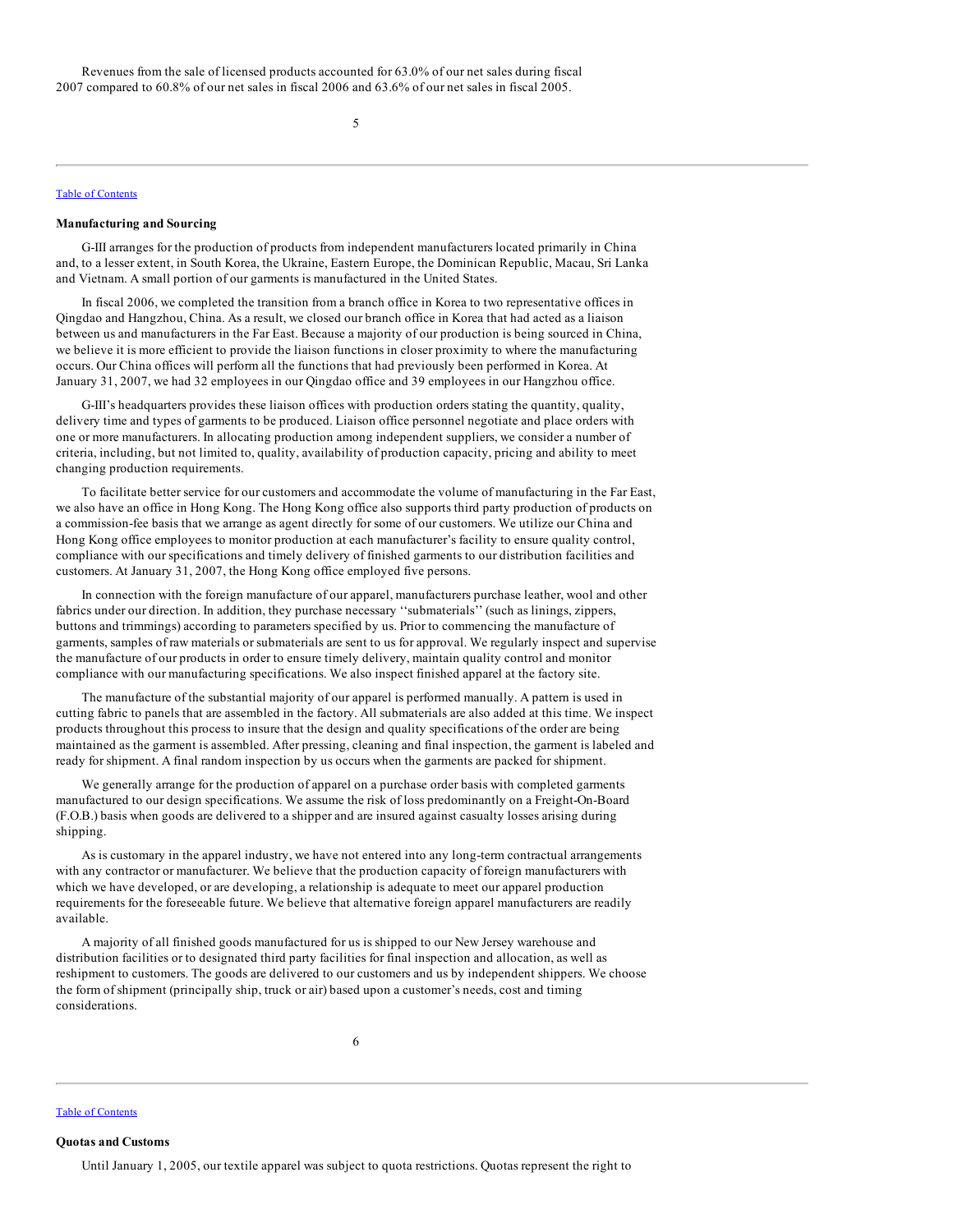Revenues from the sale of licensed products accounted for 63.0% of our net sales during fiscal 2007 compared to 60.8% of our net sales in fiscal 2006 and 63.6% of our net sales in fiscal 2005.

### Manufacturing and Sourcing

G-III arranges for the production of products from independent manufacturers located primarily in China and, to a lesser extent, in South Korea, the Ukraine, Eastern Europe, the Dominican Republic, Macau, Sri Lanka and Vietnam. A small portion of our garments is manufactured in the United States.

In fiscal 2006, we completed the transition from a branch office in Korea to two representative offices in Qingdao and Hangzhou, China. As a result, we closed our branch office in Korea that had acted as a liaison between us and manufacturers in the Far East. Because a majority of our production is being sourced in China, we believe it is more efficient to provide the liaison functions in closer proximity to where the manufacturing occurs. Our China offices will perform all the functions that had previously been performed in Korea. At January 31, 2007, we had 32 employees in our Qingdao office and 39 employees in our Hangzhou office.

G-III's headquarters provides these liaison offices with production orders stating the quantity, quality, delivery time and types of garments to be produced. Liaison office personnel negotiate and place orders with one or more manufacturers. In allocating production among independent suppliers, we consider a number of criteria, including, but not limited to, quality, availability of production capacity, pricing and ability to meet changing production requirements.

To facilitate better service for our customers and accommodate the volume of manufacturing in the Far East, we also have an office in Hong Kong. The Hong Kong office also supports third party production of products on a commission-fee basis that we arrange as agent directly for some of our customers. We utilize our China and Hong Kong office employees to monitor production at each manufacturer's facility to ensure quality control, compliance with our specifications and timely delivery of finished garments to our distribution facilities and customers. At January 31, 2007, the Hong Kong office employed five persons.

In connection with the foreign manufacture of our apparel, manufacturers purchase leather, wool and other fabrics under our direction. In addition, they purchase necessary ''submaterials'' (such as linings, zippers, buttons and trimmings) according to parameters specified by us. Prior to commencing the manufacture of garments, samples of raw materials or submaterials are sent to us for approval. We regularly inspect and supervise the manufacture of our products in order to ensure timely delivery, maintain quality control and monitor compliance with our manufacturing specifications. We also inspect finished apparel at the factory site.

The manufacture of the substantial majority of our apparel is performed manually. A pattern is used in cutting fabric to panels that are assembled in the factory. All submaterials are also added at this time. We inspect products throughout this process to insure that the design and quality specifications of the order are being maintained as the garment is assembled. After pressing, cleaning and final inspection, the garment is labeled and ready for shipment. A final random inspection by us occurs when the garments are packed for shipment.

We generally arrange for the production of apparel on a purchase order basis with completed garments manufactured to our design specifications. We assume the risk of loss predominantly on a Freight-On-Board (F.O.B.) basis when goods are delivered to a shipper and are insured against casualty losses arising during shipping.

As is customary in the apparel industry, we have not entered into any long-term contractual arrangements with any contractor or manufacturer. We believe that the production capacity of foreign manufacturers with which we have developed, or are developing, a relationship is adequate to meet our apparel production requirements for the foreseeable future. We believe that alternative foreign apparel manufacturers are readily available.

A majority of all finished goods manufactured for us is shipped to our New Jersey warehouse and distribution facilities or to designated third party facilities for final inspection and allocation, as well as reshipment to customers. The goods are delivered to our customers and us by independent shippers. We choose the form of shipment (principally ship, truck or air) based upon a customer's needs, cost and timing considerations.

### Quotas and Customs

Until January 1, 2005, our textile apparel was subject to quota restrictions. Quotas represent the right to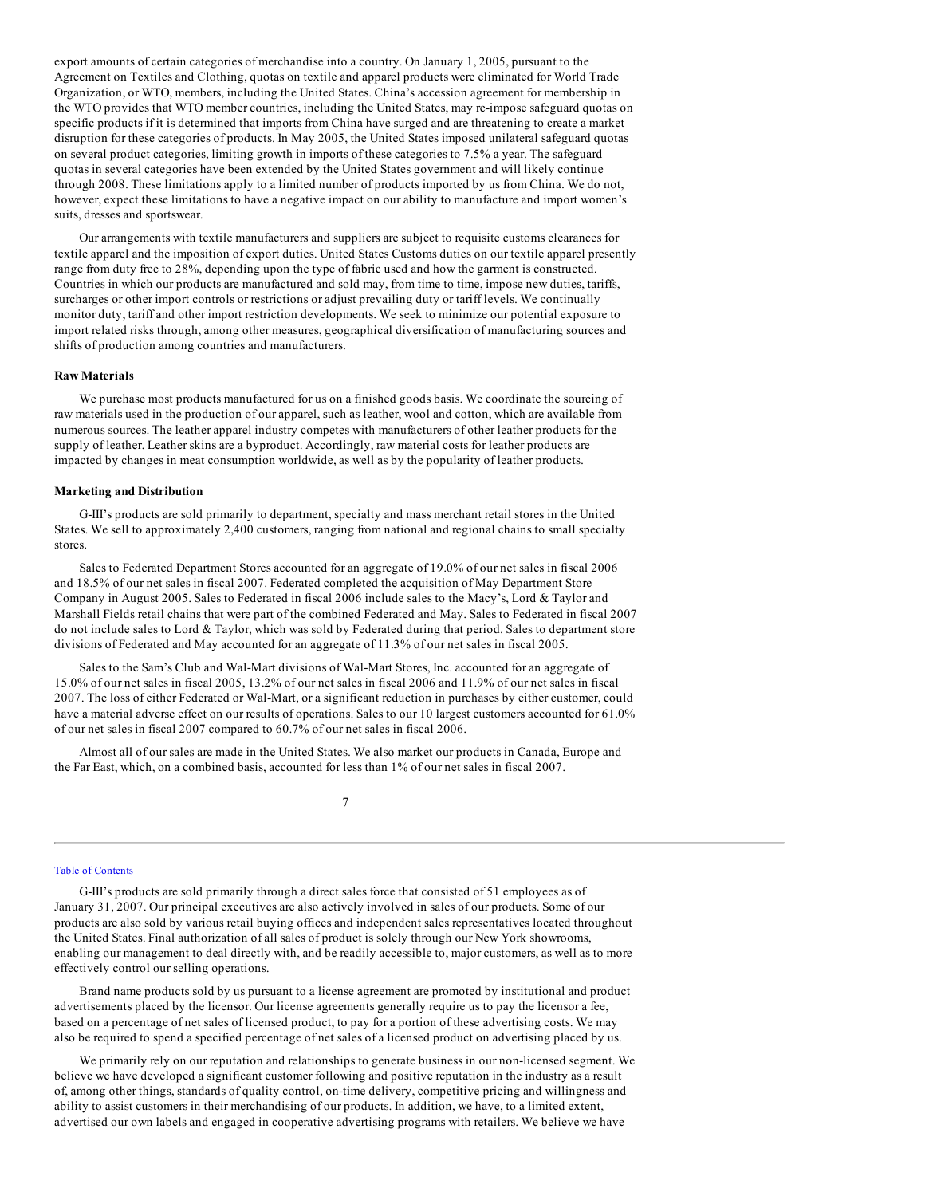export amounts of certain categories of merchandise into a country. On January 1, 2005, pursuant to the Agreement on Textiles and Clothing, quotas on textile and apparel products were eliminated for World Trade Organization, or WTO, members, including the United States. China's accession agreement for membership in the WTO provides that WTO member countries, including the United States, may re-impose safeguard quotas on specific products if it is determined that imports from China have surged and are threatening to create a market disruption for these categories of products. In May 2005, the United States imposed unilateral safeguard quotas on several product categories, limiting growth in imports of these categories to 7.5% a year. The safeguard quotas in several categories have been extended by the United States government and will likely continue through 2008. These limitations apply to a limited number of products imported by us from China. We do not, however, expect these limitations to have a negative impact on our ability to manufacture and import women's suits, dresses and sportswear.

Our arrangements with textile manufacturers and suppliers are subject to requisite customs clearances for textile apparel and the imposition of export duties. United States Customs duties on our textile apparel presently range from duty free to 28%, depending upon the type of fabric used and how the garment is constructed. Countries in which our products are manufactured and sold may, from time to time, impose new duties, tariffs, surcharges or other import controls or restrictions or adjust prevailing duty or tariff levels. We continually monitor duty, tariff and other import restriction developments. We seek to minimize our potential exposure to import related risks through, among other measures, geographical diversification of manufacturing sources and shifts of production among countries and manufacturers.

**Raw Materials**

We purchase most products manufactured for us on a finished goods basis. We coordinate the sourcing of raw materials used in the production of our apparel, such as leather, wool and cotton, which are available from numerous sources. The leather apparel industry competes with manufacturers of other leather products for the supply of leather. Leather skins are a byproduct. Accordingly, raw material costs for leather products are impacted by changes in meat consumption worldwide, as well as by the popularity of leather products.

**Marketing and Distribution**

G-III's products are sold primarily to department, specialty and mass merchant retail stores in the United States. We sell to approximately 2,400 customers, ranging from national and regional chains to small specialty stores.

Sales to Federated Department Stores accounted for an aggregate of 19.0% of our net sales in fiscal 2006 and 18.5% of our net sales in fiscal 2007. Federated completed the acquisition of May Department Store Company in August 2005. Sales to Federated in fiscal 2006 include sales to the Macy's, Lord & Taylor and Marshall Fields retail chains that were part of the combined Federated and May. Sales to Federated in fiscal 2007 do not include sales to Lord & Taylor, which was sold by Federated during that period. Sales to department store divisions of Federated and May accounted for an aggregate of 11.3% of our net sales in fiscal 2005.

Sales to the Sam's Club and Wal-Mart divisions of Wal-Mart Stores, Inc. accounted for an aggregate of 15.0% of our net sales in fiscal 2005, 13.2% of our net sales in fiscal 2006 and 11.9% of our net sales in fiscal 2007. The loss of either Federated or Wal-Mart, or a significant reduction in purchases by either customer, could have a material adverse effect on our results of operations. Sales to our 10 largest customers accounted for 61.0% of our net sales in fiscal 2007 compared to 60.7% of our net sales in fiscal 2006.

Almost all of our sales are made in the United States. We also market our products in Canada, Europe and the Far East, which, on a combined basis, accounted for less than 1% of our net sales in fiscal 2007.

G-III's products are sold primarily through a direct sales force that consisted of 51 employees as of January 31, 2007. Our principal executives are also actively involved in sales of our products. Some of our products are also sold by various retail buying offices and independent sales representatives located throughout the United States. Final authorization of all sales of product is solely through our New York showrooms, enabling our management to deal directly with, and be readily accessible to, major customers, as well as to more effectively control our selling operations.

Brand name products sold by us pursuant to a license agreement are promoted by institutional and product advertisements placed by the licensor. Our license agreements generally require us to pay the licensor a fee, based on a percentage of net sales of licensed product, to pay for a portion of these advertising costs. We may also be required to spend a specified percentage of net sales of a licensed product on advertising placed by us.

We primarily rely on our reputation and relationships to generate business in our non-licensed segment. We believe we have developed a significant customer following and positive reputation in the industry as a result of, among other things, standards of quality control, on-time delivery, competitive pricing and willingness and ability to assist customers in their merchandising of our products. In addition, we have, to a limited extent, advertised our own labels and engaged in cooperative advertising programs with retailers. We believe we have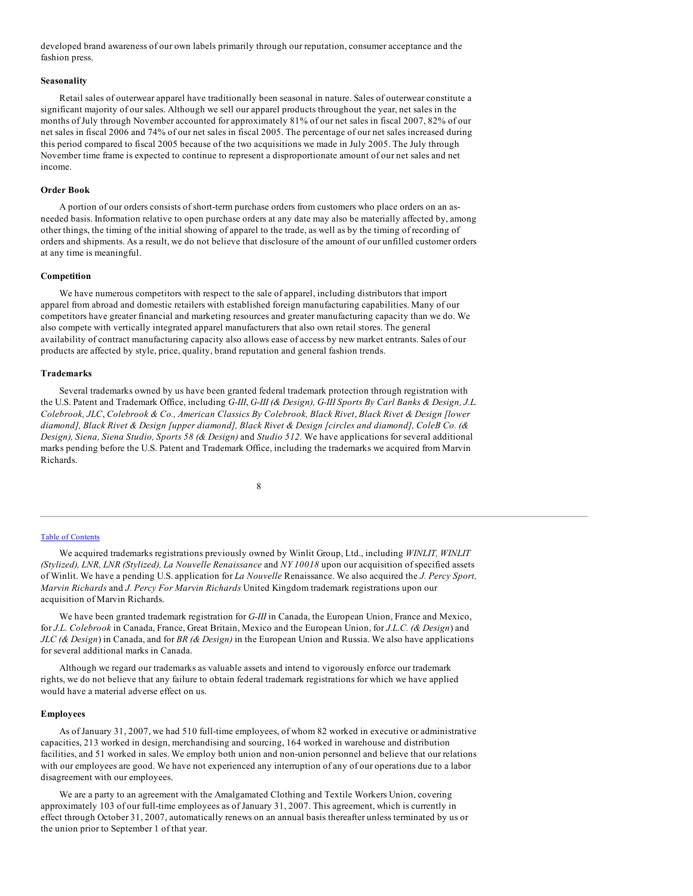developed brand awareness of our own labels primarily through our reputation, consumer acceptance and the fashion press.

**Seasonality**

Retail sales of outerwear apparel have traditionally been seasonal in nature. Sales of outerwear constitute a significant majority of our sales. Although we sell our apparel products throughout the year, net sales in the months of July through November accounted for approximately 81% of our net sales in fiscal 2007, 82% of our net sales in fiscal 2006 and 74% of our net sales in fiscal 2005. The percentage of our net sales increased during this period compared to fiscal 2005 because of the two acquisitions we made in July 2005. The July through November time frame is expected to continue to represent a disproportionate amount of our net sales and net income.

**Order Book**

A portion of our orders consists of short-term purchase orders from customers who place orders on an as-needed basis. Information relative to open purchase orders at any date may also be materially affected by, among other things, the timing of the initial showing of apparel to the trade, as well as by the timing of recording of orders and shipments. As a result, we do not believe that disclosure of the amount of our unfilled customer orders at any time is meaningful.

**Competition**

We have numerous competitors with respect to the sale of apparel, including distributors that import apparel from abroad and domestic retailers with established foreign manufacturing capabilities. Many of our competitors have greater financial and marketing resources and greater manufacturing capacity than we do. We also compete with vertically integrated apparel manufacturers that also own retail stores. The general availability of contract manufacturing capacity also allows ease of access by new market entrants. Sales of our products are affected by style, price, quality, brand reputation and general fashion trends.

**Trademarks**

Several trademarks owned by us have been granted federal trademark protection through registration with the U.S. Patent and Trademark Office, including *G-III*, *G-III (& Design), G-III Sports By Carl Banks & Design, J.L. Colebrook, JLC*, *Colebrook & Co., American Classics By Colebrook, Black Rivet*, *Black Rivet & Design [lower diamond], Black Rivet & Design [upper diamond], Black Rivet & Design [circles and diamond], ColeB Co. (& Design), Siena, Siena Studio, Sports 58 (& Design)* and *Studio 512.* We have applications for several additional marks pending before the U.S. Patent and Trademark Office, including the trademarks we acquired from Marvin Richards.

We acquired trademarks registrations previously owned by Winlit Group, Ltd., including *WINLIT, WINLIT (Stylized), LNR, LNR (Stylized), La Nouvelle Renaissance* and *NY 10018* upon our acquisition of specified assets of Winlit. We have a pending U.S. application for *La Nouvelle* Renaissance. We also acquired the *J. Percy Sport, Marvin Richards* and *J. Percy For Marvin Richards* United Kingdom trademark registrations upon our acquisition of Marvin Richards.

We have been granted trademark registration for *G-III* in Canada, the European Union, France and Mexico, for *J.L. Colebrook* in Canada, France, Great Britain, Mexico and the European Union, for *J.L.C. (& Design*) and *JLC (& Design*) in Canada, and for *BR (& Design)* in the European Union and Russia. We also have applications for several additional marks in Canada.

Although we regard our trademarks as valuable assets and intend to vigorously enforce our trademark rights, we do not believe that any failure to obtain federal trademark registrations for which we have applied would have a material adverse effect on us.

**Employees**

As of January 31, 2007, we had 510 full-time employees, of whom 82 worked in executive or administrative capacities, 213 worked in design, merchandising and sourcing, 164 worked in warehouse and distribution facilities, and 51 worked in sales. We employ both union and non-union personnel and believe that our relations with our employees are good. We have not experienced any interruption of any of our operations due to a labor disagreement with our employees.

We are a party to an agreement with the Amalgamated Clothing and Textile Workers Union, covering approximately 103 of our full-time employees as of January 31, 2007. This agreement, which is currently in effect through October 31, 2007, automatically renews on an annual basis thereafter unless terminated by us or the union prior to September 1 of that year.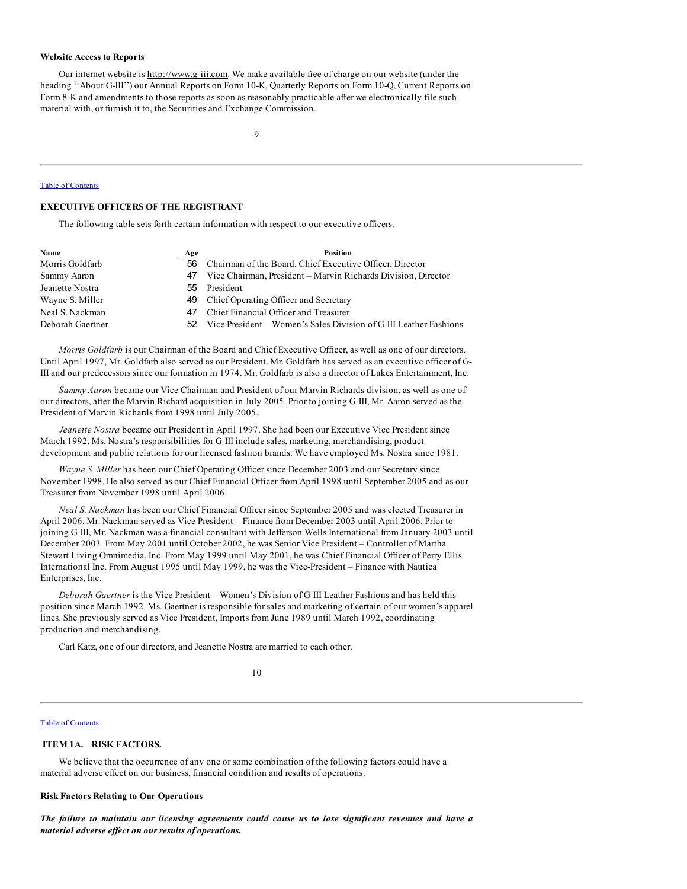### Website Access to Reports

Our internet website is http://www.g-iii.com. We make available free of charge on our website (under the heading ''About G-III'') our Annual Reports on Form 10-K, Quarterly Reports on Form 10-Q, Current Reports on Form 8-K and amendments to those reports as soon as reasonably practicable after we electronically file such material with, or furnish it to, the Securities and Exchange Commission.

Table of Contents

### EXECUTIVE OFFICERS OF THE REGISTRANT

The following table sets forth certain information with respect to our executive officers.

| Name | Age | Position |
|---|---|---|
| Morris Goldfarb | 56 | Chairman of the Board, Chief Executive Officer, Director |
| Sammy Aaron | 47 | Vice Chairman, President – Marvin Richards Division, Director |
| Jeanette Nostra | 55 | President |
| Wayne S. Miller | 49 | Chief Operating Officer and Secretary |
| Neal S. Nackman | 47 | Chief Financial Officer and Treasurer |
| Deborah Gaertner | 52 | Vice President – Women's Sales Division of G-III Leather Fashions |

*Morris Goldfarb* is our Chairman of the Board and Chief Executive Officer, as well as one of our directors. Until April 1997, Mr. Goldfarb also served as our President. Mr. Goldfarb has served as an executive officer of G-III and our predecessors since our formation in 1974. Mr. Goldfarb is also a director of Lakes Entertainment, Inc.

*Sammy Aaron* became our Vice Chairman and President of our Marvin Richards division, as well as one of our directors, after the Marvin Richard acquisition in July 2005. Prior to joining G-III, Mr. Aaron served as the President of Marvin Richards from 1998 until July 2005.

*Jeanette Nostra* became our President in April 1997. She had been our Executive Vice President since March 1992. Ms. Nostra's responsibilities for G-III include sales, marketing, merchandising, product development and public relations for our licensed fashion brands. We have employed Ms. Nostra since 1981.

*Wayne S. Miller* has been our Chief Operating Officer since December 2003 and our Secretary since November 1998. He also served as our Chief Financial Officer from April 1998 until September 2005 and as our Treasurer from November 1998 until April 2006.

*Neal S. Nackman* has been our Chief Financial Officer since September 2005 and was elected Treasurer in April 2006. Mr. Nackman served as Vice President – Finance from December 2003 until April 2006. Prior to joining G-III, Mr. Nackman was a financial consultant with Jefferson Wells International from January 2003 until December 2003. From May 2001 until October 2002, he was Senior Vice President – Controller of Martha Stewart Living Omnimedia, Inc. From May 1999 until May 2001, he was Chief Financial Officer of Perry Ellis International Inc. From August 1995 until May 1999, he was the Vice-President – Finance with Nautica Enterprises, Inc.

*Deborah Gaertner* is the Vice President – Women's Division of G-III Leather Fashions and has held this position since March 1992. Ms. Gaertner is responsible for sales and marketing of certain of our women's apparel lines. She previously served as Vice President, Imports from June 1989 until March 1992, coordinating production and merchandising.

Carl Katz, one of our directors, and Jeanette Nostra are married to each other.

Table of Contents

## ITEM 1A. RISK FACTORS.

We believe that the occurrence of any one or some combination of the following factors could have a material adverse effect on our business, financial condition and results of operations.

### Risk Factors Relating to Our Operations

***The failure to maintain our licensing agreements could cause us to lose significant revenues and have a material adverse effect on our results of operations.***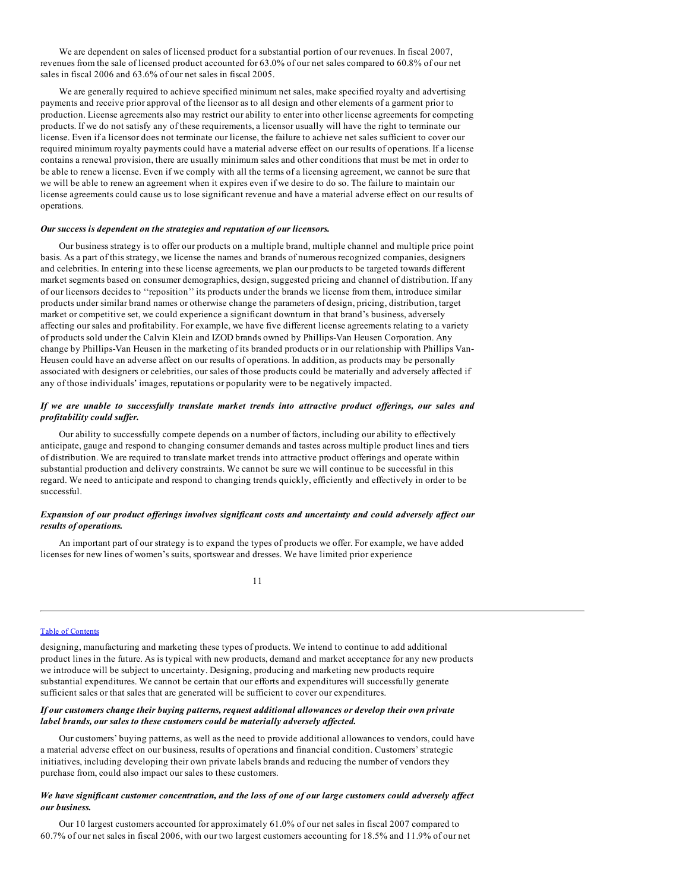We are dependent on sales of licensed product for a substantial portion of our revenues. In fiscal 2007, revenues from the sale of licensed product accounted for 63.0% of our net sales compared to 60.8% of our net sales in fiscal 2006 and 63.6% of our net sales in fiscal 2005.

We are generally required to achieve specified minimum net sales, make specified royalty and advertising payments and receive prior approval of the licensor as to all design and other elements of a garment prior to production. License agreements also may restrict our ability to enter into other license agreements for competing products. If we do not satisfy any of these requirements, a licensor usually will have the right to terminate our license. Even if a licensor does not terminate our license, the failure to achieve net sales sufficient to cover our required minimum royalty payments could have a material adverse effect on our results of operations. If a license contains a renewal provision, there are usually minimum sales and other conditions that must be met in order to be able to renew a license. Even if we comply with all the terms of a licensing agreement, we cannot be sure that we will be able to renew an agreement when it expires even if we desire to do so. The failure to maintain our license agreements could cause us to lose significant revenue and have a material adverse effect on our results of operations.

***Our success is dependent on the strategies and reputation of our licensors.***

Our business strategy is to offer our products on a multiple brand, multiple channel and multiple price point basis. As a part of this strategy, we license the names and brands of numerous recognized companies, designers and celebrities. In entering into these license agreements, we plan our products to be targeted towards different market segments based on consumer demographics, design, suggested pricing and channel of distribution. If any of our licensors decides to ''reposition'' its products under the brands we license from them, introduce similar products under similar brand names or otherwise change the parameters of design, pricing, distribution, target market or competitive set, we could experience a significant downturn in that brand's business, adversely affecting our sales and profitability. For example, we have five different license agreements relating to a variety of products sold under the Calvin Klein and IZOD brands owned by Phillips-Van Heusen Corporation. Any change by Phillips-Van Heusen in the marketing of its branded products or in our relationship with Phillips Van-Heusen could have an adverse affect on our results of operations. In addition, as products may be personally associated with designers or celebrities, our sales of those products could be materially and adversely affected if any of those individuals' images, reputations or popularity were to be negatively impacted.

***If we are unable to successfully translate market trends into attractive product offerings, our sales and profitability could suffer.***

Our ability to successfully compete depends on a number of factors, including our ability to effectively anticipate, gauge and respond to changing consumer demands and tastes across multiple product lines and tiers of distribution. We are required to translate market trends into attractive product offerings and operate within substantial production and delivery constraints. We cannot be sure we will continue to be successful in this regard. We need to anticipate and respond to changing trends quickly, efficiently and effectively in order to be successful.

***Expansion of our product offerings involves significant costs and uncertainty and could adversely affect our results of operations.***

An important part of our strategy is to expand the types of products we offer. For example, we have added licenses for new lines of women's suits, sportswear and dresses. We have limited prior experience designing, manufacturing and marketing these types of products. We intend to continue to add additional product lines in the future. As is typical with new products, demand and market acceptance for any new products we introduce will be subject to uncertainty. Designing, producing and marketing new products require substantial expenditures. We cannot be certain that our efforts and expenditures will successfully generate sufficient sales or that sales that are generated will be sufficient to cover our expenditures.

***If our customers change their buying patterns, request additional allowances or develop their own private label brands, our sales to these customers could be materially adversely affected.***

Our customers' buying patterns, as well as the need to provide additional allowances to vendors, could have a material adverse effect on our business, results of operations and financial condition. Customers' strategic initiatives, including developing their own private labels brands and reducing the number of vendors they purchase from, could also impact our sales to these customers.

***We have significant customer concentration, and the loss of one of our large customers could adversely affect our business.***

Our 10 largest customers accounted for approximately 61.0% of our net sales in fiscal 2007 compared to 60.7% of our net sales in fiscal 2006, with our two largest customers accounting for 18.5% and 11.9% of our net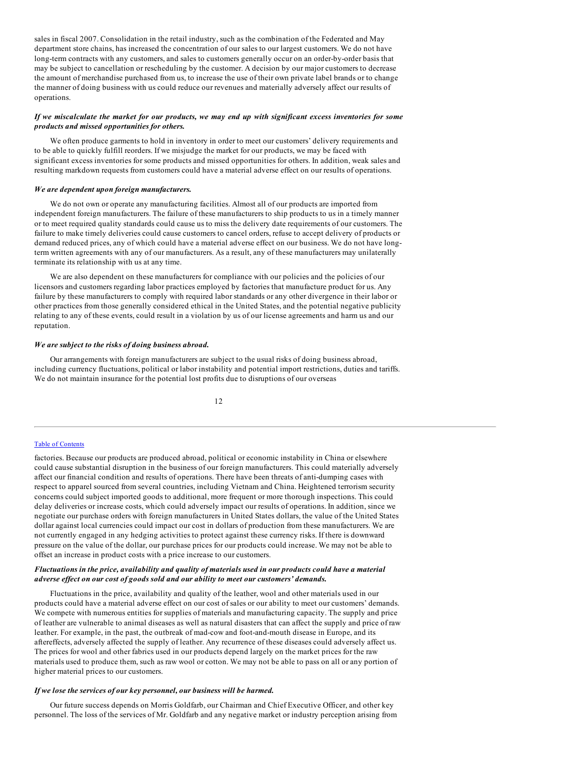sales in fiscal 2007. Consolidation in the retail industry, such as the combination of the Federated and May department store chains, has increased the concentration of our sales to our largest customers. We do not have long-term contracts with any customers, and sales to customers generally occur on an order-by-order basis that may be subject to cancellation or rescheduling by the customer. A decision by our major customers to decrease the amount of merchandise purchased from us, to increase the use of their own private label brands or to change the manner of doing business with us could reduce our revenues and materially adversely affect our results of operations.

***If we miscalculate the market for our products, we may end up with significant excess inventories for some products and missed opportunities for others.***

We often produce garments to hold in inventory in order to meet our customers' delivery requirements and to be able to quickly fulfill reorders. If we misjudge the market for our products, we may be faced with significant excess inventories for some products and missed opportunities for others. In addition, weak sales and resulting markdown requests from customers could have a material adverse effect on our results of operations.

***We are dependent upon foreign manufacturers.***

We do not own or operate any manufacturing facilities. Almost all of our products are imported from independent foreign manufacturers. The failure of these manufacturers to ship products to us in a timely manner or to meet required quality standards could cause us to miss the delivery date requirements of our customers. The failure to make timely deliveries could cause customers to cancel orders, refuse to accept delivery of products or demand reduced prices, any of which could have a material adverse effect on our business. We do not have long-term written agreements with any of our manufacturers. As a result, any of these manufacturers may unilaterally terminate its relationship with us at any time.

We are also dependent on these manufacturers for compliance with our policies and the policies of our licensors and customers regarding labor practices employed by factories that manufacture product for us. Any failure by these manufacturers to comply with required labor standards or any other divergence in their labor or other practices from those generally considered ethical in the United States, and the potential negative publicity relating to any of these events, could result in a violation by us of our license agreements and harm us and our reputation.

***We are subject to the risks of doing business abroad.***

Our arrangements with foreign manufacturers are subject to the usual risks of doing business abroad, including currency fluctuations, political or labor instability and potential import restrictions, duties and tariffs. We do not maintain insurance for the potential lost profits due to disruptions of our overseas factories. Because our products are produced abroad, political or economic instability in China or elsewhere could cause substantial disruption in the business of our foreign manufacturers. This could materially adversely affect our financial condition and results of operations. There have been threats of anti-dumping cases with respect to apparel sourced from several countries, including Vietnam and China. Heightened terrorism security concerns could subject imported goods to additional, more frequent or more thorough inspections. This could delay deliveries or increase costs, which could adversely impact our results of operations. In addition, since we negotiate our purchase orders with foreign manufacturers in United States dollars, the value of the United States dollar against local currencies could impact our cost in dollars of production from these manufacturers. We are not currently engaged in any hedging activities to protect against these currency risks. If there is downward pressure on the value of the dollar, our purchase prices for our products could increase. We may not be able to offset an increase in product costs with a price increase to our customers.

***Fluctuations in the price, availability and quality of materials used in our products could have a material adverse effect on our cost of goods sold and our ability to meet our customers' demands.***

Fluctuations in the price, availability and quality of the leather, wool and other materials used in our products could have a material adverse effect on our cost of sales or our ability to meet our customers' demands. We compete with numerous entities for supplies of materials and manufacturing capacity. The supply and price of leather are vulnerable to animal diseases as well as natural disasters that can affect the supply and price of raw leather. For example, in the past, the outbreak of mad-cow and foot-and-mouth disease in Europe, and its aftereffects, adversely affected the supply of leather. Any recurrence of these diseases could adversely affect us. The prices for wool and other fabrics used in our products depend largely on the market prices for the raw materials used to produce them, such as raw wool or cotton. We may not be able to pass on all or any portion of higher material prices to our customers.

***If we lose the services of our key personnel, our business will be harmed.***

Our future success depends on Morris Goldfarb, our Chairman and Chief Executive Officer, and other key personnel. The loss of the services of Mr. Goldfarb and any negative market or industry perception arising from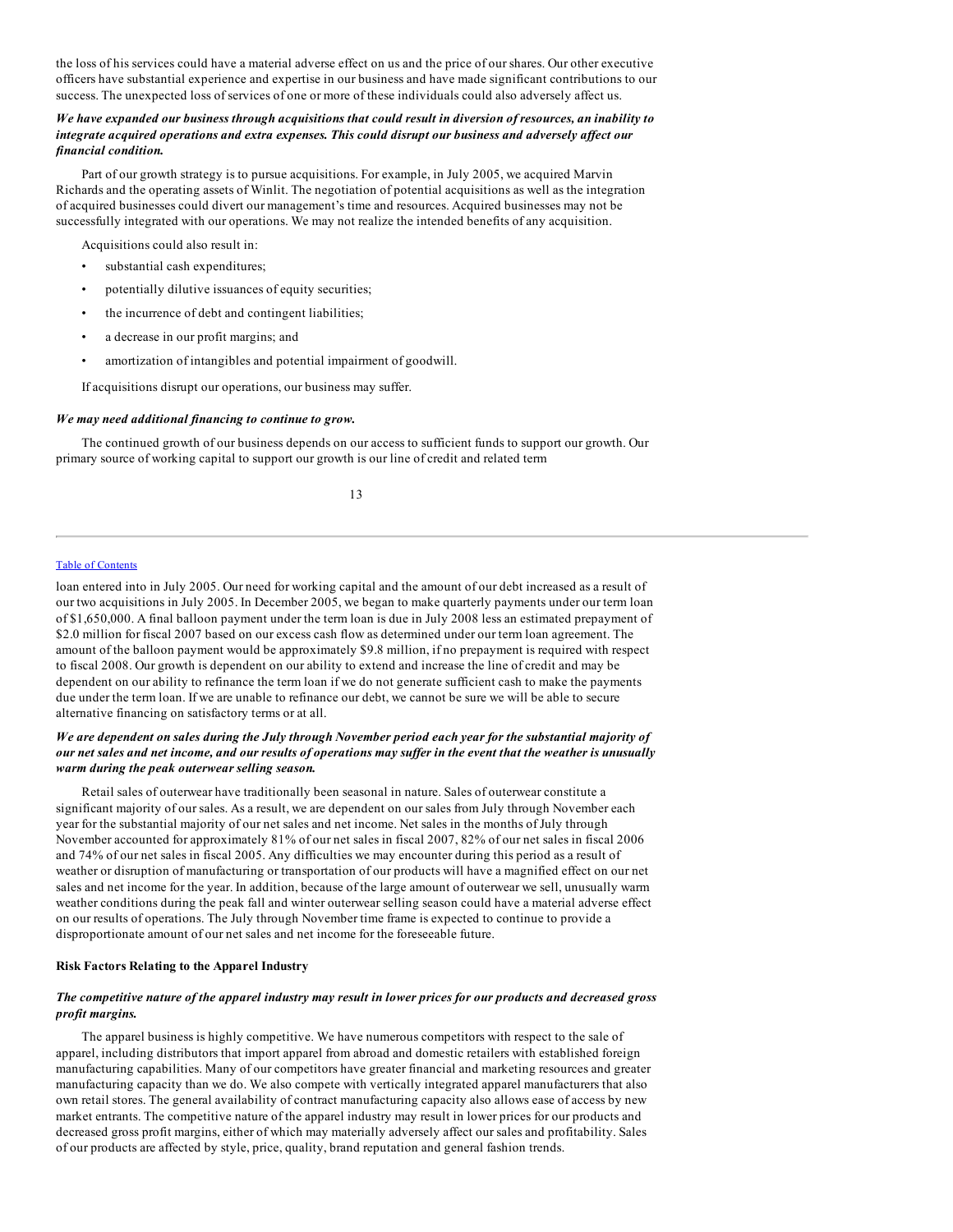the loss of his services could have a material adverse effect on us and the price of our shares. Our other executive officers have substantial experience and expertise in our business and have made significant contributions to our success. The unexpected loss of services of one or more of these individuals could also adversely affect us.

***We have expanded our business through acquisitions that could result in diversion of resources, an inability to integrate acquired operations and extra expenses. This could disrupt our business and adversely affect our financial condition.***

Part of our growth strategy is to pursue acquisitions. For example, in July 2005, we acquired Marvin Richards and the operating assets of Winlit. The negotiation of potential acquisitions as well as the integration of acquired businesses could divert our management's time and resources. Acquired businesses may not be successfully integrated with our operations. We may not realize the intended benefits of any acquisition.

Acquisitions could also result in:

- substantial cash expenditures;
- potentially dilutive issuances of equity securities;
- the incurrence of debt and contingent liabilities;
- a decrease in our profit margins; and
- amortization of intangibles and potential impairment of goodwill.

If acquisitions disrupt our operations, our business may suffer.

***We may need additional financing to continue to grow.***

The continued growth of our business depends on our access to sufficient funds to support our growth. Our primary source of working capital to support our growth is our line of credit and related term loan entered into in July 2005. Our need for working capital and the amount of our debt increased as a result of our two acquisitions in July 2005. In December 2005, we began to make quarterly payments under our term loan of $1,650,000. A final balloon payment under the term loan is due in July 2008 less an estimated prepayment of $2.0 million for fiscal 2007 based on our excess cash flow as determined under our term loan agreement. The amount of the balloon payment would be approximately $9.8 million, if no prepayment is required with respect to fiscal 2008. Our growth is dependent on our ability to extend and increase the line of credit and may be dependent on our ability to refinance the term loan if we do not generate sufficient cash to make the payments due under the term loan. If we are unable to refinance our debt, we cannot be sure we will be able to secure alternative financing on satisfactory terms or at all.

***We are dependent on sales during the July through November period each year for the substantial majority of our net sales and net income, and our results of operations may suffer in the event that the weather is unusually warm during the peak outerwear selling season.***

Retail sales of outerwear have traditionally been seasonal in nature. Sales of outerwear constitute a significant majority of our sales. As a result, we are dependent on our sales from July through November each year for the substantial majority of our net sales and net income. Net sales in the months of July through November accounted for approximately 81% of our net sales in fiscal 2007, 82% of our net sales in fiscal 2006 and 74% of our net sales in fiscal 2005. Any difficulties we may encounter during this period as a result of weather or disruption of manufacturing or transportation of our products will have a magnified effect on our net sales and net income for the year. In addition, because of the large amount of outerwear we sell, unusually warm weather conditions during the peak fall and winter outerwear selling season could have a material adverse effect on our results of operations. The July through November time frame is expected to continue to provide a disproportionate amount of our net sales and net income for the foreseeable future.

**Risk Factors Relating to the Apparel Industry**

***The competitive nature of the apparel industry may result in lower prices for our products and decreased gross profit margins.***

The apparel business is highly competitive. We have numerous competitors with respect to the sale of apparel, including distributors that import apparel from abroad and domestic retailers with established foreign manufacturing capabilities. Many of our competitors have greater financial and marketing resources and greater manufacturing capacity than we do. We also compete with vertically integrated apparel manufacturers that also own retail stores. The general availability of contract manufacturing capacity also allows ease of access by new market entrants. The competitive nature of the apparel industry may result in lower prices for our products and decreased gross profit margins, either of which may materially adversely affect our sales and profitability. Sales of our products are affected by style, price, quality, brand reputation and general fashion trends.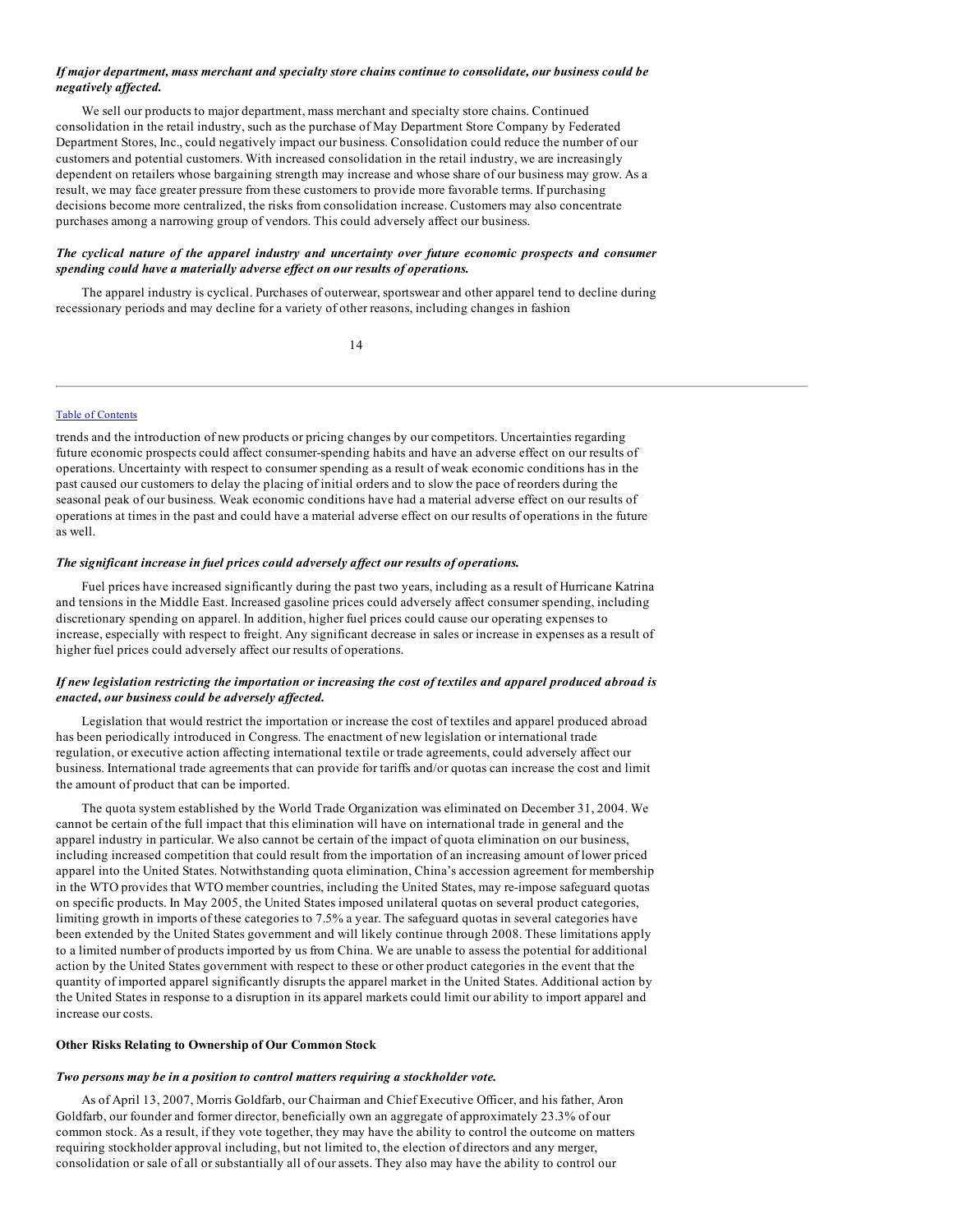***If major department, mass merchant and specialty store chains continue to consolidate, our business could be negatively affected.***

We sell our products to major department, mass merchant and specialty store chains. Continued consolidation in the retail industry, such as the purchase of May Department Store Company by Federated Department Stores, Inc., could negatively impact our business. Consolidation could reduce the number of our customers and potential customers. With increased consolidation in the retail industry, we are increasingly dependent on retailers whose bargaining strength may increase and whose share of our business may grow. As a result, we may face greater pressure from these customers to provide more favorable terms. If purchasing decisions become more centralized, the risks from consolidation increase. Customers may also concentrate purchases among a narrowing group of vendors. This could adversely affect our business.

***The cyclical nature of the apparel industry and uncertainty over future economic prospects and consumer spending could have a materially adverse effect on our results of operations.***

The apparel industry is cyclical. Purchases of outerwear, sportswear and other apparel tend to decline during recessionary periods and may decline for a variety of other reasons, including changes in fashion trends and the introduction of new products or pricing changes by our competitors. Uncertainties regarding future economic prospects could affect consumer-spending habits and have an adverse effect on our results of operations. Uncertainty with respect to consumer spending as a result of weak economic conditions has in the past caused our customers to delay the placing of initial orders and to slow the pace of reorders during the seasonal peak of our business. Weak economic conditions have had a material adverse effect on our results of operations at times in the past and could have a material adverse effect on our results of operations in the future as well.

***The significant increase in fuel prices could adversely affect our results of operations.***

Fuel prices have increased significantly during the past two years, including as a result of Hurricane Katrina and tensions in the Middle East. Increased gasoline prices could adversely affect consumer spending, including discretionary spending on apparel. In addition, higher fuel prices could cause our operating expenses to increase, especially with respect to freight. Any significant decrease in sales or increase in expenses as a result of higher fuel prices could adversely affect our results of operations.

***If new legislation restricting the importation or increasing the cost of textiles and apparel produced abroad is enacted, our business could be adversely affected.***

Legislation that would restrict the importation or increase the cost of textiles and apparel produced abroad has been periodically introduced in Congress. The enactment of new legislation or international trade regulation, or executive action affecting international textile or trade agreements, could adversely affect our business. International trade agreements that can provide for tariffs and/or quotas can increase the cost and limit the amount of product that can be imported.

The quota system established by the World Trade Organization was eliminated on December 31, 2004. We cannot be certain of the full impact that this elimination will have on international trade in general and the apparel industry in particular. We also cannot be certain of the impact of quota elimination on our business, including increased competition that could result from the importation of an increasing amount of lower priced apparel into the United States. Notwithstanding quota elimination, China's accession agreement for membership in the WTO provides that WTO member countries, including the United States, may re-impose safeguard quotas on specific products. In May 2005, the United States imposed unilateral quotas on several product categories, limiting growth in imports of these categories to 7.5% a year. The safeguard quotas in several categories have been extended by the United States government and will likely continue through 2008. These limitations apply to a limited number of products imported by us from China. We are unable to assess the potential for additional action by the United States government with respect to these or other product categories in the event that the quantity of imported apparel significantly disrupts the apparel market in the United States. Additional action by the United States in response to a disruption in its apparel markets could limit our ability to import apparel and increase our costs.

**Other Risks Relating to Ownership of Our Common Stock**

***Two persons may be in a position to control matters requiring a stockholder vote.***

As of April 13, 2007, Morris Goldfarb, our Chairman and Chief Executive Officer, and his father, Aron Goldfarb, our founder and former director, beneficially own an aggregate of approximately 23.3% of our common stock. As a result, if they vote together, they may have the ability to control the outcome on matters requiring stockholder approval including, but not limited to, the election of directors and any merger, consolidation or sale of all or substantially all of our assets. They also may have the ability to control our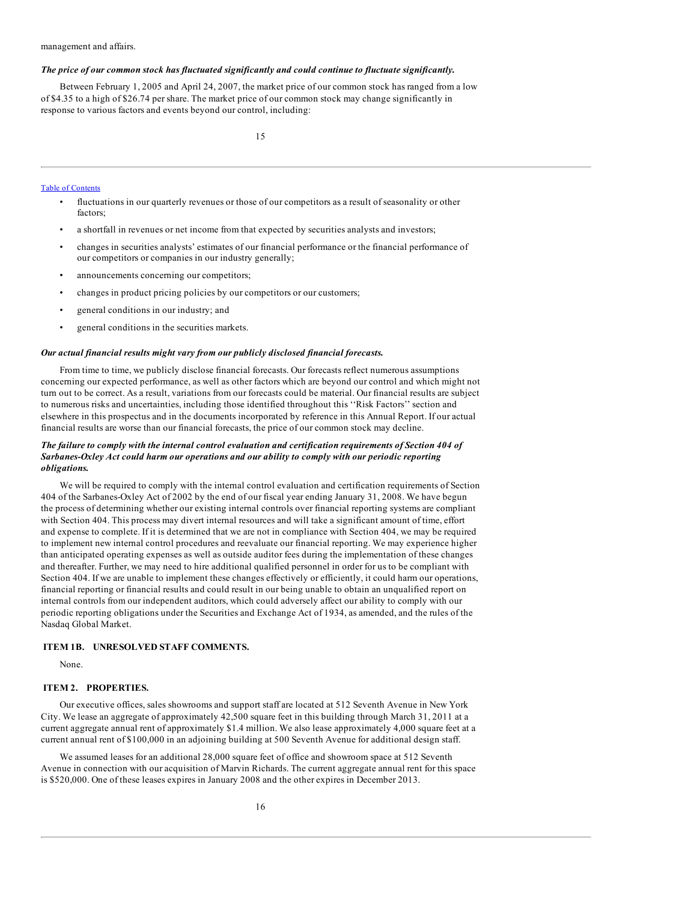management and affairs.

***The price of our common stock has fluctuated significantly and could continue to fluctuate significantly.***

Between February 1, 2005 and April 24, 2007, the market price of our common stock has ranged from a low of $4.35 to a high of $26.74 per share. The market price of our common stock may change significantly in response to various factors and events beyond our control, including:

- fluctuations in our quarterly revenues or those of our competitors as a result of seasonality or other factors;
- a shortfall in revenues or net income from that expected by securities analysts and investors;
- changes in securities analysts' estimates of our financial performance or the financial performance of our competitors or companies in our industry generally;
- announcements concerning our competitors;
- changes in product pricing policies by our competitors or our customers;
- general conditions in our industry; and
- general conditions in the securities markets.

***Our actual financial results might vary from our publicly disclosed financial forecasts.***

From time to time, we publicly disclose financial forecasts. Our forecasts reflect numerous assumptions concerning our expected performance, as well as other factors which are beyond our control and which might not turn out to be correct. As a result, variations from our forecasts could be material. Our financial results are subject to numerous risks and uncertainties, including those identified throughout this ''Risk Factors'' section and elsewhere in this prospectus and in the documents incorporated by reference in this Annual Report. If our actual financial results are worse than our financial forecasts, the price of our common stock may decline.

***The failure to comply with the internal control evaluation and certification requirements of Section 404 of Sarbanes-Oxley Act could harm our operations and our ability to comply with our periodic reporting obligations.***

We will be required to comply with the internal control evaluation and certification requirements of Section 404 of the Sarbanes-Oxley Act of 2002 by the end of our fiscal year ending January 31, 2008. We have begun the process of determining whether our existing internal controls over financial reporting systems are compliant with Section 404. This process may divert internal resources and will take a significant amount of time, effort and expense to complete. If it is determined that we are not in compliance with Section 404, we may be required to implement new internal control procedures and reevaluate our financial reporting. We may experience higher than anticipated operating expenses as well as outside auditor fees during the implementation of these changes and thereafter. Further, we may need to hire additional qualified personnel in order for us to be compliant with Section 404. If we are unable to implement these changes effectively or efficiently, it could harm our operations, financial reporting or financial results and could result in our being unable to obtain an unqualified report on internal controls from our independent auditors, which could adversely affect our ability to comply with our periodic reporting obligations under the Securities and Exchange Act of 1934, as amended, and the rules of the Nasdaq Global Market.

## ITEM 1B. UNRESOLVED STAFF COMMENTS.

None.

## ITEM 2. PROPERTIES.

Our executive offices, sales showrooms and support staff are located at 512 Seventh Avenue in New York City. We lease an aggregate of approximately 42,500 square feet in this building through March 31, 2011 at a current aggregate annual rent of approximately $1.4 million. We also lease approximately 4,000 square feet at a current annual rent of $100,000 in an adjoining building at 500 Seventh Avenue for additional design staff.

We assumed leases for an additional 28,000 square feet of office and showroom space at 512 Seventh Avenue in connection with our acquisition of Marvin Richards. The current aggregate annual rent for this space is $520,000. One of these leases expires in January 2008 and the other expires in December 2013.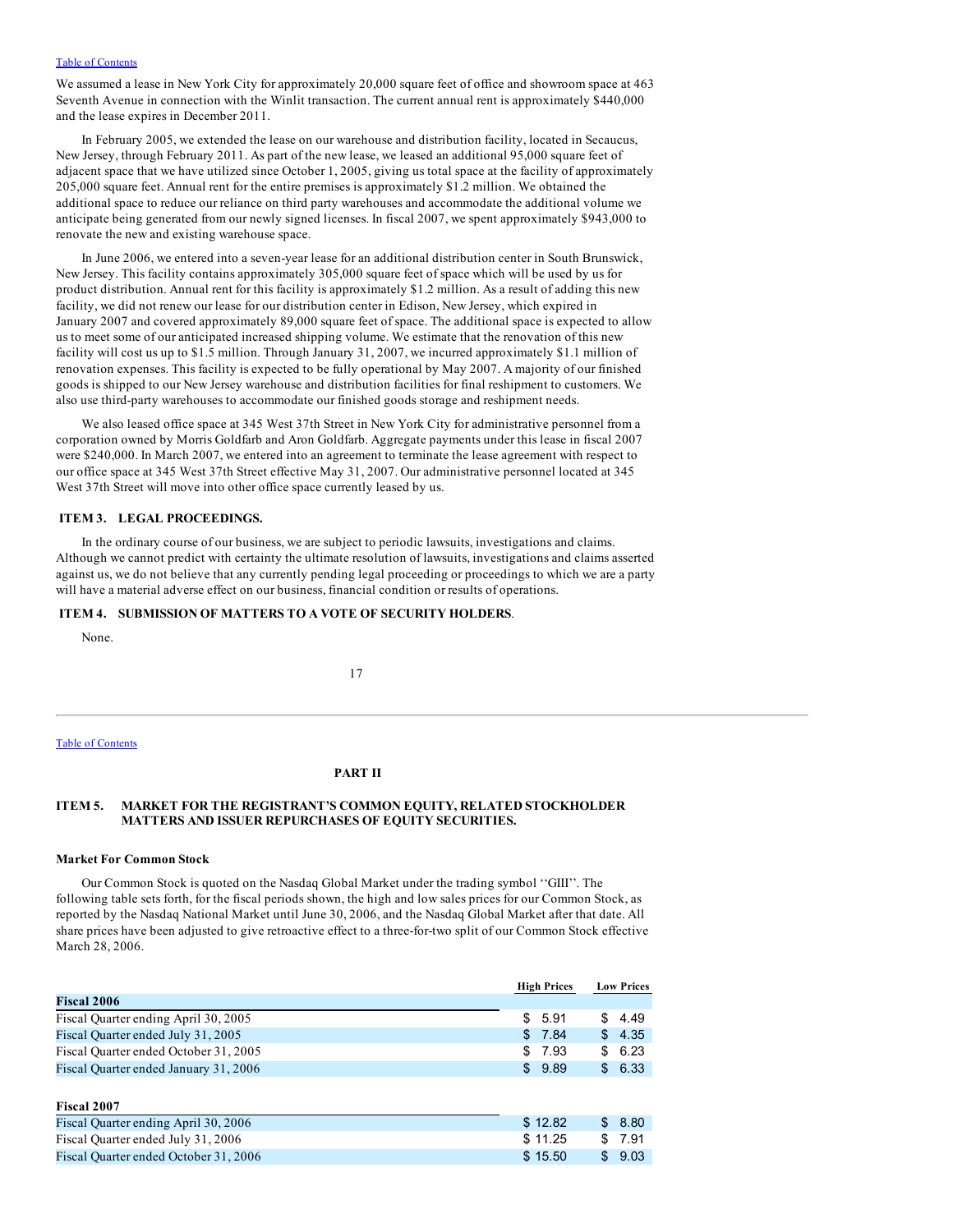We assumed a lease in New York City for approximately 20,000 square feet of office and showroom space at 463 Seventh Avenue in connection with the Winlit transaction. The current annual rent is approximately $440,000 and the lease expires in December 2011.

In February 2005, we extended the lease on our warehouse and distribution facility, located in Secaucus, New Jersey, through February 2011. As part of the new lease, we leased an additional 95,000 square feet of adjacent space that we have utilized since October 1, 2005, giving us total space at the facility of approximately 205,000 square feet. Annual rent for the entire premises is approximately $1.2 million. We obtained the additional space to reduce our reliance on third party warehouses and accommodate the additional volume we anticipate being generated from our newly signed licenses. In fiscal 2007, we spent approximately $943,000 to renovate the new and existing warehouse space.

In June 2006, we entered into a seven-year lease for an additional distribution center in South Brunswick, New Jersey. This facility contains approximately 305,000 square feet of space which will be used by us for product distribution. Annual rent for this facility is approximately $1.2 million. As a result of adding this new facility, we did not renew our lease for our distribution center in Edison, New Jersey, which expired in January 2007 and covered approximately 89,000 square feet of space. The additional space is expected to allow us to meet some of our anticipated increased shipping volume. We estimate that the renovation of this new facility will cost us up to $1.5 million. Through January 31, 2007, we incurred approximately $1.1 million of renovation expenses. This facility is expected to be fully operational by May 2007. A majority of our finished goods is shipped to our New Jersey warehouse and distribution facilities for final reshipment to customers. We also use third-party warehouses to accommodate our finished goods storage and reshipment needs.

We also leased office space at 345 West 37th Street in New York City for administrative personnel from a corporation owned by Morris Goldfarb and Aron Goldfarb. Aggregate payments under this lease in fiscal 2007 were $240,000. In March 2007, we entered into an agreement to terminate the lease agreement with respect to our office space at 345 West 37th Street effective May 31, 2007. Our administrative personnel located at 345 West 37th Street will move into other office space currently leased by us.

## ITEM 3. LEGAL PROCEEDINGS.

In the ordinary course of our business, we are subject to periodic lawsuits, investigations and claims. Although we cannot predict with certainty the ultimate resolution of lawsuits, investigations and claims asserted against us, we do not believe that any currently pending legal proceeding or proceedings to which we are a party will have a material adverse effect on our business, financial condition or results of operations.

## ITEM 4. SUBMISSION OF MATTERS TO A VOTE OF SECURITY HOLDERS.

None.

# PART II

## ITEM 5. MARKET FOR THE REGISTRANT'S COMMON EQUITY, RELATED STOCKHOLDER MATTERS AND ISSUER REPURCHASES OF EQUITY SECURITIES.

### Market For Common Stock

Our Common Stock is quoted on the Nasdaq Global Market under the trading symbol ''GIII''. The following table sets forth, for the fiscal periods shown, the high and low sales prices for our Common Stock, as reported by the Nasdaq National Market until June 30, 2006, and the Nasdaq Global Market after that date. All share prices have been adjusted to give retroactive effect to a three-for-two split of our Common Stock effective March 28, 2006.

| | High Prices | Low Prices |
|---|---|---|
| **Fiscal 2006** | | |
| Fiscal Quarter ending April 30, 2005 | $ 5.91 | $ 4.49 |
| Fiscal Quarter ended July 31, 2005 | $ 7.84 | $ 4.35 |
| Fiscal Quarter ended October 31, 2005 | $ 7.93 | $ 6.23 |
| Fiscal Quarter ended January 31, 2006 | $ 9.89 | $ 6.33 |
| **Fiscal 2007** | | |
| Fiscal Quarter ending April 30, 2006 | $ 12.82 | $ 8.80 |
| Fiscal Quarter ended July 31, 2006 | $ 11.25 | $ 7.91 |
| Fiscal Quarter ended October 31, 2006 | $ 15.50 | $ 9.03 |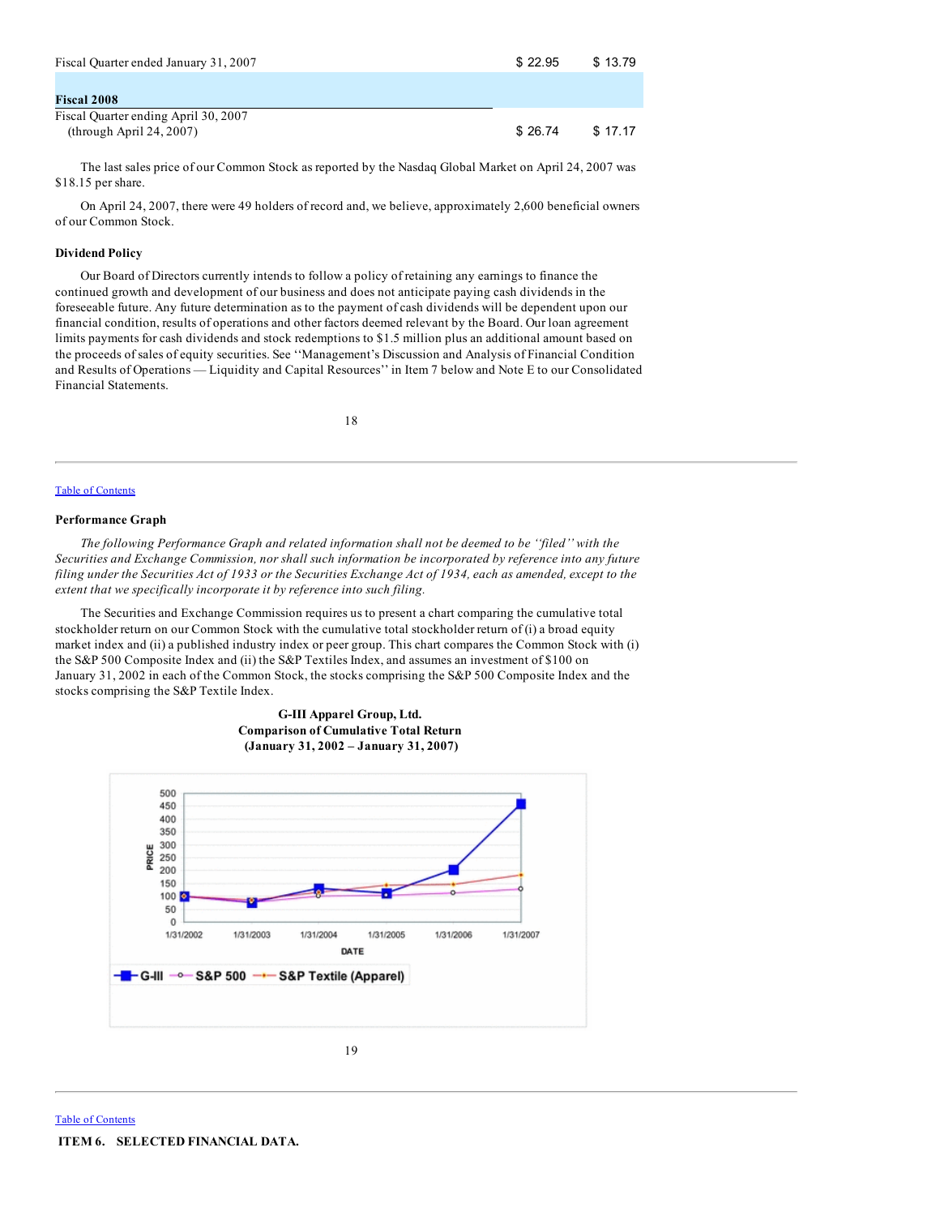| | | |
|---|---|---|
| Fiscal Quarter ended January 31, 2007 | $ 22.95 | $ 13.79 |
| **Fiscal 2008** | | |
| Fiscal Quarter ending April 30, 2007 (through April 24, 2007) | $ 26.74 | $ 17.17 |

The last sales price of our Common Stock as reported by the Nasdaq Global Market on April 24, 2007 was $18.15 per share.

On April 24, 2007, there were 49 holders of record and, we believe, approximately 2,600 beneficial owners of our Common Stock.

**Dividend Policy**

Our Board of Directors currently intends to follow a policy of retaining any earnings to finance the continued growth and development of our business and does not anticipate paying cash dividends in the foreseeable future. Any future determination as to the payment of cash dividends will be dependent upon our financial condition, results of operations and other factors deemed relevant by the Board. Our loan agreement limits payments for cash dividends and stock redemptions to $1.5 million plus an additional amount based on the proceeds of sales of equity securities. See ''Management's Discussion and Analysis of Financial Condition and Results of Operations — Liquidity and Capital Resources'' in Item 7 below and Note E to our Consolidated Financial Statements.

Table of Contents

**Performance Graph**

*The following Performance Graph and related information shall not be deemed to be ''filed'' with the Securities and Exchange Commission, nor shall such information be incorporated by reference into any future filing under the Securities Act of 1933 or the Securities Exchange Act of 1934, each as amended, except to the extent that we specifically incorporate it by reference into such filing.*

The Securities and Exchange Commission requires us to present a chart comparing the cumulative total stockholder return on our Common Stock with the cumulative total stockholder return of (i) a broad equity market index and (ii) a published industry index or peer group. This chart compares the Common Stock with (i) the S&P 500 Composite Index and (ii) the S&P Textiles Index, and assumes an investment of $100 on January 31, 2002 in each of the Common Stock, the stocks comprising the S&P 500 Composite Index and the stocks comprising the S&P Textile Index.

**G-III Apparel Group, Ltd.**
**Comparison of Cumulative Total Return**
**(January 31, 2002 – January 31, 2007)**

Table of Contents

**ITEM 6. SELECTED FINANCIAL DATA.**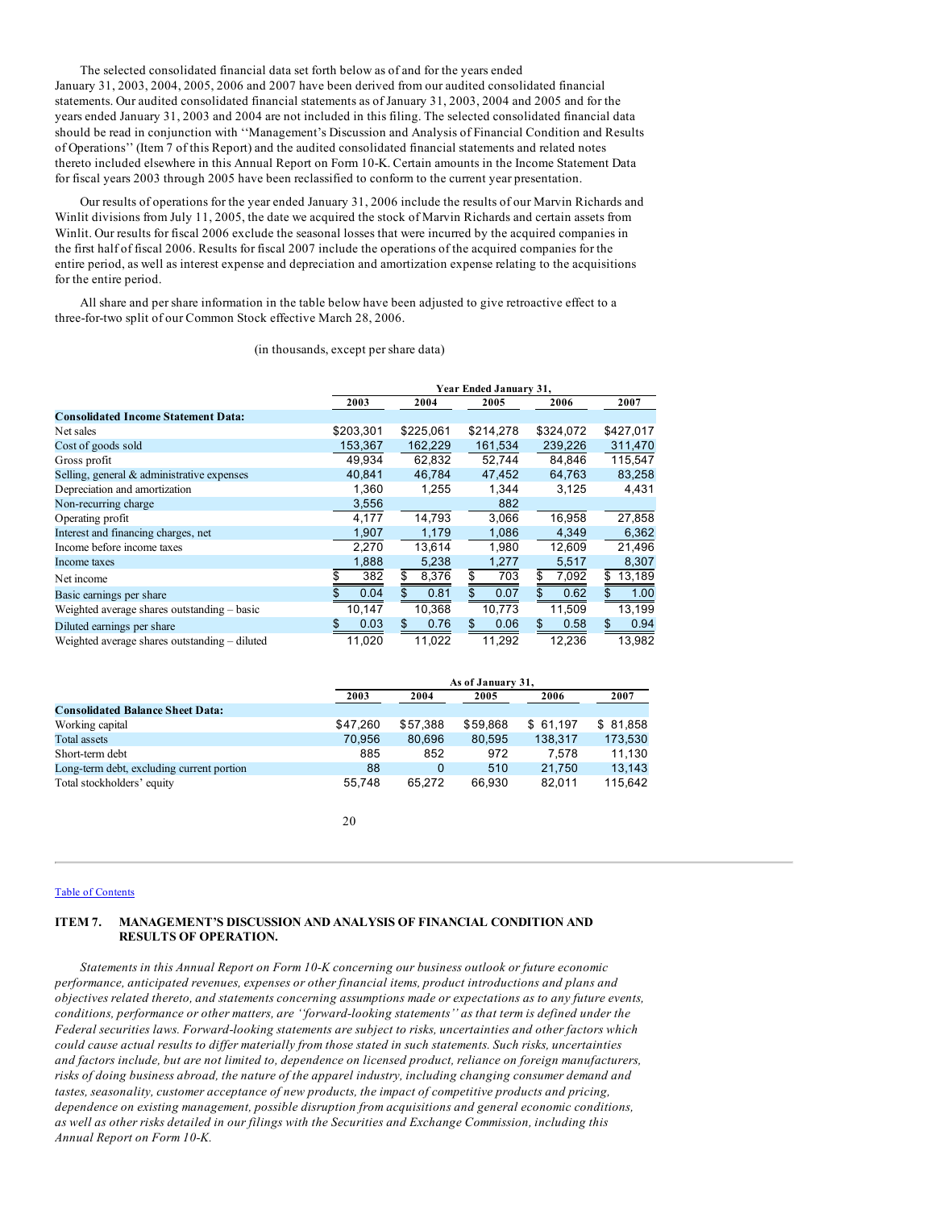The selected consolidated financial data set forth below as of and for the years ended January 31, 2003, 2004, 2005, 2006 and 2007 have been derived from our audited consolidated financial statements. Our audited consolidated financial statements as of January 31, 2003, 2004 and 2005 and for the years ended January 31, 2003 and 2004 are not included in this filing. The selected consolidated financial data should be read in conjunction with ''Management's Discussion and Analysis of Financial Condition and Results of Operations'' (Item 7 of this Report) and the audited consolidated financial statements and related notes thereto included elsewhere in this Annual Report on Form 10-K. Certain amounts in the Income Statement Data for fiscal years 2003 through 2005 have been reclassified to conform to the current year presentation.

Our results of operations for the year ended January 31, 2006 include the results of our Marvin Richards and Winlit divisions from July 11, 2005, the date we acquired the stock of Marvin Richards and certain assets from Winlit. Our results for fiscal 2006 exclude the seasonal losses that were incurred by the acquired companies in the first half of fiscal 2006. Results for fiscal 2007 include the operations of the acquired companies for the entire period, as well as interest expense and depreciation and amortization expense relating to the acquisitions for the entire period.

All share and per share information in the table below have been adjusted to give retroactive effect to a three-for-two split of our Common Stock effective March 28, 2006.

(in thousands, except per share data)

| | Year Ended January 31, | | | | |
|---|---|---|---|---|---|
| | 2003 | 2004 | 2005 | 2006 | 2007 |
| **Consolidated Income Statement Data:** | | | | | |
| Net sales | $203,301 | $225,061 | $214,278 | $324,072 | $427,017 |
| Cost of goods sold | 153,367 | 162,229 | 161,534 | 239,226 | 311,470 |
| Gross profit | 49,934 | 62,832 | 52,744 | 84,846 | 115,547 |
| Selling, general & administrative expenses | 40,841 | 46,784 | 47,452 | 64,763 | 83,258 |
| Depreciation and amortization | 1,360 | 1,255 | 1,344 | 3,125 | 4,431 |
| Non-recurring charge | 3,556 | | 882 | | |
| Operating profit | 4,177 | 14,793 | 3,066 | 16,958 | 27,858 |
| Interest and financing charges, net | 1,907 | 1,179 | 1,086 | 4,349 | 6,362 |
| Income before income taxes | 2,270 | 13,614 | 1,980 | 12,609 | 21,496 |
| Income taxes | 1,888 | 5,238 | 1,277 | 5,517 | 8,307 |
| Net income | $ 382 | $ 8,376 | $ 703 | $ 7,092 | $ 13,189 |
| Basic earnings per share | $ 0.04 | $ 0.81 | $ 0.07 | $ 0.62 | $ 1.00 |
| Weighted average shares outstanding – basic | 10,147 | 10,368 | 10,773 | 11,509 | 13,199 |
| Diluted earnings per share | $ 0.03 | $ 0.76 | $ 0.06 | $ 0.58 | $ 0.94 |
| Weighted average shares outstanding – diluted | 11,020 | 11,022 | 11,292 | 12,236 | 13,982 |

| | As of January 31, | | | | |
|---|---|---|---|---|---|
| | 2003 | 2004 | 2005 | 2006 | 2007 |
| **Consolidated Balance Sheet Data:** | | | | | |
| Working capital | $47,260 | $57,388 | $59,868 | $ 61,197 | $ 81,858 |
| Total assets | 70,956 | 80,696 | 80,595 | 138,317 | 173,530 |
| Short-term debt | 885 | 852 | 972 | 7,578 | 11,130 |
| Long-term debt, excluding current portion | 88 | 0 | 510 | 21,750 | 13,143 |
| Total stockholders' equity | 55,748 | 65,272 | 66,930 | 82,011 | 115,642 |

Table of Contents

## ITEM 7. MANAGEMENT'S DISCUSSION AND ANALYSIS OF FINANCIAL CONDITION AND RESULTS OF OPERATION.

*Statements in this Annual Report on Form 10-K concerning our business outlook or future economic performance, anticipated revenues, expenses or other financial items, product introductions and plans and objectives related thereto, and statements concerning assumptions made or expectations as to any future events, conditions, performance or other matters, are ''forward-looking statements'' as that term is defined under the Federal securities laws. Forward-looking statements are subject to risks, uncertainties and other factors which could cause actual results to differ materially from those stated in such statements. Such risks, uncertainties and factors include, but are not limited to, dependence on licensed product, reliance on foreign manufacturers, risks of doing business abroad, the nature of the apparel industry, including changing consumer demand and tastes, seasonality, customer acceptance of new products, the impact of competitive products and pricing, dependence on existing management, possible disruption from acquisitions and general economic conditions, as well as other risks detailed in our filings with the Securities and Exchange Commission, including this Annual Report on Form 10-K.*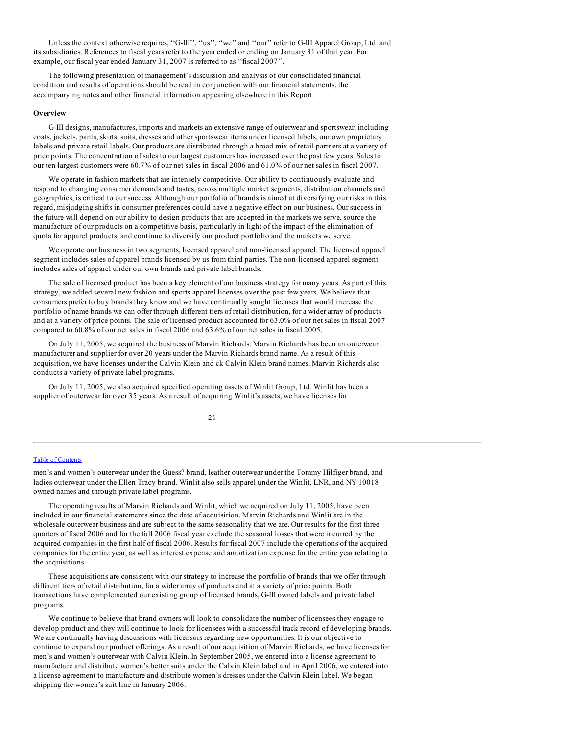Unless the context otherwise requires, ''G-III'', ''us'', ''we'' and ''our'' refer to G-III Apparel Group, Ltd. and its subsidiaries. References to fiscal years refer to the year ended or ending on January 31 of that year. For example, our fiscal year ended January 31, 2007 is referred to as ''fiscal 2007''.

The following presentation of management's discussion and analysis of our consolidated financial condition and results of operations should be read in conjunction with our financial statements, the accompanying notes and other financial information appearing elsewhere in this Report.

**Overview**

G-III designs, manufactures, imports and markets an extensive range of outerwear and sportswear, including coats, jackets, pants, skirts, suits, dresses and other sportswear items under licensed labels, our own proprietary labels and private retail labels. Our products are distributed through a broad mix of retail partners at a variety of price points. The concentration of sales to our largest customers has increased over the past few years. Sales to our ten largest customers were 60.7% of our net sales in fiscal 2006 and 61.0% of our net sales in fiscal 2007.

We operate in fashion markets that are intensely competitive. Our ability to continuously evaluate and respond to changing consumer demands and tastes, across multiple market segments, distribution channels and geographies, is critical to our success. Although our portfolio of brands is aimed at diversifying our risks in this regard, misjudging shifts in consumer preferences could have a negative effect on our business. Our success in the future will depend on our ability to design products that are accepted in the markets we serve, source the manufacture of our products on a competitive basis, particularly in light of the impact of the elimination of quota for apparel products, and continue to diversify our product portfolio and the markets we serve.

We operate our business in two segments, licensed apparel and non-licensed apparel. The licensed apparel segment includes sales of apparel brands licensed by us from third parties. The non-licensed apparel segment includes sales of apparel under our own brands and private label brands.

The sale of licensed product has been a key element of our business strategy for many years. As part of this strategy, we added several new fashion and sports apparel licenses over the past few years. We believe that consumers prefer to buy brands they know and we have continually sought licenses that would increase the portfolio of name brands we can offer through different tiers of retail distribution, for a wider array of products and at a variety of price points. The sale of licensed product accounted for 63.0% of our net sales in fiscal 2007 compared to 60.8% of our net sales in fiscal 2006 and 63.6% of our net sales in fiscal 2005.

On July 11, 2005, we acquired the business of Marvin Richards. Marvin Richards has been an outerwear manufacturer and supplier for over 20 years under the Marvin Richards brand name. As a result of this acquisition, we have licenses under the Calvin Klein and ck Calvin Klein brand names. Marvin Richards also conducts a variety of private label programs.

On July 11, 2005, we also acquired specified operating assets of Winlit Group, Ltd. Winlit has been a supplier of outerwear for over 35 years. As a result of acquiring Winlit's assets, we have licenses for men's and women's outerwear under the Guess? brand, leather outerwear under the Tommy Hilfiger brand, and ladies outerwear under the Ellen Tracy brand. Winlit also sells apparel under the Winlit, LNR, and NY 10018 owned names and through private label programs.

The operating results of Marvin Richards and Winlit, which we acquired on July 11, 2005, have been included in our financial statements since the date of acquisition. Marvin Richards and Winlit are in the wholesale outerwear business and are subject to the same seasonality that we are. Our results for the first three quarters of fiscal 2006 and for the full 2006 fiscal year exclude the seasonal losses that were incurred by the acquired companies in the first half of fiscal 2006. Results for fiscal 2007 include the operations of the acquired companies for the entire year, as well as interest expense and amortization expense for the entire year relating to the acquisitions.

These acquisitions are consistent with our strategy to increase the portfolio of brands that we offer through different tiers of retail distribution, for a wider array of products and at a variety of price points. Both transactions have complemented our existing group of licensed brands, G-III owned labels and private label programs.

We continue to believe that brand owners will look to consolidate the number of licensees they engage to develop product and they will continue to look for licensees with a successful track record of developing brands. We are continually having discussions with licensors regarding new opportunities. It is our objective to continue to expand our product offerings. As a result of our acquisition of Marvin Richards, we have licenses for men's and women's outerwear with Calvin Klein. In September 2005, we entered into a license agreement to manufacture and distribute women's better suits under the Calvin Klein label and in April 2006, we entered into a license agreement to manufacture and distribute women's dresses under the Calvin Klein label. We began shipping the women's suit line in January 2006.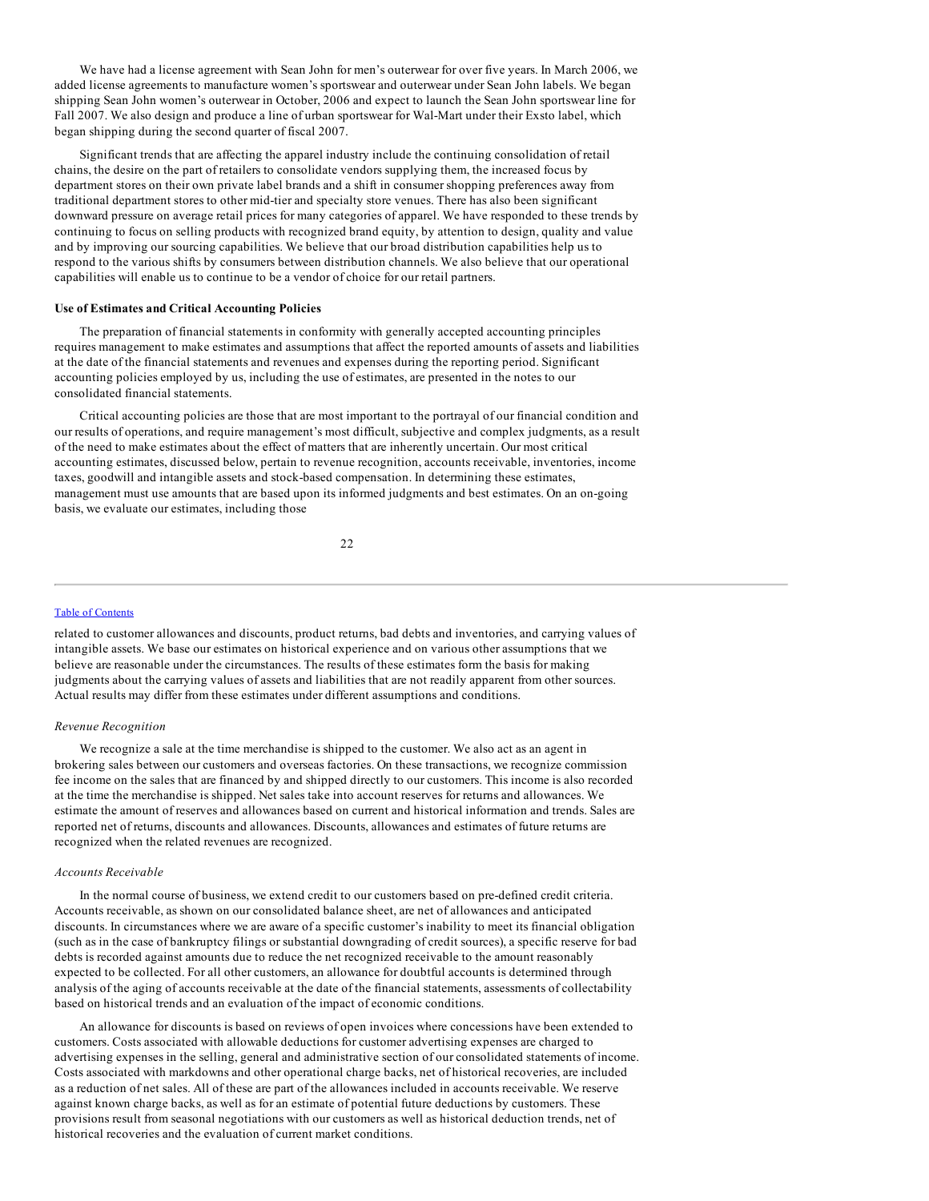We have had a license agreement with Sean John for men's outerwear for over five years. In March 2006, we added license agreements to manufacture women's sportswear and outerwear under Sean John labels. We began shipping Sean John women's outerwear in October, 2006 and expect to launch the Sean John sportswear line for Fall 2007. We also design and produce a line of urban sportswear for Wal-Mart under their Exsto label, which began shipping during the second quarter of fiscal 2007.

Significant trends that are affecting the apparel industry include the continuing consolidation of retail chains, the desire on the part of retailers to consolidate vendors supplying them, the increased focus by department stores on their own private label brands and a shift in consumer shopping preferences away from traditional department stores to other mid-tier and specialty store venues. There has also been significant downward pressure on average retail prices for many categories of apparel. We have responded to these trends by continuing to focus on selling products with recognized brand equity, by attention to design, quality and value and by improving our sourcing capabilities. We believe that our broad distribution capabilities help us to respond to the various shifts by consumers between distribution channels. We also believe that our operational capabilities will enable us to continue to be a vendor of choice for our retail partners.

**Use of Estimates and Critical Accounting Policies**

The preparation of financial statements in conformity with generally accepted accounting principles requires management to make estimates and assumptions that affect the reported amounts of assets and liabilities at the date of the financial statements and revenues and expenses during the reporting period. Significant accounting policies employed by us, including the use of estimates, are presented in the notes to our consolidated financial statements.

Critical accounting policies are those that are most important to the portrayal of our financial condition and our results of operations, and require management's most difficult, subjective and complex judgments, as a result of the need to make estimates about the effect of matters that are inherently uncertain. Our most critical accounting estimates, discussed below, pertain to revenue recognition, accounts receivable, inventories, income taxes, goodwill and intangible assets and stock-based compensation. In determining these estimates, management must use amounts that are based upon its informed judgments and best estimates. On an on-going basis, we evaluate our estimates, including those related to customer allowances and discounts, product returns, bad debts and inventories, and carrying values of intangible assets. We base our estimates on historical experience and on various other assumptions that we believe are reasonable under the circumstances. The results of these estimates form the basis for making judgments about the carrying values of assets and liabilities that are not readily apparent from other sources. Actual results may differ from these estimates under different assumptions and conditions.

*Revenue Recognition*

We recognize a sale at the time merchandise is shipped to the customer. We also act as an agent in brokering sales between our customers and overseas factories. On these transactions, we recognize commission fee income on the sales that are financed by and shipped directly to our customers. This income is also recorded at the time the merchandise is shipped. Net sales take into account reserves for returns and allowances. We estimate the amount of reserves and allowances based on current and historical information and trends. Sales are reported net of returns, discounts and allowances. Discounts, allowances and estimates of future returns are recognized when the related revenues are recognized.

*Accounts Receivable*

In the normal course of business, we extend credit to our customers based on pre-defined credit criteria. Accounts receivable, as shown on our consolidated balance sheet, are net of allowances and anticipated discounts. In circumstances where we are aware of a specific customer's inability to meet its financial obligation (such as in the case of bankruptcy filings or substantial downgrading of credit sources), a specific reserve for bad debts is recorded against amounts due to reduce the net recognized receivable to the amount reasonably expected to be collected. For all other customers, an allowance for doubtful accounts is determined through analysis of the aging of accounts receivable at the date of the financial statements, assessments of collectability based on historical trends and an evaluation of the impact of economic conditions.

An allowance for discounts is based on reviews of open invoices where concessions have been extended to customers. Costs associated with allowable deductions for customer advertising expenses are charged to advertising expenses in the selling, general and administrative section of our consolidated statements of income. Costs associated with markdowns and other operational charge backs, net of historical recoveries, are included as a reduction of net sales. All of these are part of the allowances included in accounts receivable. We reserve against known charge backs, as well as for an estimate of potential future deductions by customers. These provisions result from seasonal negotiations with our customers as well as historical deduction trends, net of historical recoveries and the evaluation of current market conditions.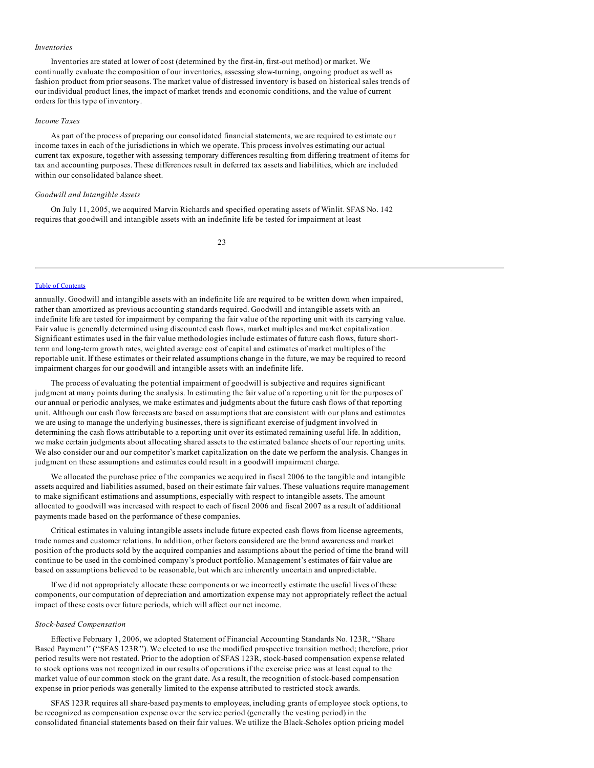### *Inventories*

Inventories are stated at lower of cost (determined by the first-in, first-out method) or market. We continually evaluate the composition of our inventories, assessing slow-turning, ongoing product as well as fashion product from prior seasons. The market value of distressed inventory is based on historical sales trends of our individual product lines, the impact of market trends and economic conditions, and the value of current orders for this type of inventory.

### *Income Taxes*

As part of the process of preparing our consolidated financial statements, we are required to estimate our income taxes in each of the jurisdictions in which we operate. This process involves estimating our actual current tax exposure, together with assessing temporary differences resulting from differing treatment of items for tax and accounting purposes. These differences result in deferred tax assets and liabilities, which are included within our consolidated balance sheet.

### *Goodwill and Intangible Assets*

On July 11, 2005, we acquired Marvin Richards and specified operating assets of Winlit. SFAS No. 142 requires that goodwill and intangible assets with an indefinite life be tested for impairment at least annually. Goodwill and intangible assets with an indefinite life are required to be written down when impaired, rather than amortized as previous accounting standards required. Goodwill and intangible assets with an indefinite life are tested for impairment by comparing the fair value of the reporting unit with its carrying value. Fair value is generally determined using discounted cash flows, market multiples and market capitalization. Significant estimates used in the fair value methodologies include estimates of future cash flows, future short-term and long-term growth rates, weighted average cost of capital and estimates of market multiples of the reportable unit. If these estimates or their related assumptions change in the future, we may be required to record impairment charges for our goodwill and intangible assets with an indefinite life.

The process of evaluating the potential impairment of goodwill is subjective and requires significant judgment at many points during the analysis. In estimating the fair value of a reporting unit for the purposes of our annual or periodic analyses, we make estimates and judgments about the future cash flows of that reporting unit. Although our cash flow forecasts are based on assumptions that are consistent with our plans and estimates we are using to manage the underlying businesses, there is significant exercise of judgment involved in determining the cash flows attributable to a reporting unit over its estimated remaining useful life. In addition, we make certain judgments about allocating shared assets to the estimated balance sheets of our reporting units. We also consider our and our competitor's market capitalization on the date we perform the analysis. Changes in judgment on these assumptions and estimates could result in a goodwill impairment charge.

We allocated the purchase price of the companies we acquired in fiscal 2006 to the tangible and intangible assets acquired and liabilities assumed, based on their estimate fair values. These valuations require management to make significant estimations and assumptions, especially with respect to intangible assets. The amount allocated to goodwill was increased with respect to each of fiscal 2006 and fiscal 2007 as a result of additional payments made based on the performance of these companies.

Critical estimates in valuing intangible assets include future expected cash flows from license agreements, trade names and customer relations. In addition, other factors considered are the brand awareness and market position of the products sold by the acquired companies and assumptions about the period of time the brand will continue to be used in the combined company's product portfolio. Management's estimates of fair value are based on assumptions believed to be reasonable, but which are inherently uncertain and unpredictable.

If we did not appropriately allocate these components or we incorrectly estimate the useful lives of these components, our computation of depreciation and amortization expense may not appropriately reflect the actual impact of these costs over future periods, which will affect our net income.

### *Stock-based Compensation*

Effective February 1, 2006, we adopted Statement of Financial Accounting Standards No. 123R, ''Share Based Payment'' (''SFAS 123R''). We elected to use the modified prospective transition method; therefore, prior period results were not restated. Prior to the adoption of SFAS 123R, stock-based compensation expense related to stock options was not recognized in our results of operations if the exercise price was at least equal to the market value of our common stock on the grant date. As a result, the recognition of stock-based compensation expense in prior periods was generally limited to the expense attributed to restricted stock awards.

SFAS 123R requires all share-based payments to employees, including grants of employee stock options, to be recognized as compensation expense over the service period (generally the vesting period) in the consolidated financial statements based on their fair values. We utilize the Black-Scholes option pricing model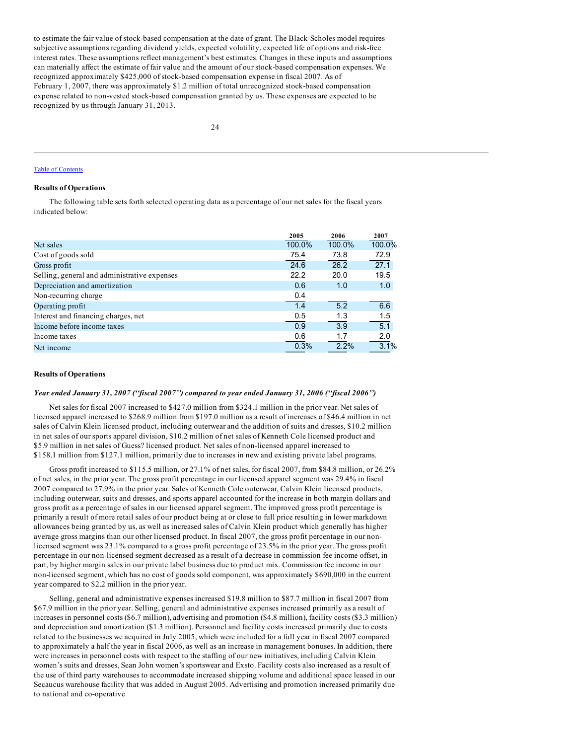to estimate the fair value of stock-based compensation at the date of grant. The Black-Scholes model requires subjective assumptions regarding dividend yields, expected volatility, expected life of options and risk-free interest rates. These assumptions reflect management's best estimates. Changes in these inputs and assumptions can materially affect the estimate of fair value and the amount of our stock-based compensation expenses. We recognized approximately $425,000 of stock-based compensation expense in fiscal 2007. As of February 1, 2007, there was approximately $1.2 million of total unrecognized stock-based compensation expense related to non-vested stock-based compensation granted by us. These expenses are expected to be recognized by us through January 31, 2013.

[Table of Contents](#)

**Results of Operations**

The following table sets forth selected operating data as a percentage of our net sales for the fiscal years indicated below:

| | 2005 | 2006 | 2007 |
|---|---|---|---|
| Net sales | 100.0% | 100.0% | 100.0% |
| Cost of goods sold | 75.4 | 73.8 | 72.9 |
| Gross profit | 24.6 | 26.2 | 27.1 |
| Selling, general and administrative expenses | 22.2 | 20.0 | 19.5 |
| Depreciation and amortization | 0.6 | 1.0 | 1.0 |
| Non-recurring charge | 0.4 | | |
| Operating profit | 1.4 | 5.2 | 6.6 |
| Interest and financing charges, net | 0.5 | 1.3 | 1.5 |
| Income before income taxes | 0.9 | 3.9 | 5.1 |
| Income taxes | 0.6 | 1.7 | 2.0 |
| Net income | 0.3% | 2.2% | 3.1% |

**Results of Operations**

***Year ended January 31, 2007 ("fiscal 2007") compared to year ended January 31, 2006 ("fiscal 2006")***

Net sales for fiscal 2007 increased to $427.0 million from $324.1 million in the prior year. Net sales of licensed apparel increased to $268.9 million from $197.0 million as a result of increases of $46.4 million in net sales of Calvin Klein licensed product, including outerwear and the addition of suits and dresses, $10.2 million in net sales of our sports apparel division, $10.2 million of net sales of Kenneth Cole licensed product and $5.9 million in net sales of Guess? licensed product. Net sales of non-licensed apparel increased to $158.1 million from $127.1 million, primarily due to increases in new and existing private label programs.

Gross profit increased to $115.5 million, or 27.1% of net sales, for fiscal 2007, from $84.8 million, or 26.2% of net sales, in the prior year. The gross profit percentage in our licensed apparel segment was 29.4% in fiscal 2007 compared to 27.9% in the prior year. Sales of Kenneth Cole outerwear, Calvin Klein licensed products, including outerwear, suits and dresses, and sports apparel accounted for the increase in both margin dollars and gross profit as a percentage of sales in our licensed apparel segment. The improved gross profit percentage is primarily a result of more retail sales of our product being at or close to full price resulting in lower markdown allowances being granted by us, as well as increased sales of Calvin Klein product which generally has higher average gross margins than our other licensed product. In fiscal 2007, the gross profit percentage in our non-licensed segment was 23.1% compared to a gross profit percentage of 23.5% in the prior year. The gross profit percentage in our non-licensed segment decreased as a result of a decrease in commission fee income offset, in part, by higher margin sales in our private label business due to product mix. Commission fee income in our non-licensed segment, which has no cost of goods sold component, was approximately $690,000 in the current year compared to $2.2 million in the prior year.

Selling, general and administrative expenses increased $19.8 million to $87.7 million in fiscal 2007 from $67.9 million in the prior year. Selling, general and administrative expenses increased primarily as a result of increases in personnel costs ($6.7 million), advertising and promotion ($4.8 million), facility costs ($3.3 million) and depreciation and amortization ($1.3 million). Personnel and facility costs increased primarily due to costs related to the businesses we acquired in July 2005, which were included for a full year in fiscal 2007 compared to approximately a half the year in fiscal 2006, as well as an increase in management bonuses. In addition, there were increases in personnel costs with respect to the staffing of our new initiatives, including Calvin Klein women's suits and dresses, Sean John women's sportswear and Exsto. Facility costs also increased as a result of the use of third party warehouses to accommodate increased shipping volume and additional space leased in our Secaucus warehouse facility that was added in August 2005. Advertising and promotion increased primarily due to national and co-operative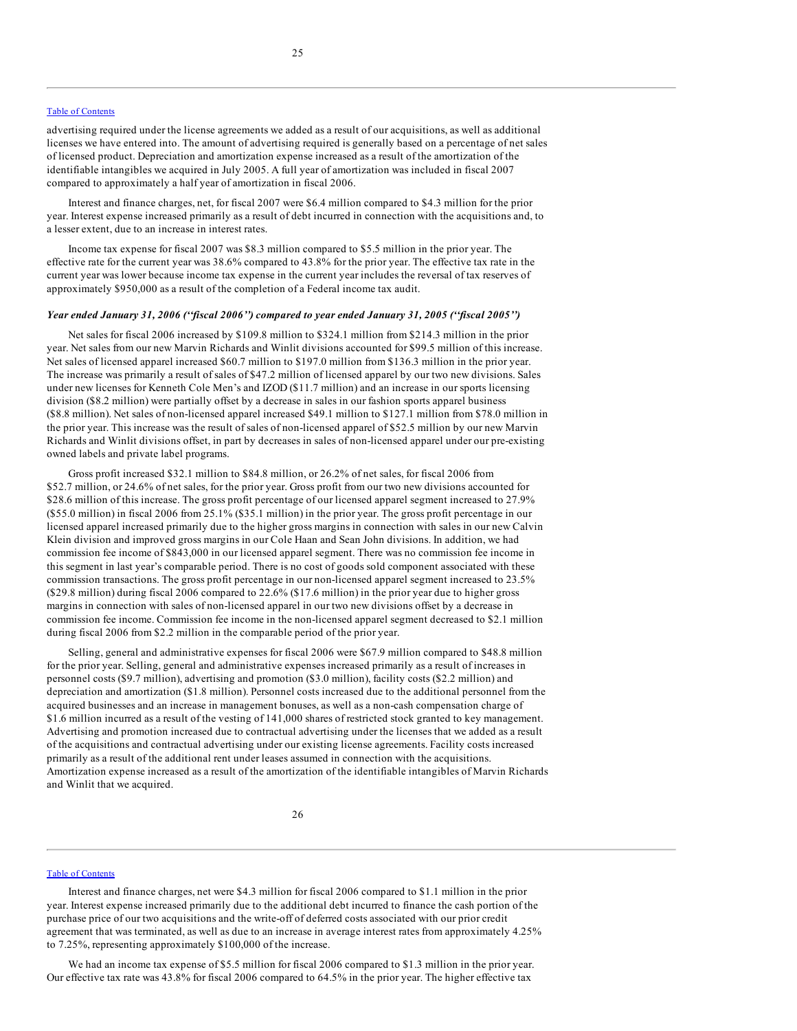advertising required under the license agreements we added as a result of our acquisitions, as well as additional licenses we have entered into. The amount of advertising required is generally based on a percentage of net sales of licensed product. Depreciation and amortization expense increased as a result of the amortization of the identifiable intangibles we acquired in July 2005. A full year of amortization was included in fiscal 2007 compared to approximately a half year of amortization in fiscal 2006.

Interest and finance charges, net, for fiscal 2007 were $6.4 million compared to $4.3 million for the prior year. Interest expense increased primarily as a result of debt incurred in connection with the acquisitions and, to a lesser extent, due to an increase in interest rates.

Income tax expense for fiscal 2007 was $8.3 million compared to $5.5 million in the prior year. The effective rate for the current year was 38.6% compared to 43.8% for the prior year. The effective tax rate in the current year was lower because income tax expense in the current year includes the reversal of tax reserves of approximately $950,000 as a result of the completion of a Federal income tax audit.

***Year ended January 31, 2006 ("fiscal 2006") compared to year ended January 31, 2005 ("fiscal 2005")***

Net sales for fiscal 2006 increased by $109.8 million to $324.1 million from $214.3 million in the prior year. Net sales from our new Marvin Richards and Winlit divisions accounted for $99.5 million of this increase. Net sales of licensed apparel increased $60.7 million to $197.0 million from $136.3 million in the prior year. The increase was primarily a result of sales of $47.2 million of licensed apparel by our two new divisions. Sales under new licenses for Kenneth Cole Men's and IZOD ($11.7 million) and an increase in our sports licensing division ($8.2 million) were partially offset by a decrease in sales in our fashion sports apparel business ($8.8 million). Net sales of non-licensed apparel increased $49.1 million to $127.1 million from $78.0 million in the prior year. This increase was the result of sales of non-licensed apparel of $52.5 million by our new Marvin Richards and Winlit divisions offset, in part by decreases in sales of non-licensed apparel under our pre-existing owned labels and private label programs.

Gross profit increased $32.1 million to $84.8 million, or 26.2% of net sales, for fiscal 2006 from $52.7 million, or 24.6% of net sales, for the prior year. Gross profit from our two new divisions accounted for $28.6 million of this increase. The gross profit percentage of our licensed apparel segment increased to 27.9% ($55.0 million) in fiscal 2006 from 25.1% ($35.1 million) in the prior year. The gross profit percentage in our licensed apparel increased primarily due to the higher gross margins in connection with sales in our new Calvin Klein division and improved gross margins in our Cole Haan and Sean John divisions. In addition, we had commission fee income of $843,000 in our licensed apparel segment. There was no commission fee income in this segment in last year's comparable period. There is no cost of goods sold component associated with these commission transactions. The gross profit percentage in our non-licensed apparel segment increased to 23.5% ($29.8 million) during fiscal 2006 compared to 22.6% ($17.6 million) in the prior year due to higher gross margins in connection with sales of non-licensed apparel in our two new divisions offset by a decrease in commission fee income. Commission fee income in the non-licensed apparel segment decreased to $2.1 million during fiscal 2006 from $2.2 million in the comparable period of the prior year.

Selling, general and administrative expenses for fiscal 2006 were $67.9 million compared to $48.8 million for the prior year. Selling, general and administrative expenses increased primarily as a result of increases in personnel costs ($9.7 million), advertising and promotion ($3.0 million), facility costs ($2.2 million) and depreciation and amortization ($1.8 million). Personnel costs increased due to the additional personnel from the acquired businesses and an increase in management bonuses, as well as a non-cash compensation charge of $1.6 million incurred as a result of the vesting of 141,000 shares of restricted stock granted to key management. Advertising and promotion increased due to contractual advertising under the licenses that we added as a result of the acquisitions and contractual advertising under our existing license agreements. Facility costs increased primarily as a result of the additional rent under leases assumed in connection with the acquisitions. Amortization expense increased as a result of the amortization of the identifiable intangibles of Marvin Richards and Winlit that we acquired.

Interest and finance charges, net were $4.3 million for fiscal 2006 compared to $1.1 million in the prior year. Interest expense increased primarily due to the additional debt incurred to finance the cash portion of the purchase price of our two acquisitions and the write-off of deferred costs associated with our prior credit agreement that was terminated, as well as due to an increase in average interest rates from approximately 4.25% to 7.25%, representing approximately $100,000 of the increase.

We had an income tax expense of $5.5 million for fiscal 2006 compared to $1.3 million in the prior year. Our effective tax rate was 43.8% for fiscal 2006 compared to 64.5% in the prior year. The higher effective tax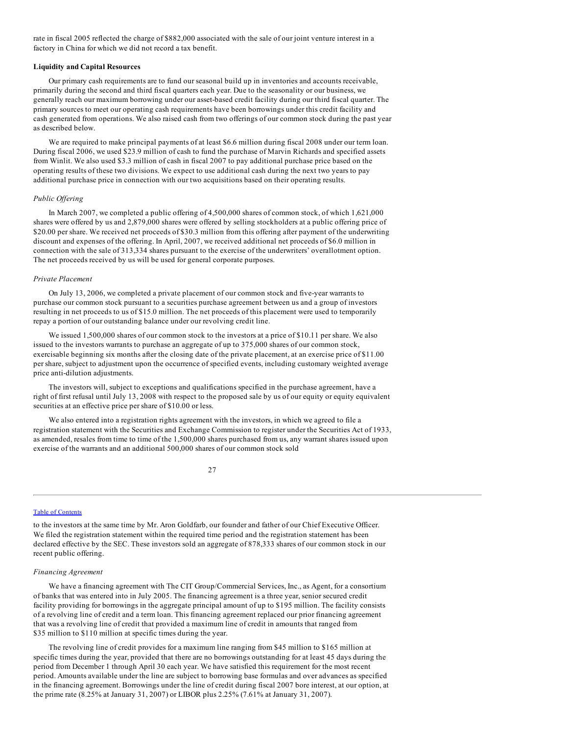rate in fiscal 2005 reflected the charge of $882,000 associated with the sale of our joint venture interest in a factory in China for which we did not record a tax benefit.

**Liquidity and Capital Resources**

Our primary cash requirements are to fund our seasonal build up in inventories and accounts receivable, primarily during the second and third fiscal quarters each year. Due to the seasonality or our business, we generally reach our maximum borrowing under our asset-based credit facility during our third fiscal quarter. The primary sources to meet our operating cash requirements have been borrowings under this credit facility and cash generated from operations. We also raised cash from two offerings of our common stock during the past year as described below.

We are required to make principal payments of at least $6.6 million during fiscal 2008 under our term loan. During fiscal 2006, we used $23.9 million of cash to fund the purchase of Marvin Richards and specified assets from Winlit. We also used $3.3 million of cash in fiscal 2007 to pay additional purchase price based on the operating results of these two divisions. We expect to use additional cash during the next two years to pay additional purchase price in connection with our two acquisitions based on their operating results.

*Public Offering*

In March 2007, we completed a public offering of 4,500,000 shares of common stock, of which 1,621,000 shares were offered by us and 2,879,000 shares were offered by selling stockholders at a public offering price of $20.00 per share. We received net proceeds of $30.3 million from this offering after payment of the underwriting discount and expenses of the offering. In April, 2007, we received additional net proceeds of $6.0 million in connection with the sale of 313,334 shares pursuant to the exercise of the underwriters' overallotment option. The net proceeds received by us will be used for general corporate purposes.

*Private Placement*

On July 13, 2006, we completed a private placement of our common stock and five-year warrants to purchase our common stock pursuant to a securities purchase agreement between us and a group of investors resulting in net proceeds to us of $15.0 million. The net proceeds of this placement were used to temporarily repay a portion of our outstanding balance under our revolving credit line.

We issued 1,500,000 shares of our common stock to the investors at a price of $10.11 per share. We also issued to the investors warrants to purchase an aggregate of up to 375,000 shares of our common stock, exercisable beginning six months after the closing date of the private placement, at an exercise price of $11.00 per share, subject to adjustment upon the occurrence of specified events, including customary weighted average price anti-dilution adjustments.

The investors will, subject to exceptions and qualifications specified in the purchase agreement, have a right of first refusal until July 13, 2008 with respect to the proposed sale by us of our equity or equity equivalent securities at an effective price per share of $10.00 or less.

We also entered into a registration rights agreement with the investors, in which we agreed to file a registration statement with the Securities and Exchange Commission to register under the Securities Act of 1933, as amended, resales from time to time of the 1,500,000 shares purchased from us, any warrant shares issued upon exercise of the warrants and an additional 500,000 shares of our common stock sold to the investors at the same time by Mr. Aron Goldfarb, our founder and father of our Chief Executive Officer. We filed the registration statement within the required time period and the registration statement has been declared effective by the SEC. These investors sold an aggregate of 878,333 shares of our common stock in our recent public offering.

*Financing Agreement*

We have a financing agreement with The CIT Group/Commercial Services, Inc., as Agent, for a consortium of banks that was entered into in July 2005. The financing agreement is a three year, senior secured credit facility providing for borrowings in the aggregate principal amount of up to $195 million. The facility consists of a revolving line of credit and a term loan. This financing agreement replaced our prior financing agreement that was a revolving line of credit that provided a maximum line of credit in amounts that ranged from $35 million to $110 million at specific times during the year.

The revolving line of credit provides for a maximum line ranging from $45 million to $165 million at specific times during the year, provided that there are no borrowings outstanding for at least 45 days during the period from December 1 through April 30 each year. We have satisfied this requirement for the most recent period. Amounts available under the line are subject to borrowing base formulas and over advances as specified in the financing agreement. Borrowings under the line of credit during fiscal 2007 bore interest, at our option, at the prime rate (8.25% at January 31, 2007) or LIBOR plus 2.25% (7.61% at January 31, 2007).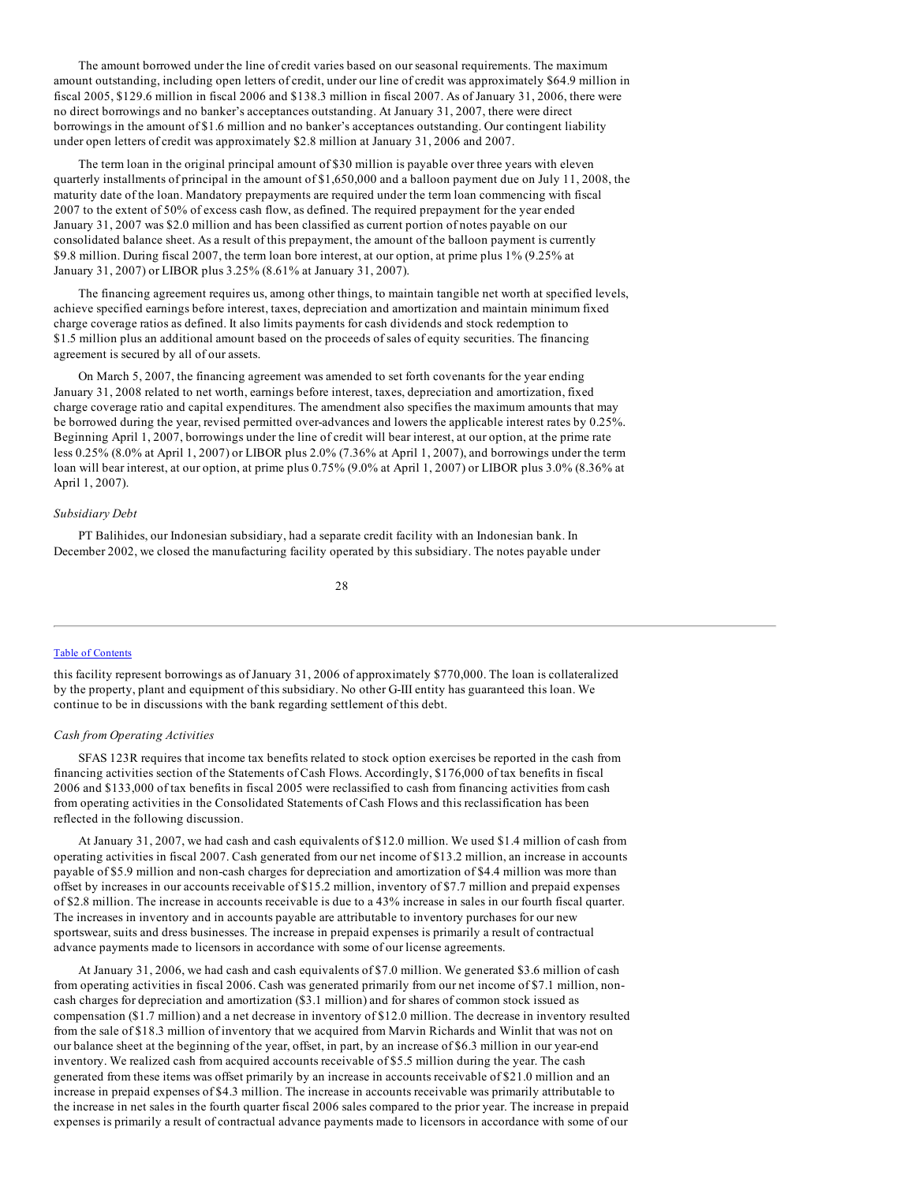The amount borrowed under the line of credit varies based on our seasonal requirements. The maximum amount outstanding, including open letters of credit, under our line of credit was approximately $64.9 million in fiscal 2005, $129.6 million in fiscal 2006 and $138.3 million in fiscal 2007. As of January 31, 2006, there were no direct borrowings and no banker's acceptances outstanding. At January 31, 2007, there were direct borrowings in the amount of $1.6 million and no banker's acceptances outstanding. Our contingent liability under open letters of credit was approximately $2.8 million at January 31, 2006 and 2007.

The term loan in the original principal amount of $30 million is payable over three years with eleven quarterly installments of principal in the amount of $1,650,000 and a balloon payment due on July 11, 2008, the maturity date of the loan. Mandatory prepayments are required under the term loan commencing with fiscal 2007 to the extent of 50% of excess cash flow, as defined. The required prepayment for the year ended January 31, 2007 was $2.0 million and has been classified as current portion of notes payable on our consolidated balance sheet. As a result of this prepayment, the amount of the balloon payment is currently $9.8 million. During fiscal 2007, the term loan bore interest, at our option, at prime plus 1% (9.25% at January 31, 2007) or LIBOR plus 3.25% (8.61% at January 31, 2007).

The financing agreement requires us, among other things, to maintain tangible net worth at specified levels, achieve specified earnings before interest, taxes, depreciation and amortization and maintain minimum fixed charge coverage ratios as defined. It also limits payments for cash dividends and stock redemption to $1.5 million plus an additional amount based on the proceeds of sales of equity securities. The financing agreement is secured by all of our assets.

On March 5, 2007, the financing agreement was amended to set forth covenants for the year ending January 31, 2008 related to net worth, earnings before interest, taxes, depreciation and amortization, fixed charge coverage ratio and capital expenditures. The amendment also specifies the maximum amounts that may be borrowed during the year, revised permitted over-advances and lowers the applicable interest rates by 0.25%. Beginning April 1, 2007, borrowings under the line of credit will bear interest, at our option, at the prime rate less 0.25% (8.0% at April 1, 2007) or LIBOR plus 2.0% (7.36% at April 1, 2007), and borrowings under the term loan will bear interest, at our option, at prime plus 0.75% (9.0% at April 1, 2007) or LIBOR plus 3.0% (8.36% at April 1, 2007).

*Subsidiary Debt*

PT Balihides, our Indonesian subsidiary, had a separate credit facility with an Indonesian bank. In December 2002, we closed the manufacturing facility operated by this subsidiary. The notes payable under this facility represent borrowings as of January 31, 2006 of approximately $770,000. The loan is collateralized by the property, plant and equipment of this subsidiary. No other G-III entity has guaranteed this loan. We continue to be in discussions with the bank regarding settlement of this debt.

*Cash from Operating Activities*

SFAS 123R requires that income tax benefits related to stock option exercises be reported in the cash from financing activities section of the Statements of Cash Flows. Accordingly, $176,000 of tax benefits in fiscal 2006 and $133,000 of tax benefits in fiscal 2005 were reclassified to cash from financing activities from cash from operating activities in the Consolidated Statements of Cash Flows and this reclassification has been reflected in the following discussion.

At January 31, 2007, we had cash and cash equivalents of $12.0 million. We used $1.4 million of cash from operating activities in fiscal 2007. Cash generated from our net income of $13.2 million, an increase in accounts payable of $5.9 million and non-cash charges for depreciation and amortization of $4.4 million was more than offset by increases in our accounts receivable of $15.2 million, inventory of $7.7 million and prepaid expenses of $2.8 million. The increase in accounts receivable is due to a 43% increase in sales in our fourth fiscal quarter. The increases in inventory and in accounts payable are attributable to inventory purchases for our new sportswear, suits and dress businesses. The increase in prepaid expenses is primarily a result of contractual advance payments made to licensors in accordance with some of our license agreements.

At January 31, 2006, we had cash and cash equivalents of $7.0 million. We generated $3.6 million of cash from operating activities in fiscal 2006. Cash was generated primarily from our net income of $7.1 million, non-cash charges for depreciation and amortization ($3.1 million) and for shares of common stock issued as compensation ($1.7 million) and a net decrease in inventory of $12.0 million. The decrease in inventory resulted from the sale of $18.3 million of inventory that we acquired from Marvin Richards and Winlit that was not on our balance sheet at the beginning of the year, offset, in part, by an increase of $6.3 million in our year-end inventory. We realized cash from acquired accounts receivable of $5.5 million during the year. The cash generated from these items was offset primarily by an increase in accounts receivable of $21.0 million and an increase in prepaid expenses of $4.3 million. The increase in accounts receivable was primarily attributable to the increase in net sales in the fourth quarter fiscal 2006 sales compared to the prior year. The increase in prepaid expenses is primarily a result of contractual advance payments made to licensors in accordance with some of our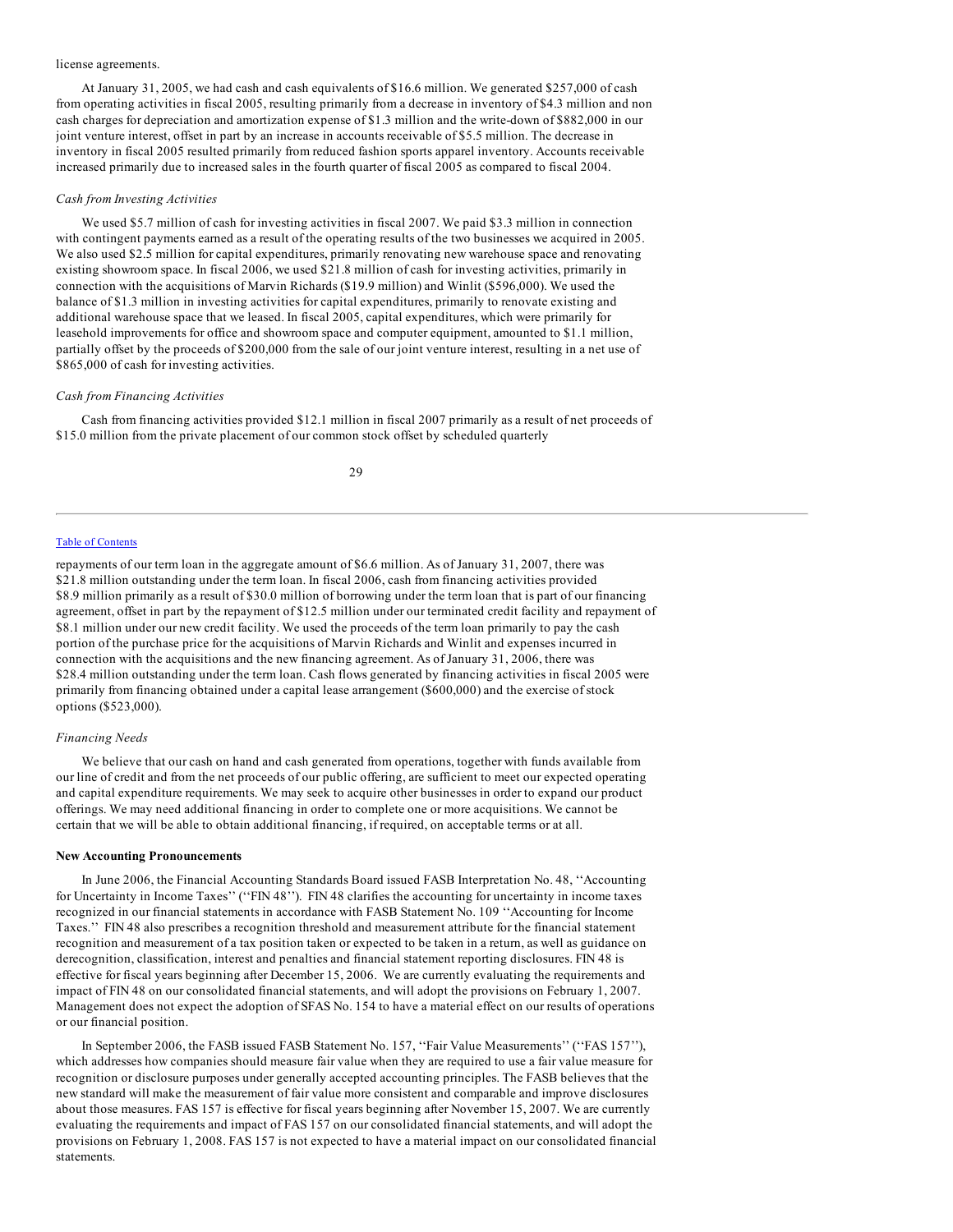license agreements.

At January 31, 2005, we had cash and cash equivalents of $16.6 million. We generated $257,000 of cash from operating activities in fiscal 2005, resulting primarily from a decrease in inventory of $4.3 million and non cash charges for depreciation and amortization expense of $1.3 million and the write-down of $882,000 in our joint venture interest, offset in part by an increase in accounts receivable of $5.5 million. The decrease in inventory in fiscal 2005 resulted primarily from reduced fashion sports apparel inventory. Accounts receivable increased primarily due to increased sales in the fourth quarter of fiscal 2005 as compared to fiscal 2004.

*Cash from Investing Activities*

We used $5.7 million of cash for investing activities in fiscal 2007. We paid $3.3 million in connection with contingent payments earned as a result of the operating results of the two businesses we acquired in 2005. We also used $2.5 million for capital expenditures, primarily renovating new warehouse space and renovating existing showroom space. In fiscal 2006, we used $21.8 million of cash for investing activities, primarily in connection with the acquisitions of Marvin Richards ($19.9 million) and Winlit ($596,000). We used the balance of $1.3 million in investing activities for capital expenditures, primarily to renovate existing and additional warehouse space that we leased. In fiscal 2005, capital expenditures, which were primarily for leasehold improvements for office and showroom space and computer equipment, amounted to $1.1 million, partially offset by the proceeds of $200,000 from the sale of our joint venture interest, resulting in a net use of $865,000 of cash for investing activities.

*Cash from Financing Activities*

Cash from financing activities provided $12.1 million in fiscal 2007 primarily as a result of net proceeds of $15.0 million from the private placement of our common stock offset by scheduled quarterly repayments of our term loan in the aggregate amount of $6.6 million. As of January 31, 2007, there was $21.8 million outstanding under the term loan. In fiscal 2006, cash from financing activities provided $8.9 million primarily as a result of $30.0 million of borrowing under the term loan that is part of our financing agreement, offset in part by the repayment of $12.5 million under our terminated credit facility and repayment of $8.1 million under our new credit facility. We used the proceeds of the term loan primarily to pay the cash portion of the purchase price for the acquisitions of Marvin Richards and Winlit and expenses incurred in connection with the acquisitions and the new financing agreement. As of January 31, 2006, there was $28.4 million outstanding under the term loan. Cash flows generated by financing activities in fiscal 2005 were primarily from financing obtained under a capital lease arrangement ($600,000) and the exercise of stock options ($523,000).

*Financing Needs*

We believe that our cash on hand and cash generated from operations, together with funds available from our line of credit and from the net proceeds of our public offering, are sufficient to meet our expected operating and capital expenditure requirements. We may seek to acquire other businesses in order to expand our product offerings. We may need additional financing in order to complete one or more acquisitions. We cannot be certain that we will be able to obtain additional financing, if required, on acceptable terms or at all.

**New Accounting Pronouncements**

In June 2006, the Financial Accounting Standards Board issued FASB Interpretation No. 48, ''Accounting for Uncertainty in Income Taxes'' (''FIN 48''). FIN 48 clarifies the accounting for uncertainty in income taxes recognized in our financial statements in accordance with FASB Statement No. 109 ''Accounting for Income Taxes.'' FIN 48 also prescribes a recognition threshold and measurement attribute for the financial statement recognition and measurement of a tax position taken or expected to be taken in a return, as well as guidance on derecognition, classification, interest and penalties and financial statement reporting disclosures. FIN 48 is effective for fiscal years beginning after December 15, 2006. We are currently evaluating the requirements and impact of FIN 48 on our consolidated financial statements, and will adopt the provisions on February 1, 2007. Management does not expect the adoption of SFAS No. 154 to have a material effect on our results of operations or our financial position.

In September 2006, the FASB issued FASB Statement No. 157, ''Fair Value Measurements'' (''FAS 157''), which addresses how companies should measure fair value when they are required to use a fair value measure for recognition or disclosure purposes under generally accepted accounting principles. The FASB believes that the new standard will make the measurement of fair value more consistent and comparable and improve disclosures about those measures. FAS 157 is effective for fiscal years beginning after November 15, 2007. We are currently evaluating the requirements and impact of FAS 157 on our consolidated financial statements, and will adopt the provisions on February 1, 2008. FAS 157 is not expected to have a material impact on our consolidated financial statements.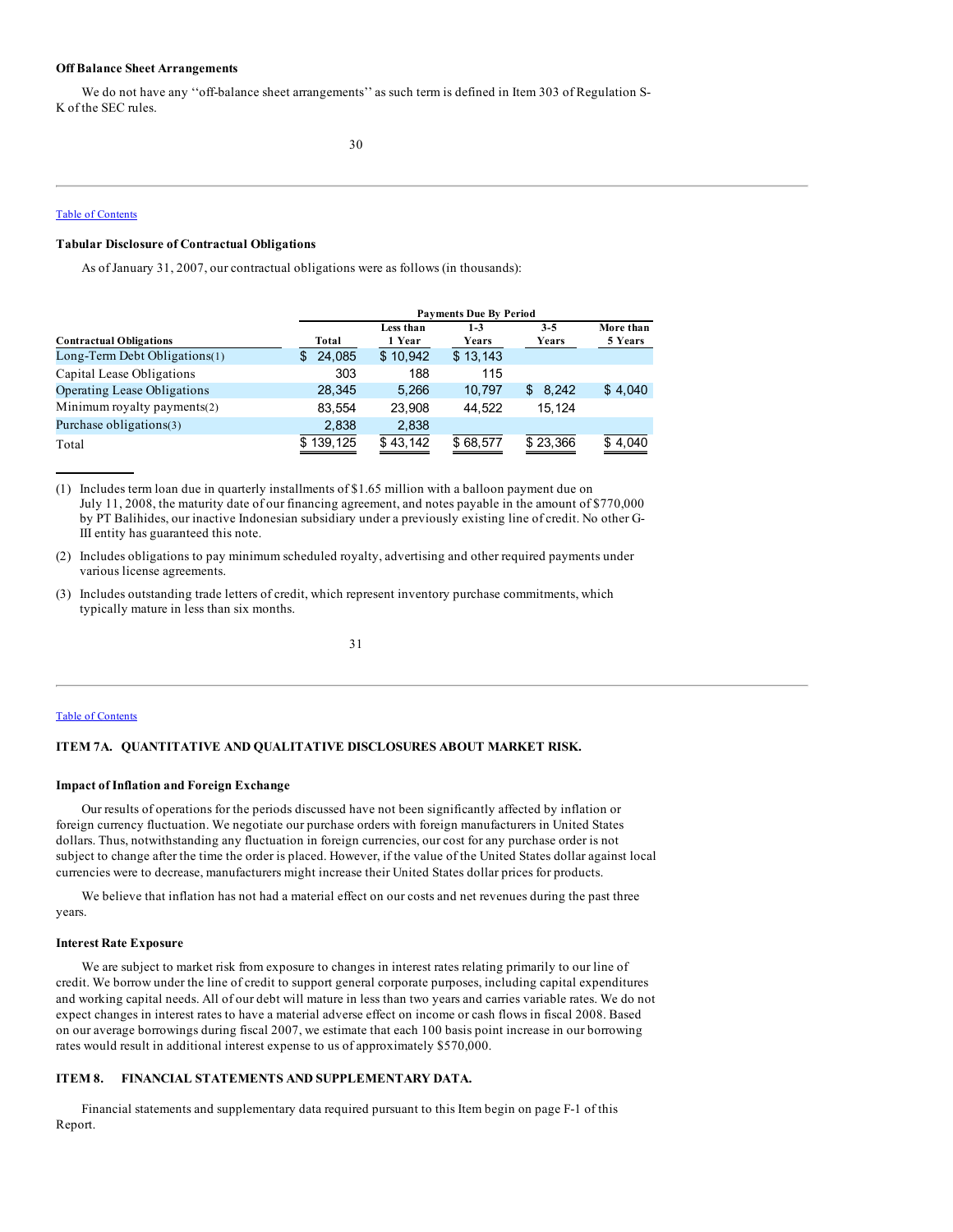### Off Balance Sheet Arrangements

We do not have any ''off-balance sheet arrangements'' as such term is defined in Item 303 of Regulation S-K of the SEC rules.

Table of Contents

### Tabular Disclosure of Contractual Obligations

As of January 31, 2007, our contractual obligations were as follows (in thousands):

| | Payments Due By Period | | | | |
|---|---|---|---|---|---|
| **Contractual Obligations** | **Total** | **Less than 1 Year** | **1-3 Years** | **3-5 Years** | **More than 5 Years** |
| Long-Term Debt Obligations(1) | $ 24,085 | $ 10,942 | $ 13,143 | | |
| Capital Lease Obligations | 303 | 188 | 115 | | |
| Operating Lease Obligations | 28,345 | 5,266 | 10,797 | $ 8,242 | $ 4,040 |
| Minimum royalty payments(2) | 83,554 | 23,908 | 44,522 | 15,124 | |
| Purchase obligations(3) | 2,838 | 2,838 | | | |
| Total | $ 139,125 | $ 43,142 | $ 68,577 | $ 23,366 | $ 4,040 |

(1) Includes term loan due in quarterly installments of $1.65 million with a balloon payment due on July 11, 2008, the maturity date of our financing agreement, and notes payable in the amount of $770,000 by PT Balihides, our inactive Indonesian subsidiary under a previously existing line of credit. No other G-III entity has guaranteed this note.

(2) Includes obligations to pay minimum scheduled royalty, advertising and other required payments under various license agreements.

(3) Includes outstanding trade letters of credit, which represent inventory purchase commitments, which typically mature in less than six months.

Table of Contents

## ITEM 7A. QUANTITATIVE AND QUALITATIVE DISCLOSURES ABOUT MARKET RISK.

### Impact of Inflation and Foreign Exchange

Our results of operations for the periods discussed have not been significantly affected by inflation or foreign currency fluctuation. We negotiate our purchase orders with foreign manufacturers in United States dollars. Thus, notwithstanding any fluctuation in foreign currencies, our cost for any purchase order is not subject to change after the time the order is placed. However, if the value of the United States dollar against local currencies were to decrease, manufacturers might increase their United States dollar prices for products.

We believe that inflation has not had a material effect on our costs and net revenues during the past three years.

### Interest Rate Exposure

We are subject to market risk from exposure to changes in interest rates relating primarily to our line of credit. We borrow under the line of credit to support general corporate purposes, including capital expenditures and working capital needs. All of our debt will mature in less than two years and carries variable rates. We do not expect changes in interest rates to have a material adverse effect on income or cash flows in fiscal 2008. Based on our average borrowings during fiscal 2007, we estimate that each 100 basis point increase in our borrowing rates would result in additional interest expense to us of approximately $570,000.

## ITEM 8. FINANCIAL STATEMENTS AND SUPPLEMENTARY DATA.

Financial statements and supplementary data required pursuant to this Item begin on page F-1 of this Report.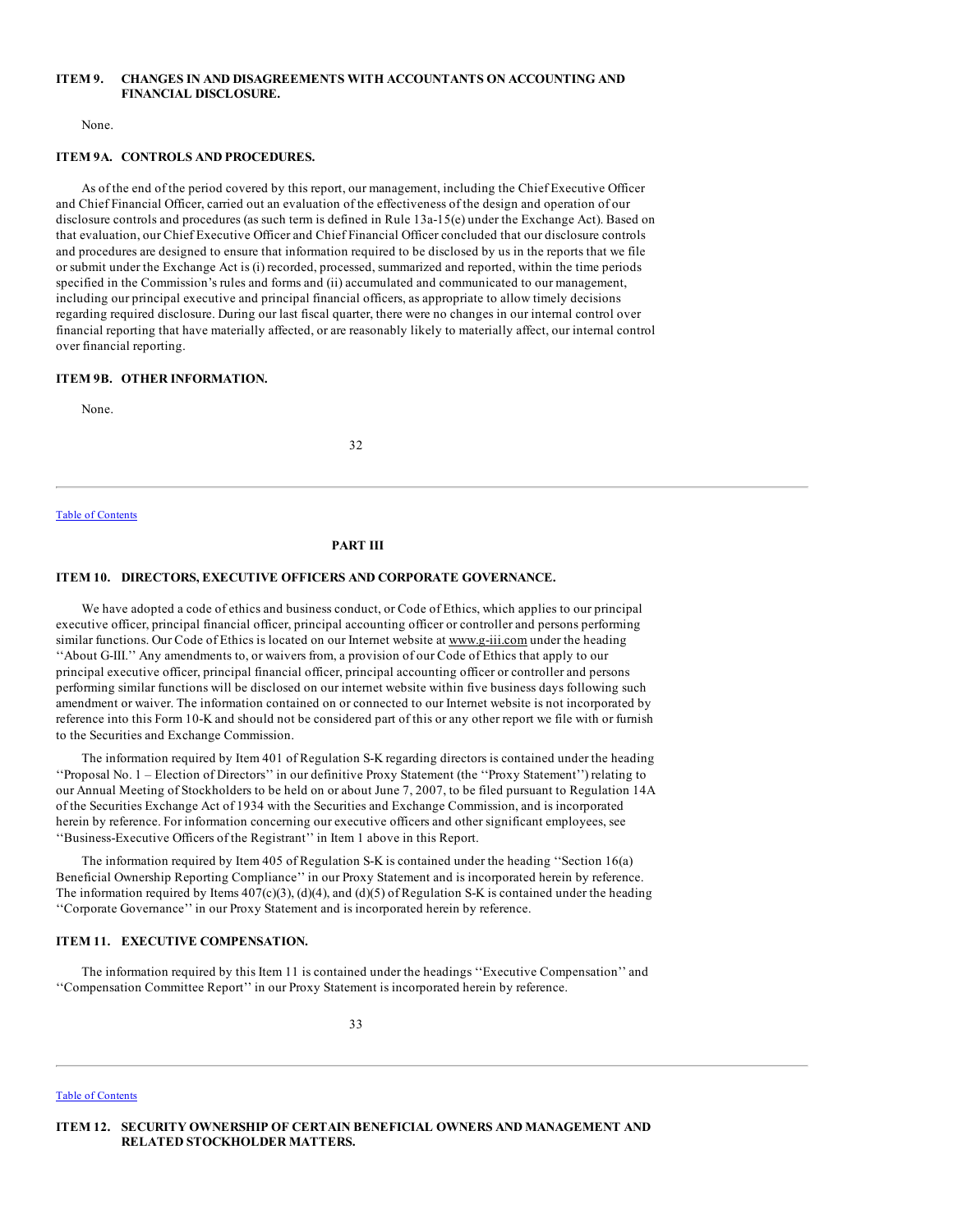### ITEM 9. CHANGES IN AND DISAGREEMENTS WITH ACCOUNTANTS ON ACCOUNTING AND FINANCIAL DISCLOSURE.

None.

### ITEM 9A. CONTROLS AND PROCEDURES.

As of the end of the period covered by this report, our management, including the Chief Executive Officer and Chief Financial Officer, carried out an evaluation of the effectiveness of the design and operation of our disclosure controls and procedures (as such term is defined in Rule 13a-15(e) under the Exchange Act). Based on that evaluation, our Chief Executive Officer and Chief Financial Officer concluded that our disclosure controls and procedures are designed to ensure that information required to be disclosed by us in the reports that we file or submit under the Exchange Act is (i) recorded, processed, summarized and reported, within the time periods specified in the Commission's rules and forms and (ii) accumulated and communicated to our management, including our principal executive and principal financial officers, as appropriate to allow timely decisions regarding required disclosure. During our last fiscal quarter, there were no changes in our internal control over financial reporting that have materially affected, or are reasonably likely to materially affect, our internal control over financial reporting.

### ITEM 9B. OTHER INFORMATION.

None.

## PART III

### ITEM 10. DIRECTORS, EXECUTIVE OFFICERS AND CORPORATE GOVERNANCE.

We have adopted a code of ethics and business conduct, or Code of Ethics, which applies to our principal executive officer, principal financial officer, principal accounting officer or controller and persons performing similar functions. Our Code of Ethics is located on our Internet website at www.g-iii.com under the heading ''About G-III.'' Any amendments to, or waivers from, a provision of our Code of Ethics that apply to our principal executive officer, principal financial officer, principal accounting officer or controller and persons performing similar functions will be disclosed on our internet website within five business days following such amendment or waiver. The information contained on or connected to our Internet website is not incorporated by reference into this Form 10-K and should not be considered part of this or any other report we file with or furnish to the Securities and Exchange Commission.

The information required by Item 401 of Regulation S-K regarding directors is contained under the heading ''Proposal No. 1 – Election of Directors'' in our definitive Proxy Statement (the ''Proxy Statement'') relating to our Annual Meeting of Stockholders to be held on or about June 7, 2007, to be filed pursuant to Regulation 14A of the Securities Exchange Act of 1934 with the Securities and Exchange Commission, and is incorporated herein by reference. For information concerning our executive officers and other significant employees, see ''Business-Executive Officers of the Registrant'' in Item 1 above in this Report.

The information required by Item 405 of Regulation S-K is contained under the heading ''Section 16(a) Beneficial Ownership Reporting Compliance'' in our Proxy Statement and is incorporated herein by reference. The information required by Items 407(c)(3), (d)(4), and (d)(5) of Regulation S-K is contained under the heading ''Corporate Governance'' in our Proxy Statement and is incorporated herein by reference.

### ITEM 11. EXECUTIVE COMPENSATION.

The information required by this Item 11 is contained under the headings ''Executive Compensation'' and ''Compensation Committee Report'' in our Proxy Statement is incorporated herein by reference.

### ITEM 12. SECURITY OWNERSHIP OF CERTAIN BENEFICIAL OWNERS AND MANAGEMENT AND RELATED STOCKHOLDER MATTERS.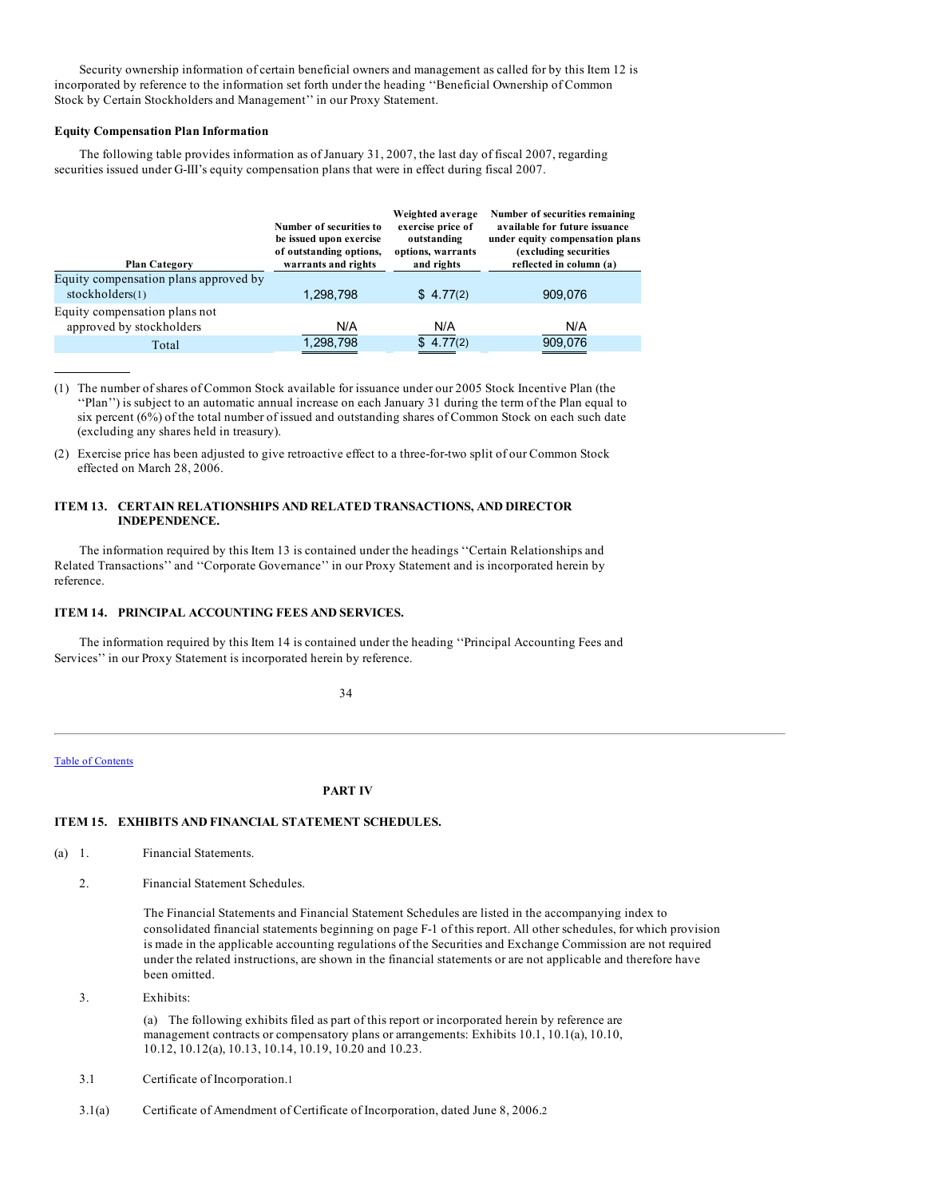Security ownership information of certain beneficial owners and management as called for by this Item 12 is incorporated by reference to the information set forth under the heading ''Beneficial Ownership of Common Stock by Certain Stockholders and Management'' in our Proxy Statement.

**Equity Compensation Plan Information**

The following table provides information as of January 31, 2007, the last day of fiscal 2007, regarding securities issued under G-III's equity compensation plans that were in effect during fiscal 2007.

| Plan Category | Number of securities to be issued upon exercise of outstanding options, warrants and rights | Weighted average exercise price of outstanding options, warrants and rights | Number of securities remaining available for future issuance under equity compensation plans (excluding securities reflected in column (a) |
|---|---|---|---|
| Equity compensation plans approved by stockholders(1) | 1,298,798 | $ 4.77(2) | 909,076 |
| Equity compensation plans not approved by stockholders | N/A | N/A | N/A |
| Total | 1,298,798 | $ 4.77(2) | 909,076 |

(1) The number of shares of Common Stock available for issuance under our 2005 Stock Incentive Plan (the ''Plan'') is subject to an automatic annual increase on each January 31 during the term of the Plan equal to six percent (6%) of the total number of issued and outstanding shares of Common Stock on each such date (excluding any shares held in treasury).

(2) Exercise price has been adjusted to give retroactive effect to a three-for-two split of our Common Stock effected on March 28, 2006.

## ITEM 13. CERTAIN RELATIONSHIPS AND RELATED TRANSACTIONS, AND DIRECTOR INDEPENDENCE.

The information required by this Item 13 is contained under the headings ''Certain Relationships and Related Transactions'' and ''Corporate Governance'' in our Proxy Statement and is incorporated herein by reference.

## ITEM 14. PRINCIPAL ACCOUNTING FEES AND SERVICES.

The information required by this Item 14 is contained under the heading ''Principal Accounting Fees and Services'' in our Proxy Statement is incorporated herein by reference.

Table of Contents

# PART IV

## ITEM 15. EXHIBITS AND FINANCIAL STATEMENT SCHEDULES.

(a) 1. Financial Statements.

2. Financial Statement Schedules.

The Financial Statements and Financial Statement Schedules are listed in the accompanying index to consolidated financial statements beginning on page F-1 of this report. All other schedules, for which provision is made in the applicable accounting regulations of the Securities and Exchange Commission are not required under the related instructions, are shown in the financial statements or are not applicable and therefore have been omitted.

3. Exhibits:

(a) The following exhibits filed as part of this report or incorporated herein by reference are management contracts or compensatory plans or arrangements: Exhibits 10.1, 10.1(a), 10.10, 10.12, 10.12(a), 10.13, 10.14, 10.19, 10.20 and 10.23.

3.1 Certificate of Incorporation.1

3.1(a) Certificate of Amendment of Certificate of Incorporation, dated June 8, 2006.2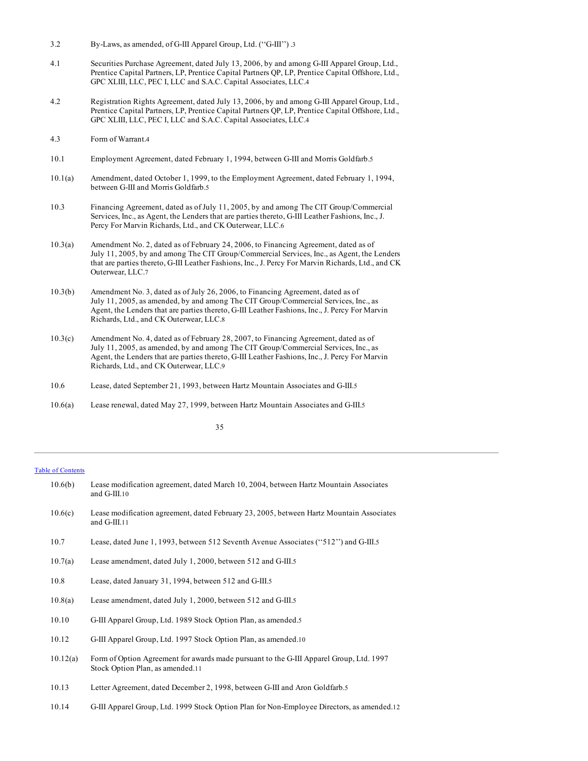| | |
|---|---|
| 3.2 | By-Laws, as amended, of G-III Apparel Group, Ltd. (''G-III'') .3 |
| 4.1 | Securities Purchase Agreement, dated July 13, 2006, by and among G-III Apparel Group, Ltd., Prentice Capital Partners, LP, Prentice Capital Partners QP, LP, Prentice Capital Offshore, Ltd., GPC XLIII, LLC, PEC I, LLC and S.A.C. Capital Associates, LLC.4 |
| 4.2 | Registration Rights Agreement, dated July 13, 2006, by and among G-III Apparel Group, Ltd., Prentice Capital Partners, LP, Prentice Capital Partners QP, LP, Prentice Capital Offshore, Ltd., GPC XLIII, LLC, PEC I, LLC and S.A.C. Capital Associates, LLC.4 |
| 4.3 | Form of Warrant.4 |
| 10.1 | Employment Agreement, dated February 1, 1994, between G-III and Morris Goldfarb.5 |
| 10.1(a) | Amendment, dated October 1, 1999, to the Employment Agreement, dated February 1, 1994, between G-III and Morris Goldfarb.5 |
| 10.3 | Financing Agreement, dated as of July 11, 2005, by and among The CIT Group/Commercial Services, Inc., as Agent, the Lenders that are parties thereto, G-III Leather Fashions, Inc., J. Percy For Marvin Richards, Ltd., and CK Outerwear, LLC.6 |
| 10.3(a) | Amendment No. 2, dated as of February 24, 2006, to Financing Agreement, dated as of July 11, 2005, by and among The CIT Group/Commercial Services, Inc., as Agent, the Lenders that are parties thereto, G-III Leather Fashions, Inc., J. Percy For Marvin Richards, Ltd., and CK Outerwear, LLC.7 |
| 10.3(b) | Amendment No. 3, dated as of July 26, 2006, to Financing Agreement, dated as of July 11, 2005, as amended, by and among The CIT Group/Commercial Services, Inc., as Agent, the Lenders that are parties thereto, G-III Leather Fashions, Inc., J. Percy For Marvin Richards, Ltd., and CK Outerwear, LLC.8 |
| 10.3(c) | Amendment No. 4, dated as of February 28, 2007, to Financing Agreement, dated as of July 11, 2005, as amended, by and among The CIT Group/Commercial Services, Inc., as Agent, the Lenders that are parties thereto, G-III Leather Fashions, Inc., J. Percy For Marvin Richards, Ltd., and CK Outerwear, LLC.9 |
| 10.6 | Lease, dated September 21, 1993, between Hartz Mountain Associates and G-III.5 |
| 10.6(a) | Lease renewal, dated May 27, 1999, between Hartz Mountain Associates and G-III.5 |
| 10.6(b) | Lease modification agreement, dated March 10, 2004, between Hartz Mountain Associates and G-III.10 |
| 10.6(c) | Lease modification agreement, dated February 23, 2005, between Hartz Mountain Associates and G-III.11 |
| 10.7 | Lease, dated June 1, 1993, between 512 Seventh Avenue Associates (''512'') and G-III.5 |
| 10.7(a) | Lease amendment, dated July 1, 2000, between 512 and G-III.5 |
| 10.8 | Lease, dated January 31, 1994, between 512 and G-III.5 |
| 10.8(a) | Lease amendment, dated July 1, 2000, between 512 and G-III.5 |
| 10.10 | G-III Apparel Group, Ltd. 1989 Stock Option Plan, as amended.5 |
| 10.12 | G-III Apparel Group, Ltd. 1997 Stock Option Plan, as amended.10 |
| 10.12(a) | Form of Option Agreement for awards made pursuant to the G-III Apparel Group, Ltd. 1997 Stock Option Plan, as amended.11 |
| 10.13 | Letter Agreement, dated December 2, 1998, between G-III and Aron Goldfarb.5 |
| 10.14 | G-III Apparel Group, Ltd. 1999 Stock Option Plan for Non-Employee Directors, as amended.12 |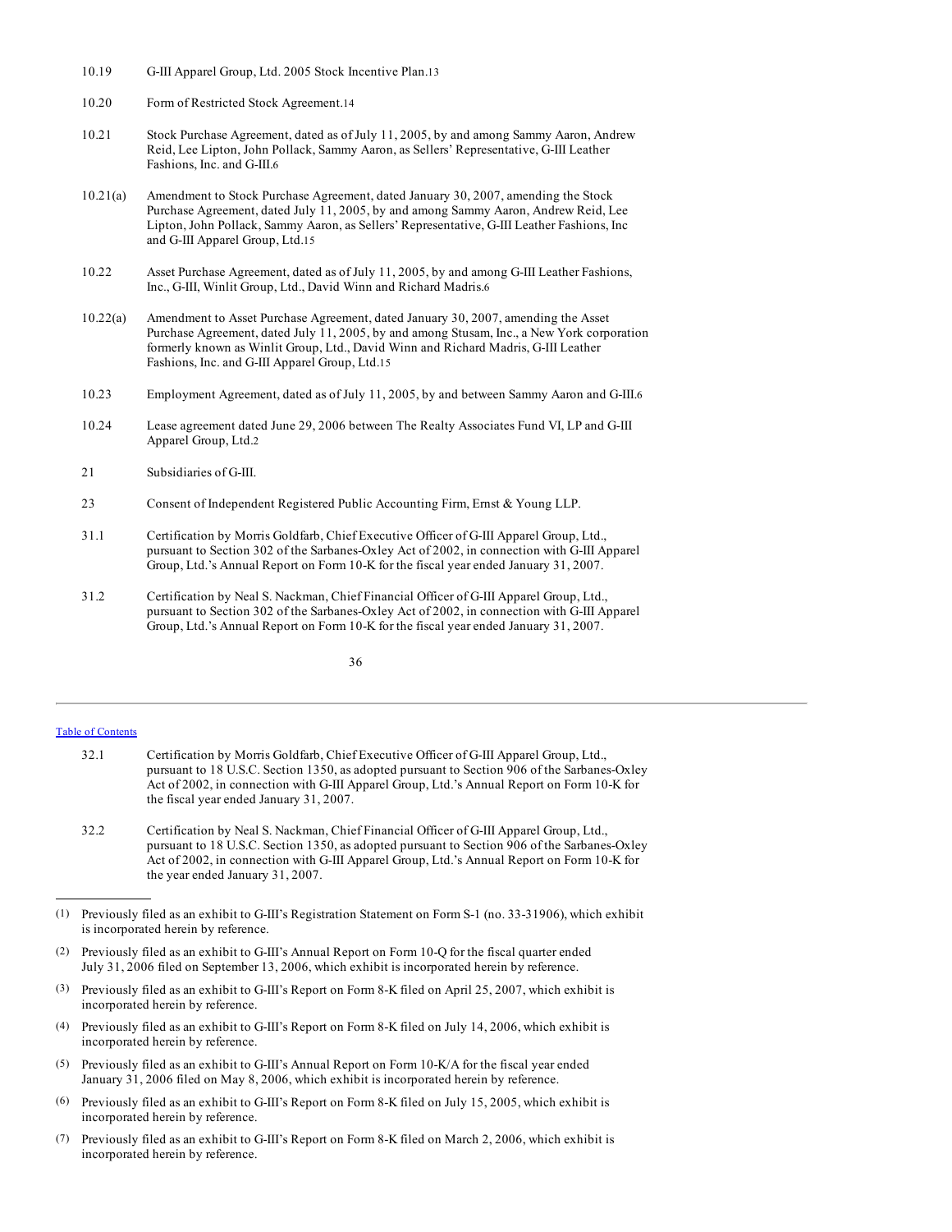| | |
|---|---|
| 10.19 | G-III Apparel Group, Ltd. 2005 Stock Incentive Plan.[13] |
| 10.20 | Form of Restricted Stock Agreement.[14] |
| 10.21 | Stock Purchase Agreement, dated as of July 11, 2005, by and among Sammy Aaron, Andrew Reid, Lee Lipton, John Pollack, Sammy Aaron, as Sellers' Representative, G-III Leather Fashions, Inc. and G-III.[6] |
| 10.21(a) | Amendment to Stock Purchase Agreement, dated January 30, 2007, amending the Stock Purchase Agreement, dated July 11, 2005, by and among Sammy Aaron, Andrew Reid, Lee Lipton, John Pollack, Sammy Aaron, as Sellers' Representative, G-III Leather Fashions, Inc and G-III Apparel Group, Ltd.[15] |
| 10.22 | Asset Purchase Agreement, dated as of July 11, 2005, by and among G-III Leather Fashions, Inc., G-III, Winlit Group, Ltd., David Winn and Richard Madris.[6] |
| 10.22(a) | Amendment to Asset Purchase Agreement, dated January 30, 2007, amending the Asset Purchase Agreement, dated July 11, 2005, by and among Stusam, Inc., a New York corporation formerly known as Winlit Group, Ltd., David Winn and Richard Madris, G-III Leather Fashions, Inc. and G-III Apparel Group, Ltd.[15] |
| 10.23 | Employment Agreement, dated as of July 11, 2005, by and between Sammy Aaron and G-III.[6] |
| 10.24 | Lease agreement dated June 29, 2006 between The Realty Associates Fund VI, LP and G-III Apparel Group, Ltd.[2] |
| 21 | Subsidiaries of G-III. |
| 23 | Consent of Independent Registered Public Accounting Firm, Ernst & Young LLP. |
| 31.1 | Certification by Morris Goldfarb, Chief Executive Officer of G-III Apparel Group, Ltd., pursuant to Section 302 of the Sarbanes-Oxley Act of 2002, in connection with G-III Apparel Group, Ltd.'s Annual Report on Form 10-K for the fiscal year ended January 31, 2007. |
| 31.2 | Certification by Neal S. Nackman, Chief Financial Officer of G-III Apparel Group, Ltd., pursuant to Section 302 of the Sarbanes-Oxley Act of 2002, in connection with G-III Apparel Group, Ltd.'s Annual Report on Form 10-K for the fiscal year ended January 31, 2007. |
| 32.1 | Certification by Morris Goldfarb, Chief Executive Officer of G-III Apparel Group, Ltd., pursuant to 18 U.S.C. Section 1350, as adopted pursuant to Section 906 of the Sarbanes-Oxley Act of 2002, in connection with G-III Apparel Group, Ltd.'s Annual Report on Form 10-K for the fiscal year ended January 31, 2007. |
| 32.2 | Certification by Neal S. Nackman, Chief Financial Officer of G-III Apparel Group, Ltd., pursuant to 18 U.S.C. Section 1350, as adopted pursuant to Section 906 of the Sarbanes-Oxley Act of 2002, in connection with G-III Apparel Group, Ltd.'s Annual Report on Form 10-K for the year ended January 31, 2007. |

---

(1) Previously filed as an exhibit to G-III's Registration Statement on Form S-1 (no. 33-31906), which exhibit is incorporated herein by reference.

(2) Previously filed as an exhibit to G-III's Annual Report on Form 10-Q for the fiscal quarter ended July 31, 2006 filed on September 13, 2006, which exhibit is incorporated herein by reference.

(3) Previously filed as an exhibit to G-III's Report on Form 8-K filed on April 25, 2007, which exhibit is incorporated herein by reference.

(4) Previously filed as an exhibit to G-III's Report on Form 8-K filed on July 14, 2006, which exhibit is incorporated herein by reference.

(5) Previously filed as an exhibit to G-III's Annual Report on Form 10-K/A for the fiscal year ended January 31, 2006 filed on May 8, 2006, which exhibit is incorporated herein by reference.

(6) Previously filed as an exhibit to G-III's Report on Form 8-K filed on July 15, 2005, which exhibit is incorporated herein by reference.

(7) Previously filed as an exhibit to G-III's Report on Form 8-K filed on March 2, 2006, which exhibit is incorporated herein by reference.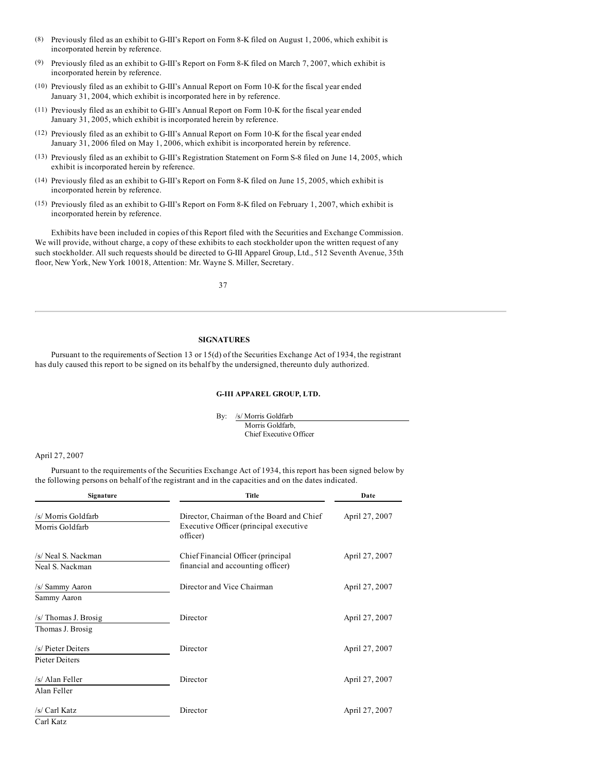(8) Previously filed as an exhibit to G-III's Report on Form 8-K filed on August 1, 2006, which exhibit is incorporated herein by reference.

(9) Previously filed as an exhibit to G-III's Report on Form 8-K filed on March 7, 2007, which exhibit is incorporated herein by reference.

(10) Previously filed as an exhibit to G-III's Annual Report on Form 10-K for the fiscal year ended January 31, 2004, which exhibit is incorporated here in by reference.

(11) Previously filed as an exhibit to G-III's Annual Report on Form 10-K for the fiscal year ended January 31, 2005, which exhibit is incorporated herein by reference.

(12) Previously filed as an exhibit to G-III's Annual Report on Form 10-K for the fiscal year ended January 31, 2006 filed on May 1, 2006, which exhibit is incorporated herein by reference.

(13) Previously filed as an exhibit to G-III's Registration Statement on Form S-8 filed on June 14, 2005, which exhibit is incorporated herein by reference.

(14) Previously filed as an exhibit to G-III's Report on Form 8-K filed on June 15, 2005, which exhibit is incorporated herein by reference.

(15) Previously filed as an exhibit to G-III's Report on Form 8-K filed on February 1, 2007, which exhibit is incorporated herein by reference.

Exhibits have been included in copies of this Report filed with the Securities and Exchange Commission. We will provide, without charge, a copy of these exhibits to each stockholder upon the written request of any such stockholder. All such requests should be directed to G-III Apparel Group, Ltd., 512 Seventh Avenue, 35th floor, New York, New York 10018, Attention: Mr. Wayne S. Miller, Secretary.

## SIGNATURES

Pursuant to the requirements of Section 13 or 15(d) of the Securities Exchange Act of 1934, the registrant has duly caused this report to be signed on its behalf by the undersigned, thereunto duly authorized.

**G-III APPAREL GROUP, LTD.**

By: /s/ Morris Goldfarb
Morris Goldfarb,
Chief Executive Officer

April 27, 2007

Pursuant to the requirements of the Securities Exchange Act of 1934, this report has been signed below by the following persons on behalf of the registrant and in the capacities and on the dates indicated.

| Signature | Title | Date |
|---|---|---|
| /s/ Morris Goldfarb<br>Morris Goldfarb | Director, Chairman of the Board and Chief Executive Officer (principal executive officer) | April 27, 2007 |
| /s/ Neal S. Nackman<br>Neal S. Nackman | Chief Financial Officer (principal financial and accounting officer) | April 27, 2007 |
| /s/ Sammy Aaron<br>Sammy Aaron | Director and Vice Chairman | April 27, 2007 |
| /s/ Thomas J. Brosig<br>Thomas J. Brosig | Director | April 27, 2007 |
| /s/ Pieter Deiters<br>Pieter Deiters | Director | April 27, 2007 |
| /s/ Alan Feller<br>Alan Feller | Director | April 27, 2007 |
| /s/ Carl Katz<br>Carl Katz | Director | April 27, 2007 |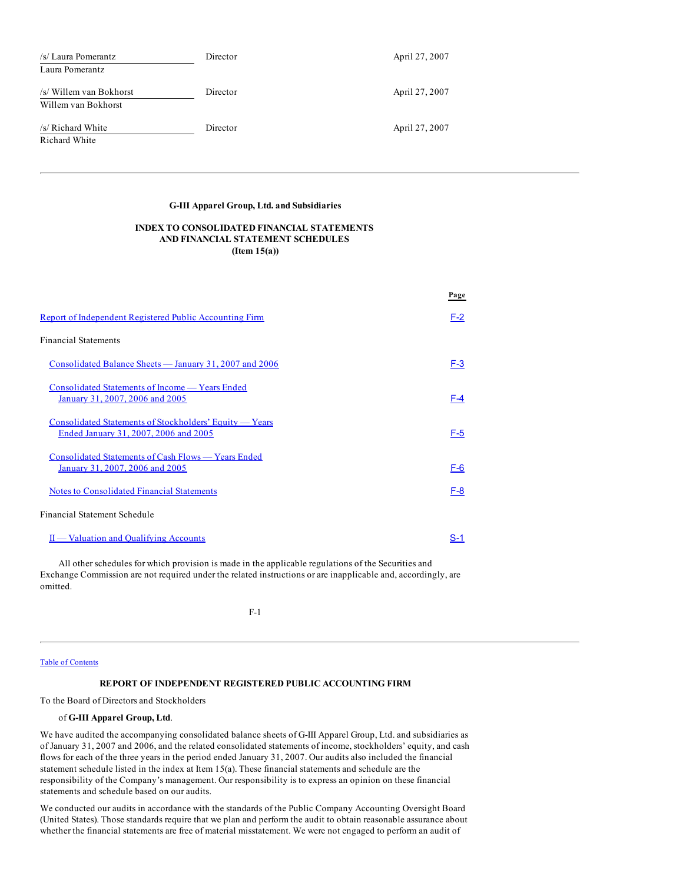| | | |
|---|---|---|
| /s/ Laura Pomerantz<br>Laura Pomerantz | Director | April 27, 2007 |
| /s/ Willem van Bokhorst<br>Willem van Bokhorst | Director | April 27, 2007 |
| /s/ Richard White<br>Richard White | Director | April 27, 2007 |

---

**G-III Apparel Group, Ltd. and Subsidiaries**

**INDEX TO CONSOLIDATED FINANCIAL STATEMENTS AND FINANCIAL STATEMENT SCHEDULES (Item 15(a))**

| | Page |
|---|---|
| Report of Independent Registered Public Accounting Firm | F-2 |
| Financial Statements | |
| Consolidated Balance Sheets — January 31, 2007 and 2006 | F-3 |
| Consolidated Statements of Income — Years Ended January 31, 2007, 2006 and 2005 | F-4 |
| Consolidated Statements of Stockholders' Equity — Years Ended January 31, 2007, 2006 and 2005 | F-5 |
| Consolidated Statements of Cash Flows — Years Ended January 31, 2007, 2006 and 2005 | F-6 |
| Notes to Consolidated Financial Statements | F-8 |
| Financial Statement Schedule | |
| II — Valuation and Qualifying Accounts | S-1 |

All other schedules for which provision is made in the applicable regulations of the Securities and Exchange Commission are not required under the related instructions or are inapplicable and, accordingly, are omitted.

---

**REPORT OF INDEPENDENT REGISTERED PUBLIC ACCOUNTING FIRM**

To the Board of Directors and Stockholders

of **G-III Apparel Group, Ltd**.

We have audited the accompanying consolidated balance sheets of G-III Apparel Group, Ltd. and subsidiaries as of January 31, 2007 and 2006, and the related consolidated statements of income, stockholders' equity, and cash flows for each of the three years in the period ended January 31, 2007. Our audits also included the financial statement schedule listed in the index at Item 15(a). These financial statements and schedule are the responsibility of the Company's management. Our responsibility is to express an opinion on these financial statements and schedule based on our audits.

We conducted our audits in accordance with the standards of the Public Company Accounting Oversight Board (United States). Those standards require that we plan and perform the audit to obtain reasonable assurance about whether the financial statements are free of material misstatement. We were not engaged to perform an audit of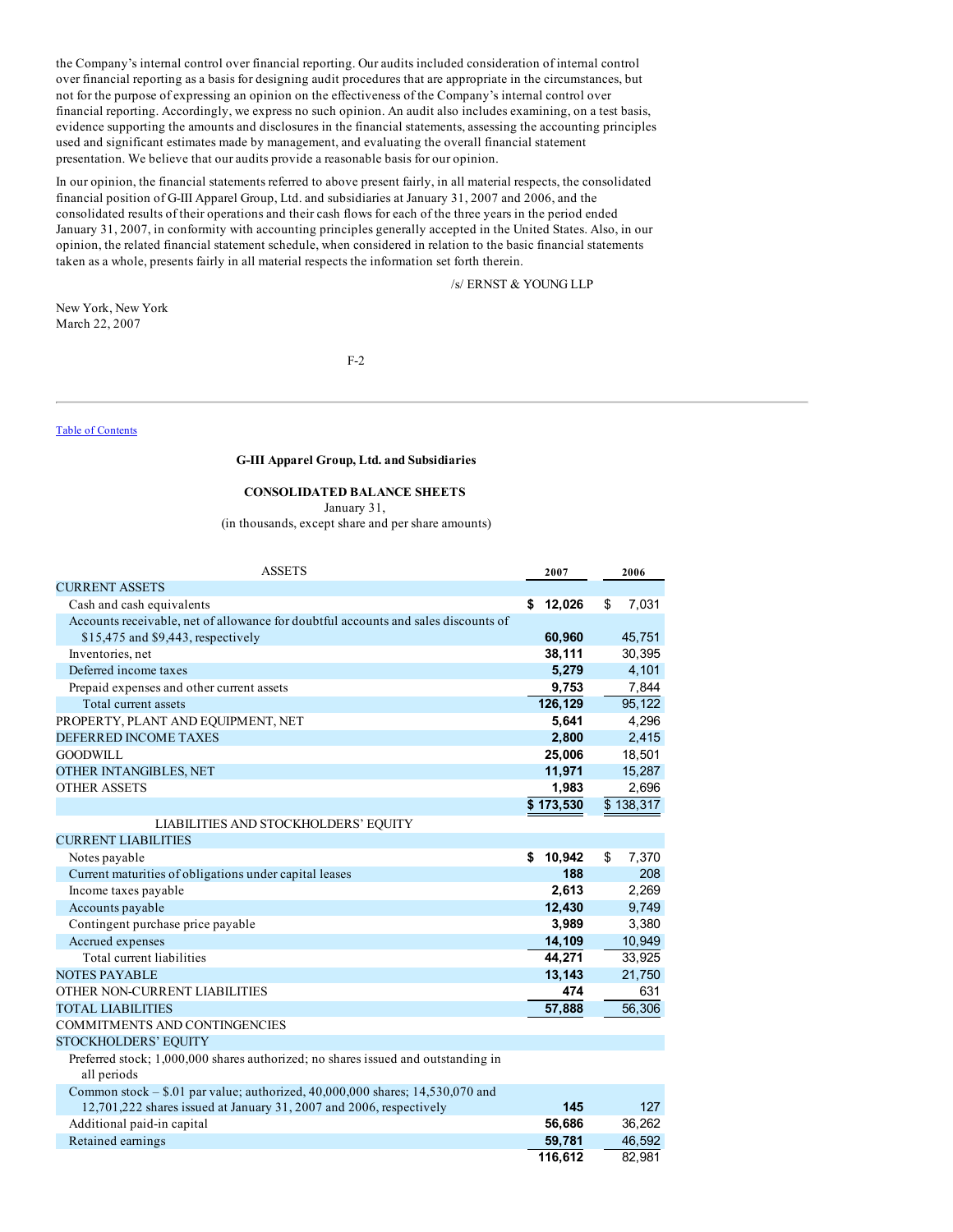the Company's internal control over financial reporting. Our audits included consideration of internal control over financial reporting as a basis for designing audit procedures that are appropriate in the circumstances, but not for the purpose of expressing an opinion on the effectiveness of the Company's internal control over financial reporting. Accordingly, we express no such opinion. An audit also includes examining, on a test basis, evidence supporting the amounts and disclosures in the financial statements, assessing the accounting principles used and significant estimates made by management, and evaluating the overall financial statement presentation. We believe that our audits provide a reasonable basis for our opinion.

In our opinion, the financial statements referred to above present fairly, in all material respects, the consolidated financial position of G-III Apparel Group, Ltd. and subsidiaries at January 31, 2007 and 2006, and the consolidated results of their operations and their cash flows for each of the three years in the period ended January 31, 2007, in conformity with accounting principles generally accepted in the United States. Also, in our opinion, the related financial statement schedule, when considered in relation to the basic financial statements taken as a whole, presents fairly in all material respects the information set forth therein.

/s/ ERNST & YOUNG LLP

New York, New York
March 22, 2007

Table of Contents

**G-III Apparel Group, Ltd. and Subsidiaries**

**CONSOLIDATED BALANCE SHEETS**
January 31,
(in thousands, except share and per share amounts)

| ASSETS | 2007 | 2006 |
|---|---|---|
| CURRENT ASSETS | | |
| Cash and cash equivalents | **$ 12,026** | $ 7,031 |
| Accounts receivable, net of allowance for doubtful accounts and sales discounts of $15,475 and $9,443, respectively | **60,960** | 45,751 |
| Inventories, net | **38,111** | 30,395 |
| Deferred income taxes | **5,279** | 4,101 |
| Prepaid expenses and other current assets | **9,753** | 7,844 |
| Total current assets | **126,129** | 95,122 |
| PROPERTY, PLANT AND EQUIPMENT, NET | **5,641** | 4,296 |
| DEFERRED INCOME TAXES | **2,800** | 2,415 |
| GOODWILL | **25,006** | 18,501 |
| OTHER INTANGIBLES, NET | **11,971** | 15,287 |
| OTHER ASSETS | **1,983** | 2,696 |
| | **$ 173,530** | $ 138,317 |
| LIABILITIES AND STOCKHOLDERS' EQUITY | | |
| CURRENT LIABILITIES | | |
| Notes payable | **$ 10,942** | $ 7,370 |
| Current maturities of obligations under capital leases | **188** | 208 |
| Income taxes payable | **2,613** | 2,269 |
| Accounts payable | **12,430** | 9,749 |
| Contingent purchase price payable | **3,989** | 3,380 |
| Accrued expenses | **14,109** | 10,949 |
| Total current liabilities | **44,271** | 33,925 |
| NOTES PAYABLE | **13,143** | 21,750 |
| OTHER NON-CURRENT LIABILITIES | **474** | 631 |
| TOTAL LIABILITIES | **57,888** | 56,306 |
| COMMITMENTS AND CONTINGENCIES | | |
| STOCKHOLDERS' EQUITY | | |
| Preferred stock; 1,000,000 shares authorized; no shares issued and outstanding in all periods | | |
| Common stock – $.01 par value; authorized, 40,000,000 shares; 14,530,070 and 12,701,222 shares issued at January 31, 2007 and 2006, respectively | **145** | 127 |
| Additional paid-in capital | **56,686** | 36,262 |
| Retained earnings | **59,781** | 46,592 |
| | **116,612** | 82,981 |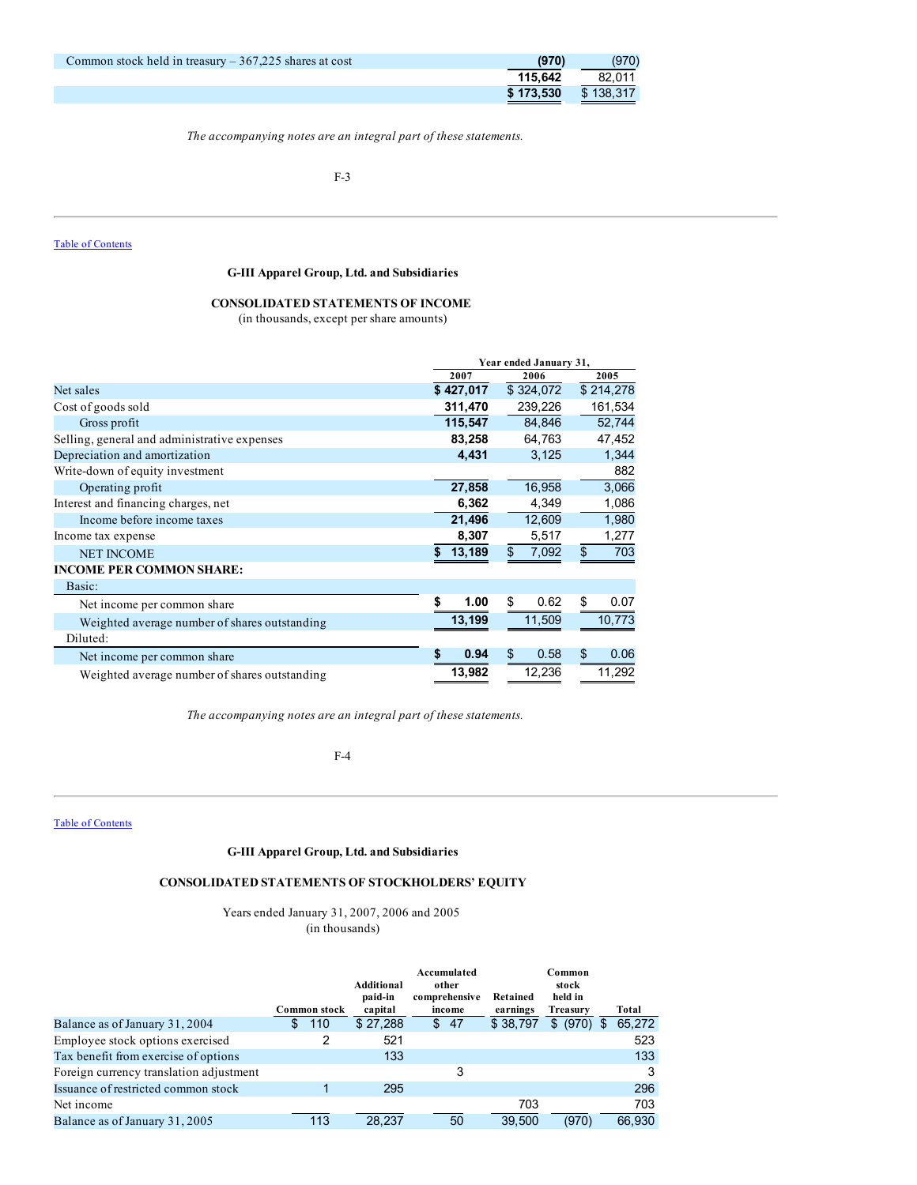| | | |
|---|---|---|
| Common stock held in treasury – 367,225 shares at cost | **(970)** | (970) |
| | **115,642** | 82,011 |
| | **$ 173,530** | $ 138,317 |

*The accompanying notes are an integral part of these statements.*

Table of Contents

## G-III Apparel Group, Ltd. and Subsidiaries

### CONSOLIDATED STATEMENTS OF INCOME

(in thousands, except per share amounts)

| | Year ended January 31, | | |
|---|---|---|---|
| | **2007** | **2006** | **2005** |
| Net sales | **$ 427,017** | $ 324,072 | $ 214,278 |
| Cost of goods sold | **311,470** | 239,226 | 161,534 |
| Gross profit | **115,547** | 84,846 | 52,744 |
| Selling, general and administrative expenses | **83,258** | 64,763 | 47,452 |
| Depreciation and amortization | **4,431** | 3,125 | 1,344 |
| Write-down of equity investment | | | 882 |
| Operating profit | **27,858** | 16,958 | 3,066 |
| Interest and financing charges, net | **6,362** | 4,349 | 1,086 |
| Income before income taxes | **21,496** | 12,609 | 1,980 |
| Income tax expense | **8,307** | 5,517 | 1,277 |
| NET INCOME | **$ 13,189** | $ 7,092 | $ 703 |
| **INCOME PER COMMON SHARE:** | | | |
| Basic: | | | |
| Net income per common share | **$ 1.00** | $ 0.62 | $ 0.07 |
| Weighted average number of shares outstanding | **13,199** | 11,509 | 10,773 |
| Diluted: | | | |
| Net income per common share | **$ 0.94** | $ 0.58 | $ 0.06 |
| Weighted average number of shares outstanding | **13,982** | 12,236 | 11,292 |

*The accompanying notes are an integral part of these statements.*

Table of Contents

## G-III Apparel Group, Ltd. and Subsidiaries

### CONSOLIDATED STATEMENTS OF STOCKHOLDERS' EQUITY

Years ended January 31, 2007, 2006 and 2005
(in thousands)

| | Common stock | Additional paid-in capital | Accumulated other comprehensive income | Retained earnings | Common stock held in Treasury | Total |
|---|---|---|---|---|---|---|
| Balance as of January 31, 2004 | $ 110 | $ 27,288 | $ 47 | $ 38,797 | $ (970) | $ 65,272 |
| Employee stock options exercised | 2 | 521 | | | | 523 |
| Tax benefit from exercise of options | | 133 | | | | 133 |
| Foreign currency translation adjustment | | | 3 | | | 3 |
| Issuance of restricted common stock | 1 | 295 | | | | 296 |
| Net income | | | | 703 | | 703 |
| Balance as of January 31, 2005 | 113 | 28,237 | 50 | 39,500 | (970) | 66,930 |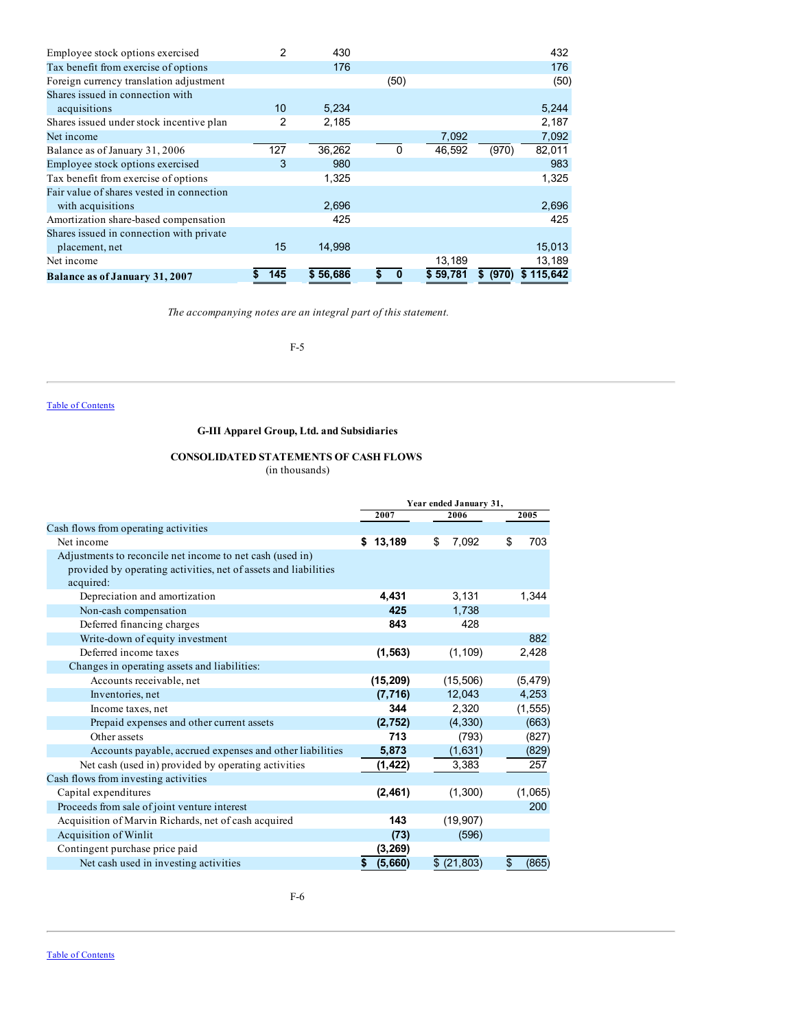| | | | | | | |
|---|---|---|---|---|---|---|
| Employee stock options exercised | 2 | 430 | | | | 432 |
| Tax benefit from exercise of options | | 176 | | | | 176 |
| Foreign currency translation adjustment | | | (50) | | | (50) |
| Shares issued in connection with acquisitions | 10 | 5,234 | | | | 5,244 |
| Shares issued under stock incentive plan | 2 | 2,185 | | | | 2,187 |
| Net income | | | | 7,092 | | 7,092 |
| Balance as of January 31, 2006 | 127 | 36,262 | 0 | 46,592 | (970) | 82,011 |
| Employee stock options exercised | 3 | 980 | | | | 983 |
| Tax benefit from exercise of options | | 1,325 | | | | 1,325 |
| Fair value of shares vested in connection with acquisitions | | 2,696 | | | | 2,696 |
| Amortization share-based compensation | | 425 | | | | 425 |
| Shares issued in connection with private placement, net | 15 | 14,998 | | | | 15,013 |
| Net income | | | | 13,189 | | 13,189 |
| **Balance as of January 31, 2007** | $ 145 | $ 56,686 | $ 0 | $ 59,781 | $ (970) | $ 115,642 |

*The accompanying notes are an integral part of this statement.*

Table of Contents

**G-III Apparel Group, Ltd. and Subsidiaries**

**CONSOLIDATED STATEMENTS OF CASH FLOWS**
(in thousands)

| | Year ended January 31, | | |
|---|---|---|---|
| | 2007 | 2006 | 2005 |
| Cash flows from operating activities | | | |
| Net income | **$ 13,189** | $ 7,092 | $ 703 |
| Adjustments to reconcile net income to net cash (used in) provided by operating activities, net of assets and liabilities acquired: | | | |
| Depreciation and amortization | **4,431** | 3,131 | 1,344 |
| Non-cash compensation | **425** | 1,738 | |
| Deferred financing charges | **843** | 428 | |
| Write-down of equity investment | | | 882 |
| Deferred income taxes | **(1,563)** | (1,109) | 2,428 |
| Changes in operating assets and liabilities: | | | |
| Accounts receivable, net | **(15,209)** | (15,506) | (5,479) |
| Inventories, net | **(7,716)** | 12,043 | 4,253 |
| Income taxes, net | **344** | 2,320 | (1,555) |
| Prepaid expenses and other current assets | **(2,752)** | (4,330) | (663) |
| Other assets | **713** | (793) | (827) |
| Accounts payable, accrued expenses and other liabilities | **5,873** | (1,631) | (829) |
| Net cash (used in) provided by operating activities | **(1,422)** | 3,383 | 257 |
| Cash flows from investing activities | | | |
| Capital expenditures | **(2,461)** | (1,300) | (1,065) |
| Proceeds from sale of joint venture interest | | | 200 |
| Acquisition of Marvin Richards, net of cash acquired | **143** | (19,907) | |
| Acquisition of Winlit | **(73)** | (596) | |
| Contingent purchase price paid | **(3,269)** | | |
| Net cash used in investing activities | **$ (5,660)** | $ (21,803) | $ (865) |

Table of Contents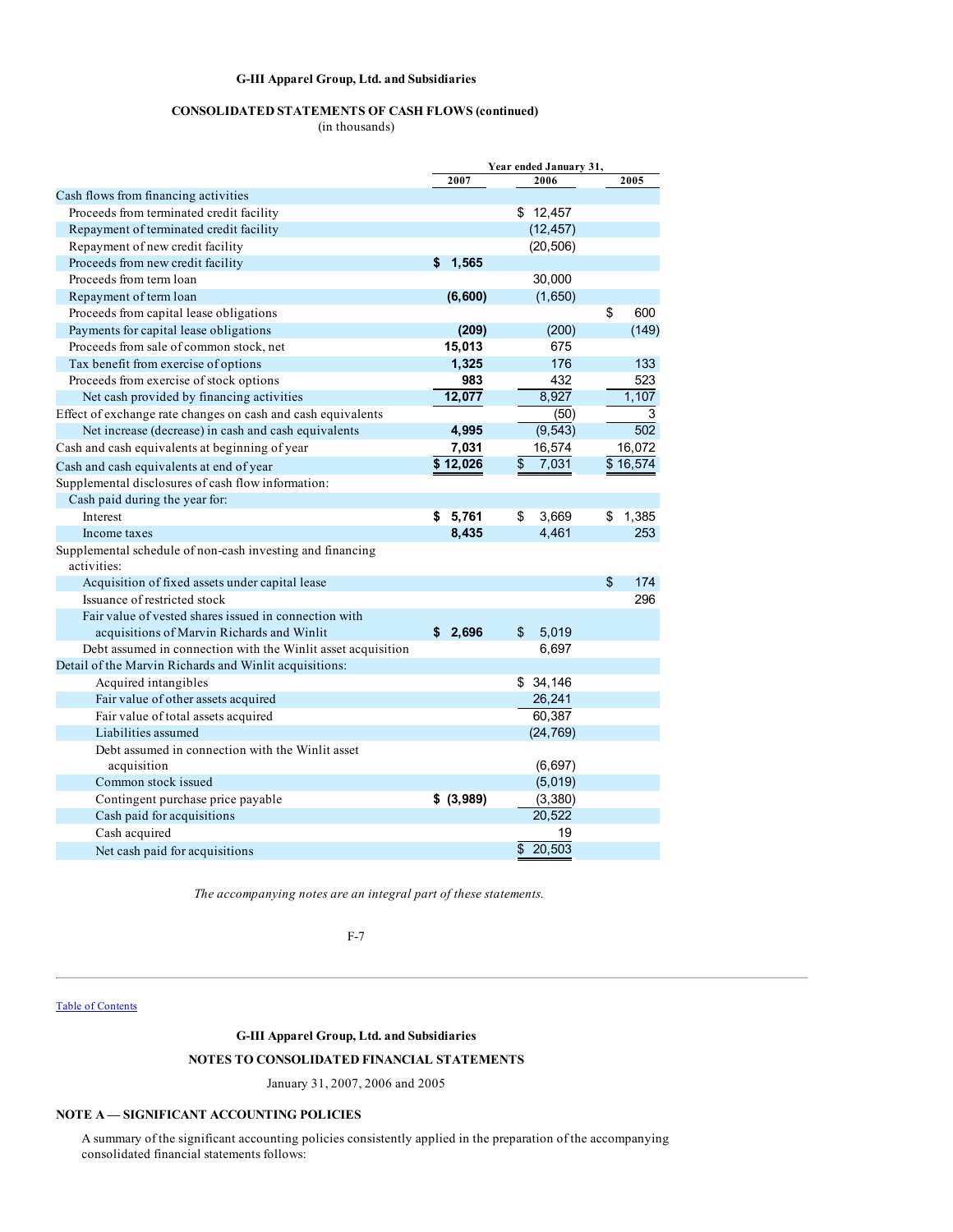**G-III Apparel Group, Ltd. and Subsidiaries**

**CONSOLIDATED STATEMENTS OF CASH FLOWS (continued)**
(in thousands)

| | Year ended January 31, | | |
|---|---|---|---|
| | **2007** | **2006** | **2005** |
| Cash flows from financing activities | | | |
| Proceeds from terminated credit facility | | $ 12,457 | |
| Repayment of terminated credit facility | | (12,457) | |
| Repayment of new credit facility | | (20,506) | |
| Proceeds from new credit facility | **$ 1,565** | | |
| Proceeds from term loan | | 30,000 | |
| Repayment of term loan | **(6,600)** | (1,650) | |
| Proceeds from capital lease obligations | | | $ 600 |
| Payments for capital lease obligations | **(209)** | (200) | (149) |
| Proceeds from sale of common stock, net | **15,013** | 675 | |
| Tax benefit from exercise of options | **1,325** | 176 | 133 |
| Proceeds from exercise of stock options | **983** | 432 | 523 |
| Net cash provided by financing activities | **12,077** | 8,927 | 1,107 |
| Effect of exchange rate changes on cash and cash equivalents | | (50) | 3 |
| Net increase (decrease) in cash and cash equivalents | **4,995** | (9,543) | 502 |
| Cash and cash equivalents at beginning of year | **7,031** | 16,574 | 16,072 |
| Cash and cash equivalents at end of year | **$ 12,026** | $ 7,031 | $ 16,574 |
| Supplemental disclosures of cash flow information: | | | |
| Cash paid during the year for: | | | |
| Interest | **$ 5,761** | $ 3,669 | $ 1,385 |
| Income taxes | **8,435** | 4,461 | 253 |
| Supplemental schedule of non-cash investing and financing activities: | | | |
| Acquisition of fixed assets under capital lease | | | $ 174 |
| Issuance of restricted stock | | | 296 |
| Fair value of vested shares issued in connection with acquisitions of Marvin Richards and Winlit | **$ 2,696** | $ 5,019 | |
| Debt assumed in connection with the Winlit asset acquisition | | 6,697 | |
| Detail of the Marvin Richards and Winlit acquisitions: | | | |
| Acquired intangibles | | $ 34,146 | |
| Fair value of other assets acquired | | 26,241 | |
| Fair value of total assets acquired | | 60,387 | |
| Liabilities assumed | | (24,769) | |
| Debt assumed in connection with the Winlit asset acquisition | | (6,697) | |
| Common stock issued | | (5,019) | |
| Contingent purchase price payable | **$ (3,989)** | (3,380) | |
| Cash paid for acquisitions | | 20,522 | |
| Cash acquired | | 19 | |
| Net cash paid for acquisitions | | $ 20,503 | |

*The accompanying notes are an integral part of these statements.*

---

Table of Contents

**G-III Apparel Group, Ltd. and Subsidiaries**

**NOTES TO CONSOLIDATED FINANCIAL STATEMENTS**

January 31, 2007, 2006 and 2005

**NOTE A — SIGNIFICANT ACCOUNTING POLICIES**

A summary of the significant accounting policies consistently applied in the preparation of the accompanying consolidated financial statements follows: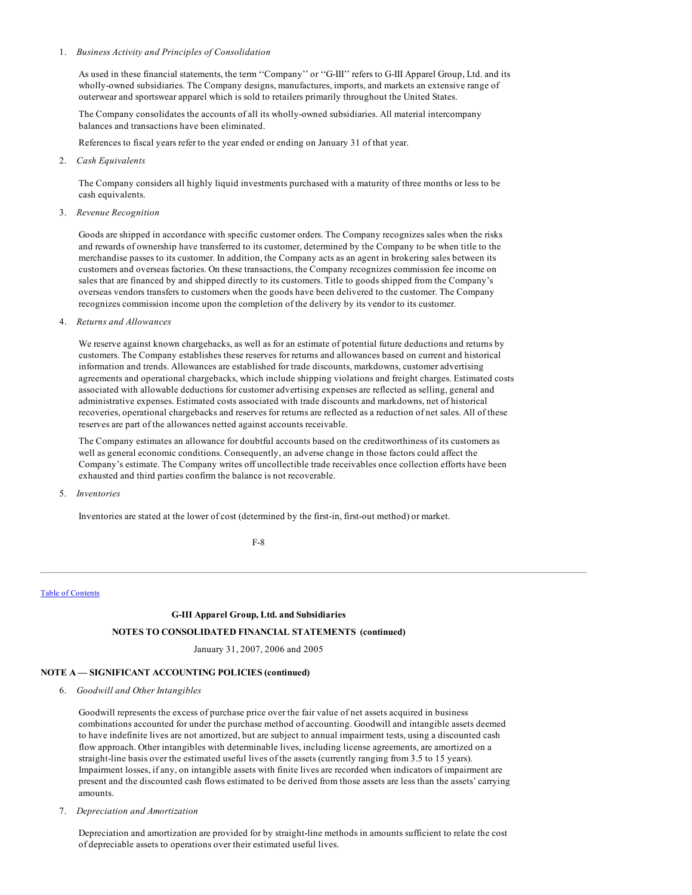1. *Business Activity and Principles of Consolidation*

   As used in these financial statements, the term ''Company'' or ''G-III'' refers to G-III Apparel Group, Ltd. and its wholly-owned subsidiaries. The Company designs, manufactures, imports, and markets an extensive range of outerwear and sportswear apparel which is sold to retailers primarily throughout the United States.

   The Company consolidates the accounts of all its wholly-owned subsidiaries. All material intercompany balances and transactions have been eliminated.

   References to fiscal years refer to the year ended or ending on January 31 of that year.

2. *Cash Equivalents*

   The Company considers all highly liquid investments purchased with a maturity of three months or less to be cash equivalents.

3. *Revenue Recognition*

   Goods are shipped in accordance with specific customer orders. The Company recognizes sales when the risks and rewards of ownership have transferred to its customer, determined by the Company to be when title to the merchandise passes to its customer. In addition, the Company acts as an agent in brokering sales between its customers and overseas factories. On these transactions, the Company recognizes commission fee income on sales that are financed by and shipped directly to its customers. Title to goods shipped from the Company's overseas vendors transfers to customers when the goods have been delivered to the customer. The Company recognizes commission income upon the completion of the delivery by its vendor to its customer.

4. *Returns and Allowances*

   We reserve against known chargebacks, as well as for an estimate of potential future deductions and returns by customers. The Company establishes these reserves for returns and allowances based on current and historical information and trends. Allowances are established for trade discounts, markdowns, customer advertising agreements and operational chargebacks, which include shipping violations and freight charges. Estimated costs associated with allowable deductions for customer advertising expenses are reflected as selling, general and administrative expenses. Estimated costs associated with trade discounts and markdowns, net of historical recoveries, operational chargebacks and reserves for returns are reflected as a reduction of net sales. All of these reserves are part of the allowances netted against accounts receivable.

   The Company estimates an allowance for doubtful accounts based on the creditworthiness of its customers as well as general economic conditions. Consequently, an adverse change in those factors could affect the Company's estimate. The Company writes off uncollectible trade receivables once collection efforts have been exhausted and third parties confirm the balance is not recoverable.

5. *Inventories*

   Inventories are stated at the lower of cost (determined by the first-in, first-out method) or market.

**G-III Apparel Group, Ltd. and Subsidiaries**

**NOTES TO CONSOLIDATED FINANCIAL STATEMENTS (continued)**

January 31, 2007, 2006 and 2005

**NOTE A — SIGNIFICANT ACCOUNTING POLICIES (continued)**

6. *Goodwill and Other Intangibles*

   Goodwill represents the excess of purchase price over the fair value of net assets acquired in business combinations accounted for under the purchase method of accounting. Goodwill and intangible assets deemed to have indefinite lives are not amortized, but are subject to annual impairment tests, using a discounted cash flow approach. Other intangibles with determinable lives, including license agreements, are amortized on a straight-line basis over the estimated useful lives of the assets (currently ranging from 3.5 to 15 years). Impairment losses, if any, on intangible assets with finite lives are recorded when indicators of impairment are present and the discounted cash flows estimated to be derived from those assets are less than the assets' carrying amounts.

7. *Depreciation and Amortization*

   Depreciation and amortization are provided for by straight-line methods in amounts sufficient to relate the cost of depreciable assets to operations over their estimated useful lives.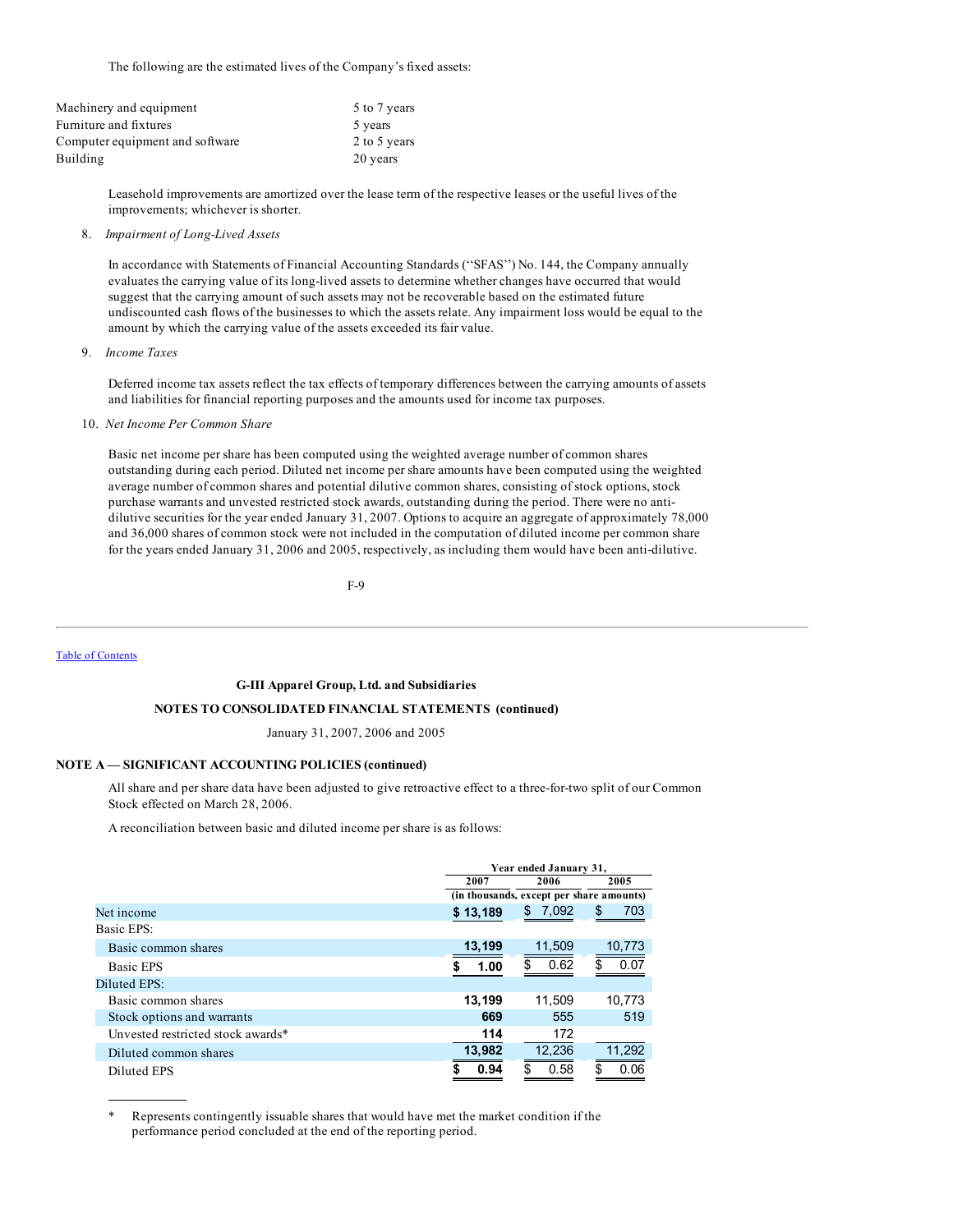The following are the estimated lives of the Company's fixed assets:

| | |
|---|---|
| Machinery and equipment | 5 to 7 years |
| Furniture and fixtures | 5 years |
| Computer equipment and software | 2 to 5 years |
| Building | 20 years |

Leasehold improvements are amortized over the lease term of the respective leases or the useful lives of the improvements; whichever is shorter.

8. *Impairment of Long-Lived Assets*

In accordance with Statements of Financial Accounting Standards (''SFAS'') No. 144, the Company annually evaluates the carrying value of its long-lived assets to determine whether changes have occurred that would suggest that the carrying amount of such assets may not be recoverable based on the estimated future undiscounted cash flows of the businesses to which the assets relate. Any impairment loss would be equal to the amount by which the carrying value of the assets exceeded its fair value.

9. *Income Taxes*

Deferred income tax assets reflect the tax effects of temporary differences between the carrying amounts of assets and liabilities for financial reporting purposes and the amounts used for income tax purposes.

10. *Net Income Per Common Share*

Basic net income per share has been computed using the weighted average number of common shares outstanding during each period. Diluted net income per share amounts have been computed using the weighted average number of common shares and potential dilutive common shares, consisting of stock options, stock purchase warrants and unvested restricted stock awards, outstanding during the period. There were no anti-dilutive securities for the year ended January 31, 2007. Options to acquire an aggregate of approximately 78,000 and 36,000 shares of common stock were not included in the computation of diluted income per common share for the years ended January 31, 2006 and 2005, respectively, as including them would have been anti-dilutive.

**G-III Apparel Group, Ltd. and Subsidiaries**

**NOTES TO CONSOLIDATED FINANCIAL STATEMENTS (continued)**

January 31, 2007, 2006 and 2005

**NOTE A — SIGNIFICANT ACCOUNTING POLICIES (continued)**

All share and per share data have been adjusted to give retroactive effect to a three-for-two split of our Common Stock effected on March 28, 2006.

A reconciliation between basic and diluted income per share is as follows:

| | Year ended January 31, | | |
|---|---|---|---|
| | **2007** | 2006 | 2005 |
| | (in thousands, except per share amounts) | | |
| Net income | **$ 13,189** | $ 7,092 | $ 703 |
| Basic EPS: | | | |
| Basic common shares | **13,199** | 11,509 | 10,773 |
| Basic EPS | **$ 1.00** | $ 0.62 | $ 0.07 |
| Diluted EPS: | | | |
| Basic common shares | **13,199** | 11,509 | 10,773 |
| Stock options and warrants | **669** | 555 | 519 |
| Unvested restricted stock awards* | **114** | 172 | |
| Diluted common shares | **13,982** | 12,236 | 11,292 |
| Diluted EPS | **$ 0.94** | $ 0.58 | $ 0.06 |

\* Represents contingently issuable shares that would have met the market condition if the performance period concluded at the end of the reporting period.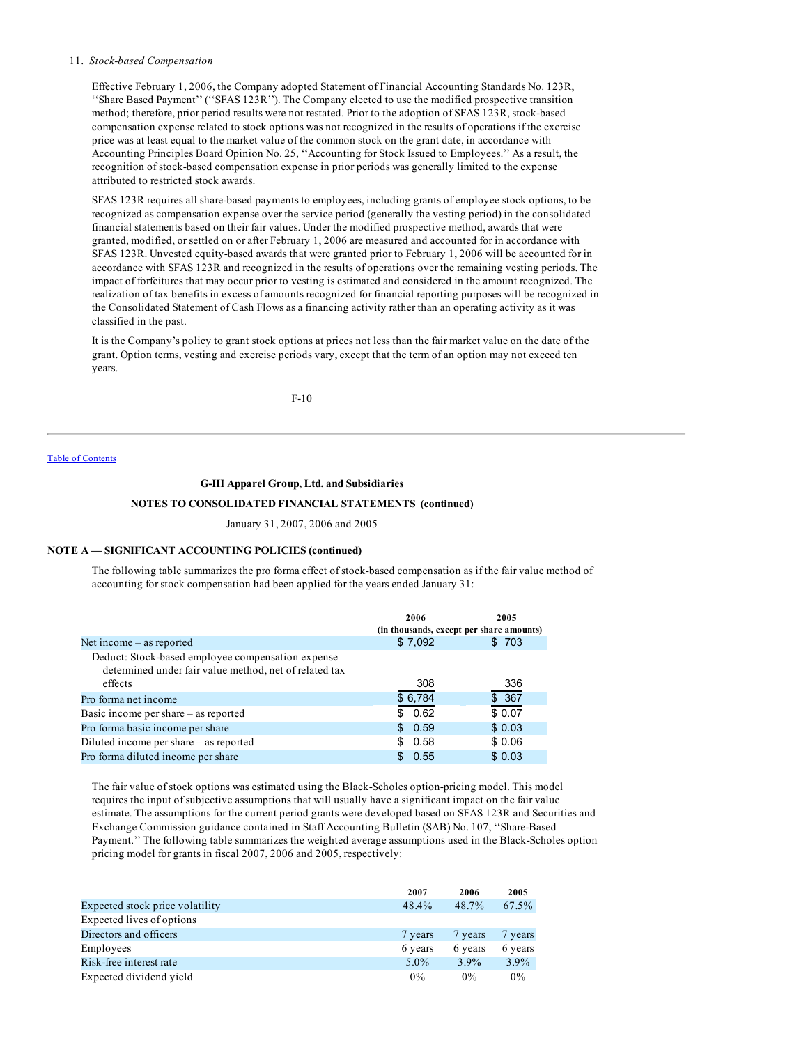11. *Stock-based Compensation*

Effective February 1, 2006, the Company adopted Statement of Financial Accounting Standards No. 123R, ''Share Based Payment'' (''SFAS 123R''). The Company elected to use the modified prospective transition method; therefore, prior period results were not restated. Prior to the adoption of SFAS 123R, stock-based compensation expense related to stock options was not recognized in the results of operations if the exercise price was at least equal to the market value of the common stock on the grant date, in accordance with Accounting Principles Board Opinion No. 25, ''Accounting for Stock Issued to Employees.'' As a result, the recognition of stock-based compensation expense in prior periods was generally limited to the expense attributed to restricted stock awards.

SFAS 123R requires all share-based payments to employees, including grants of employee stock options, to be recognized as compensation expense over the service period (generally the vesting period) in the consolidated financial statements based on their fair values. Under the modified prospective method, awards that were granted, modified, or settled on or after February 1, 2006 are measured and accounted for in accordance with SFAS 123R. Unvested equity-based awards that were granted prior to February 1, 2006 will be accounted for in accordance with SFAS 123R and recognized in the results of operations over the remaining vesting periods. The impact of forfeitures that may occur prior to vesting is estimated and considered in the amount recognized. The realization of tax benefits in excess of amounts recognized for financial reporting purposes will be recognized in the Consolidated Statement of Cash Flows as a financing activity rather than an operating activity as it was classified in the past.

It is the Company's policy to grant stock options at prices not less than the fair market value on the date of the grant. Option terms, vesting and exercise periods vary, except that the term of an option may not exceed ten years.

**G-III Apparel Group, Ltd. and Subsidiaries**

**NOTES TO CONSOLIDATED FINANCIAL STATEMENTS (continued)**

January 31, 2007, 2006 and 2005

**NOTE A — SIGNIFICANT ACCOUNTING POLICIES (continued)**

The following table summarizes the pro forma effect of stock-based compensation as if the fair value method of accounting for stock compensation had been applied for the years ended January 31:

| | 2006 | 2005 |
|---|---|---|
| | (in thousands, except per share amounts) | |
| Net income – as reported | $ 7,092 | $ 703 |
| Deduct: Stock-based employee compensation expense determined under fair value method, net of related tax effects | 308 | 336 |
| Pro forma net income | $ 6,784 | $ 367 |
| Basic income per share – as reported | $ 0.62 | $ 0.07 |
| Pro forma basic income per share | $ 0.59 | $ 0.03 |
| Diluted income per share – as reported | $ 0.58 | $ 0.06 |
| Pro forma diluted income per share | $ 0.55 | $ 0.03 |

The fair value of stock options was estimated using the Black-Scholes option-pricing model. This model requires the input of subjective assumptions that will usually have a significant impact on the fair value estimate. The assumptions for the current period grants were developed based on SFAS 123R and Securities and Exchange Commission guidance contained in Staff Accounting Bulletin (SAB) No. 107, ''Share-Based Payment.'' The following table summarizes the weighted average assumptions used in the Black-Scholes option pricing model for grants in fiscal 2007, 2006 and 2005, respectively:

| | 2007 | 2006 | 2005 |
|---|---|---|---|
| Expected stock price volatility | 48.4% | 48.7% | 67.5% |
| Expected lives of options | | | |
| Directors and officers | 7 years | 7 years | 7 years |
| Employees | 6 years | 6 years | 6 years |
| Risk-free interest rate | 5.0% | 3.9% | 3.9% |
| Expected dividend yield | 0% | 0% | 0% |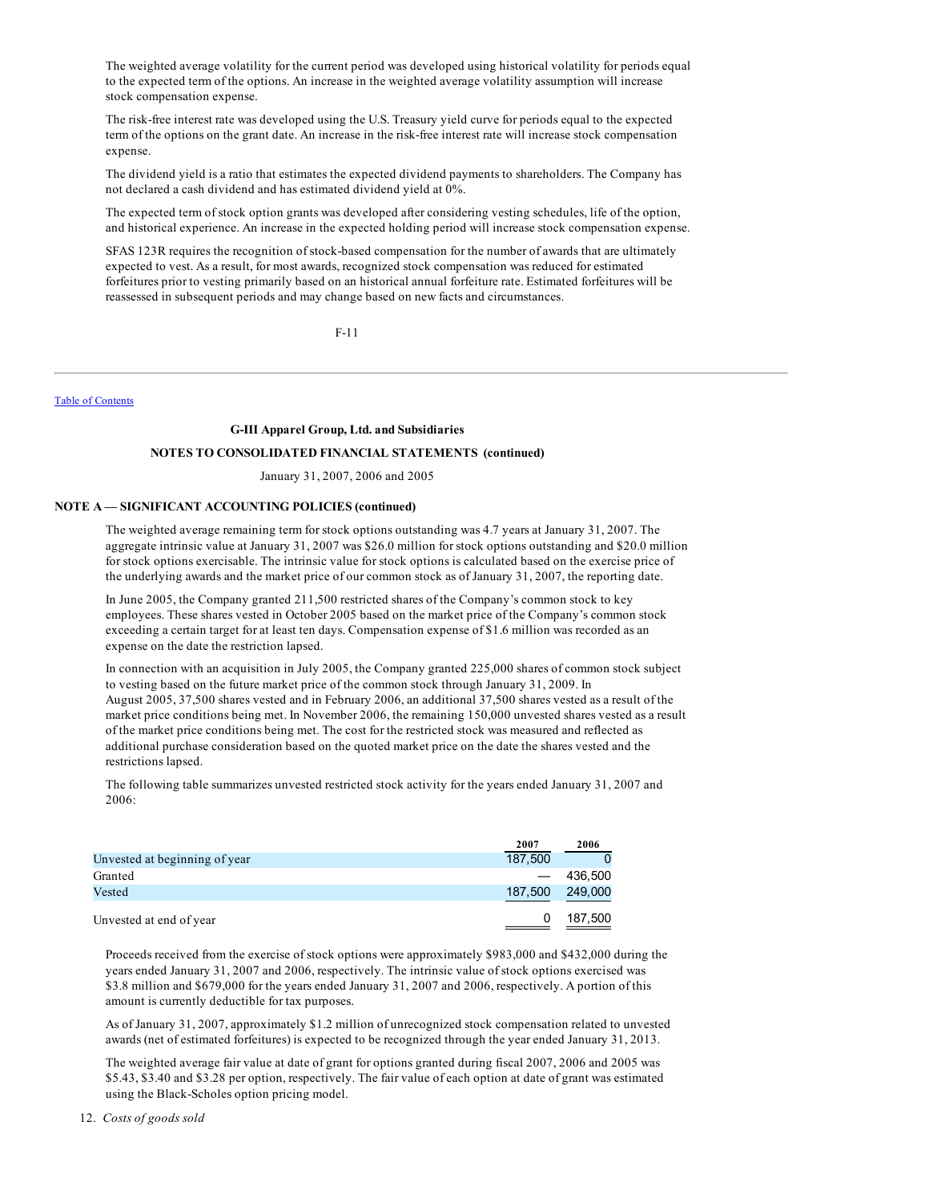The weighted average volatility for the current period was developed using historical volatility for periods equal to the expected term of the options. An increase in the weighted average volatility assumption will increase stock compensation expense.

The risk-free interest rate was developed using the U.S. Treasury yield curve for periods equal to the expected term of the options on the grant date. An increase in the risk-free interest rate will increase stock compensation expense.

The dividend yield is a ratio that estimates the expected dividend payments to shareholders. The Company has not declared a cash dividend and has estimated dividend yield at 0%.

The expected term of stock option grants was developed after considering vesting schedules, life of the option, and historical experience. An increase in the expected holding period will increase stock compensation expense.

SFAS 123R requires the recognition of stock-based compensation for the number of awards that are ultimately expected to vest. As a result, for most awards, recognized stock compensation was reduced for estimated forfeitures prior to vesting primarily based on an historical annual forfeiture rate. Estimated forfeitures will be reassessed in subsequent periods and may change based on new facts and circumstances.

**G-III Apparel Group, Ltd. and Subsidiaries**

**NOTES TO CONSOLIDATED FINANCIAL STATEMENTS (continued)**

January 31, 2007, 2006 and 2005

**NOTE A — SIGNIFICANT ACCOUNTING POLICIES (continued)**

The weighted average remaining term for stock options outstanding was 4.7 years at January 31, 2007. The aggregate intrinsic value at January 31, 2007 was $26.0 million for stock options outstanding and $20.0 million for stock options exercisable. The intrinsic value for stock options is calculated based on the exercise price of the underlying awards and the market price of our common stock as of January 31, 2007, the reporting date.

In June 2005, the Company granted 211,500 restricted shares of the Company's common stock to key employees. These shares vested in October 2005 based on the market price of the Company's common stock exceeding a certain target for at least ten days. Compensation expense of $1.6 million was recorded as an expense on the date the restriction lapsed.

In connection with an acquisition in July 2005, the Company granted 225,000 shares of common stock subject to vesting based on the future market price of the common stock through January 31, 2009. In August 2005, 37,500 shares vested and in February 2006, an additional 37,500 shares vested as a result of the market price conditions being met. In November 2006, the remaining 150,000 unvested shares vested as a result of the market price conditions being met. The cost for the restricted stock was measured and reflected as additional purchase consideration based on the quoted market price on the date the shares vested and the restrictions lapsed.

The following table summarizes unvested restricted stock activity for the years ended January 31, 2007 and 2006:

| | 2007 | 2006 |
|---|---|---|
| Unvested at beginning of year | 187,500 | 0 |
| Granted | — | 436,500 |
| Vested | 187,500 | 249,000 |
| Unvested at end of year | 0 | 187,500 |

Proceeds received from the exercise of stock options were approximately $983,000 and $432,000 during the years ended January 31, 2007 and 2006, respectively. The intrinsic value of stock options exercised was $3.8 million and $679,000 for the years ended January 31, 2007 and 2006, respectively. A portion of this amount is currently deductible for tax purposes.

As of January 31, 2007, approximately $1.2 million of unrecognized stock compensation related to unvested awards (net of estimated forfeitures) is expected to be recognized through the year ended January 31, 2013.

The weighted average fair value at date of grant for options granted during fiscal 2007, 2006 and 2005 was $5.43, $3.40 and $3.28 per option, respectively. The fair value of each option at date of grant was estimated using the Black-Scholes option pricing model.

12. *Costs of goods sold*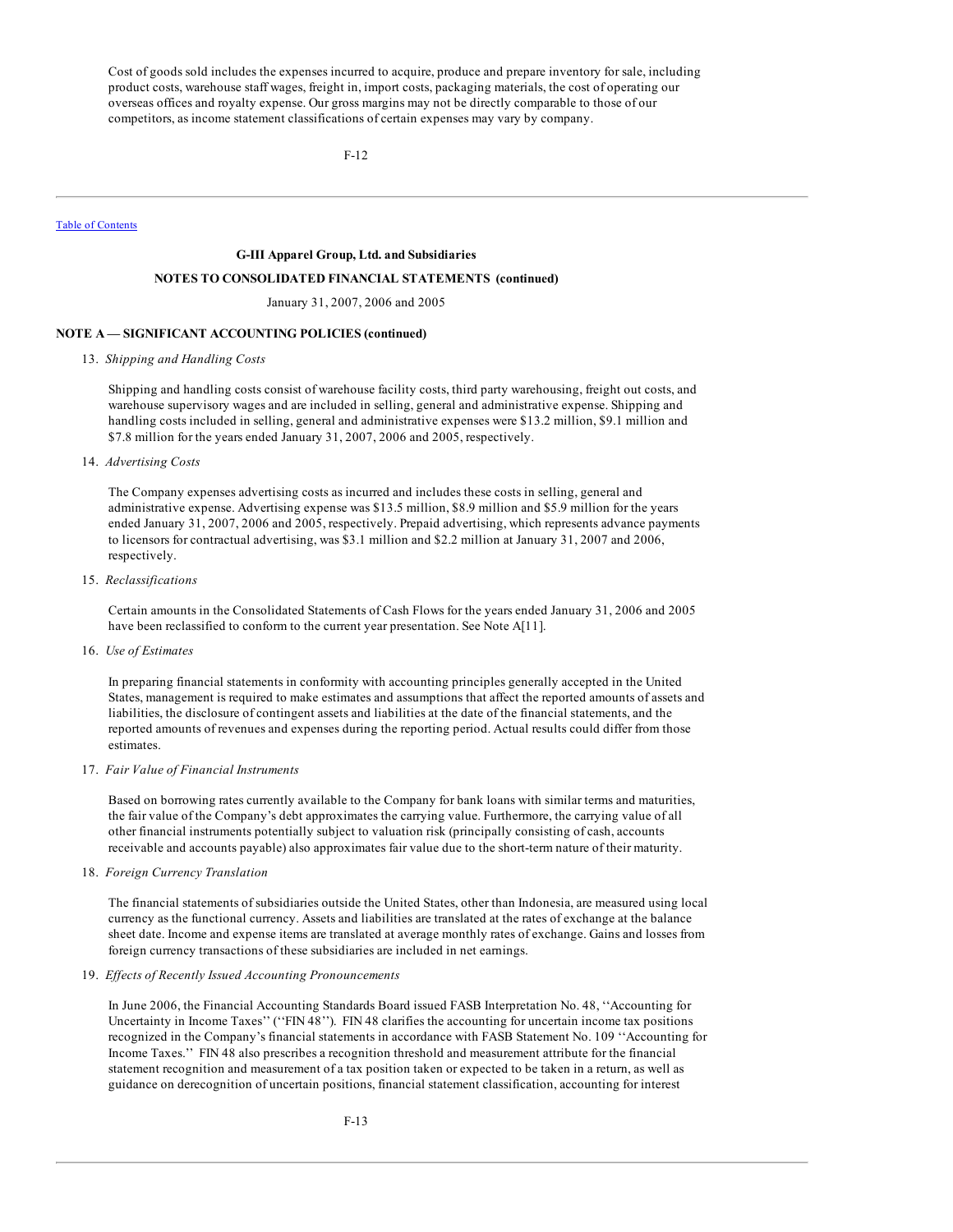Cost of goods sold includes the expenses incurred to acquire, produce and prepare inventory for sale, including product costs, warehouse staff wages, freight in, import costs, packaging materials, the cost of operating our overseas offices and royalty expense. Our gross margins may not be directly comparable to those of our competitors, as income statement classifications of certain expenses may vary by company.

Table of Contents

**G-III Apparel Group, Ltd. and Subsidiaries**

**NOTES TO CONSOLIDATED FINANCIAL STATEMENTS (continued)**

January 31, 2007, 2006 and 2005

**NOTE A — SIGNIFICANT ACCOUNTING POLICIES (continued)**

13. *Shipping and Handling Costs*

Shipping and handling costs consist of warehouse facility costs, third party warehousing, freight out costs, and warehouse supervisory wages and are included in selling, general and administrative expense. Shipping and handling costs included in selling, general and administrative expenses were $13.2 million, $9.1 million and $7.8 million for the years ended January 31, 2007, 2006 and 2005, respectively.

14. *Advertising Costs*

The Company expenses advertising costs as incurred and includes these costs in selling, general and administrative expense. Advertising expense was $13.5 million, $8.9 million and $5.9 million for the years ended January 31, 2007, 2006 and 2005, respectively. Prepaid advertising, which represents advance payments to licensors for contractual advertising, was $3.1 million and $2.2 million at January 31, 2007 and 2006, respectively.

15. *Reclassifications*

Certain amounts in the Consolidated Statements of Cash Flows for the years ended January 31, 2006 and 2005 have been reclassified to conform to the current year presentation. See Note A[11].

16. *Use of Estimates*

In preparing financial statements in conformity with accounting principles generally accepted in the United States, management is required to make estimates and assumptions that affect the reported amounts of assets and liabilities, the disclosure of contingent assets and liabilities at the date of the financial statements, and the reported amounts of revenues and expenses during the reporting period. Actual results could differ from those estimates.

17. *Fair Value of Financial Instruments*

Based on borrowing rates currently available to the Company for bank loans with similar terms and maturities, the fair value of the Company's debt approximates the carrying value. Furthermore, the carrying value of all other financial instruments potentially subject to valuation risk (principally consisting of cash, accounts receivable and accounts payable) also approximates fair value due to the short-term nature of their maturity.

18. *Foreign Currency Translation*

The financial statements of subsidiaries outside the United States, other than Indonesia, are measured using local currency as the functional currency. Assets and liabilities are translated at the rates of exchange at the balance sheet date. Income and expense items are translated at average monthly rates of exchange. Gains and losses from foreign currency transactions of these subsidiaries are included in net earnings.

19. *Effects of Recently Issued Accounting Pronouncements*

In June 2006, the Financial Accounting Standards Board issued FASB Interpretation No. 48, ''Accounting for Uncertainty in Income Taxes'' (''FIN 48''). FIN 48 clarifies the accounting for uncertain income tax positions recognized in the Company's financial statements in accordance with FASB Statement No. 109 ''Accounting for Income Taxes.'' FIN 48 also prescribes a recognition threshold and measurement attribute for the financial statement recognition and measurement of a tax position taken or expected to be taken in a return, as well as guidance on derecognition of uncertain positions, financial statement classification, accounting for interest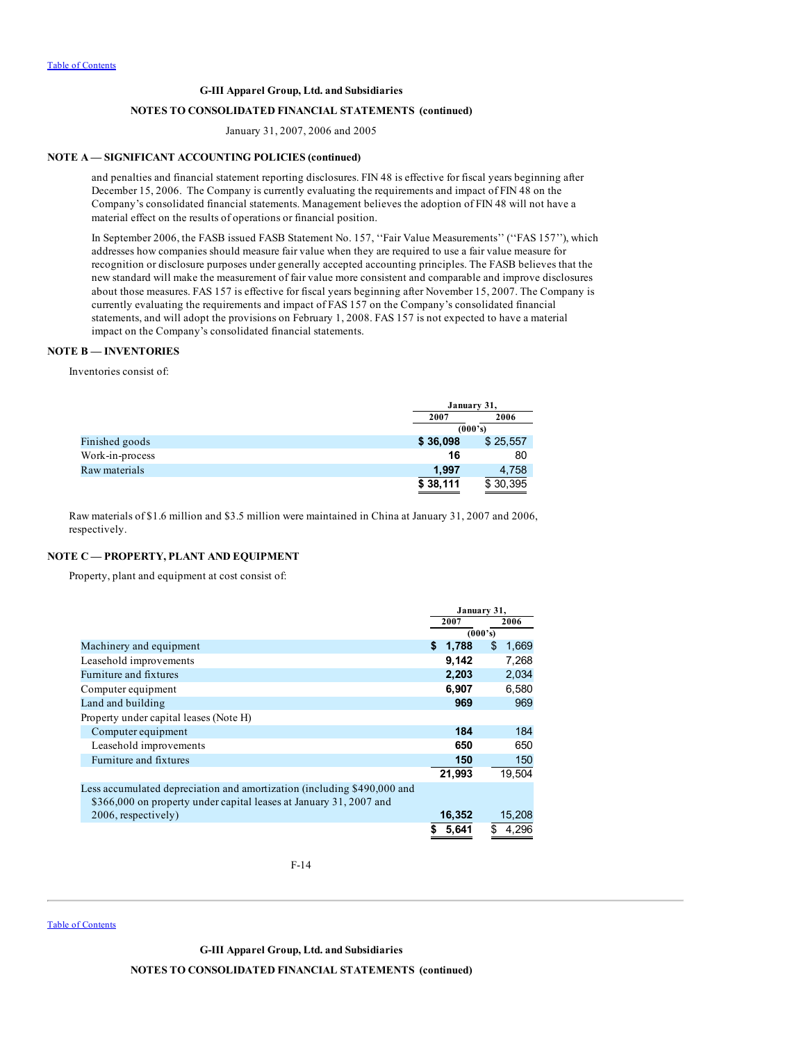## NOTE A — SIGNIFICANT ACCOUNTING POLICIES (continued)

and penalties and financial statement reporting disclosures. FIN 48 is effective for fiscal years beginning after December 15, 2006. The Company is currently evaluating the requirements and impact of FIN 48 on the Company's consolidated financial statements. Management believes the adoption of FIN 48 will not have a material effect on the results of operations or financial position.

In September 2006, the FASB issued FASB Statement No. 157, ''Fair Value Measurements'' (''FAS 157''), which addresses how companies should measure fair value when they are required to use a fair value measure for recognition or disclosure purposes under generally accepted accounting principles. The FASB believes that the new standard will make the measurement of fair value more consistent and comparable and improve disclosures about those measures. FAS 157 is effective for fiscal years beginning after November 15, 2007. The Company is currently evaluating the requirements and impact of FAS 157 on the Company's consolidated financial statements, and will adopt the provisions on February 1, 2008. FAS 157 is not expected to have a material impact on the Company's consolidated financial statements.

## NOTE B — INVENTORIES

Inventories consist of:

| | January 31, | |
|---|---|---|
| | 2007 | 2006 |
| | (000's) | |
| Finished goods | **$ 36,098** | $ 25,557 |
| Work-in-process | **16** | 80 |
| Raw materials | **1,997** | 4,758 |
| | **$ 38,111** | $ 30,395 |

Raw materials of $1.6 million and $3.5 million were maintained in China at January 31, 2007 and 2006, respectively.

## NOTE C — PROPERTY, PLANT AND EQUIPMENT

Property, plant and equipment at cost consist of:

| | January 31, | |
|---|---|---|
| | 2007 | 2006 |
| | (000's) | |
| Machinery and equipment | **$ 1,788** | $ 1,669 |
| Leasehold improvements | **9,142** | 7,268 |
| Furniture and fixtures | **2,203** | 2,034 |
| Computer equipment | **6,907** | 6,580 |
| Land and building | **969** | 969 |
| Property under capital leases (Note H) | | |
| Computer equipment | **184** | 184 |
| Leasehold improvements | **650** | 650 |
| Furniture and fixtures | **150** | 150 |
| | **21,993** | 19,504 |
| Less accumulated depreciation and amortization (including $490,000 and $366,000 on property under capital leases at January 31, 2007 and 2006, respectively) | **16,352** | 15,208 |
| | **$ 5,641** | $ 4,296 |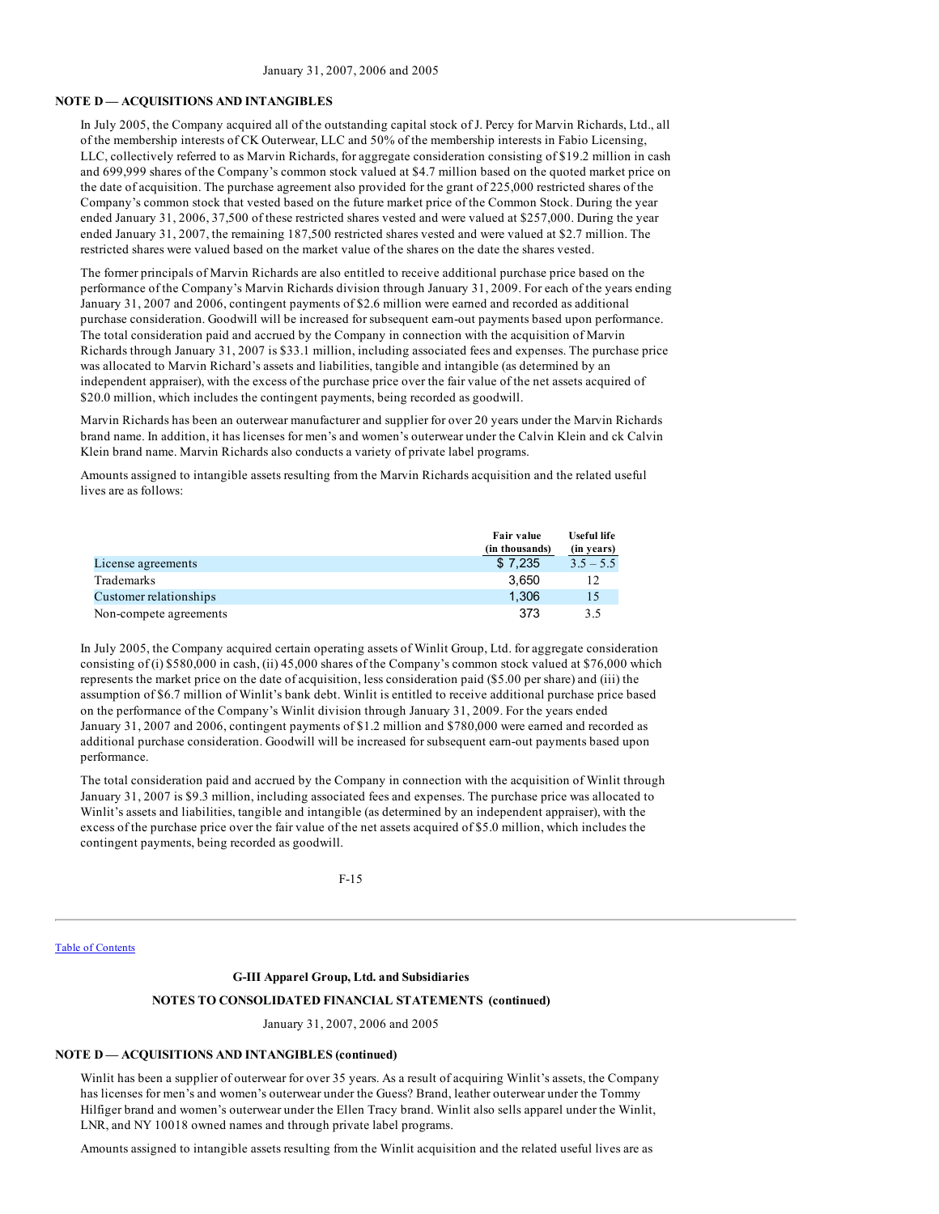## NOTE D — ACQUISITIONS AND INTANGIBLES

In July 2005, the Company acquired all of the outstanding capital stock of J. Percy for Marvin Richards, Ltd., all of the membership interests of CK Outerwear, LLC and 50% of the membership interests in Fabio Licensing, LLC, collectively referred to as Marvin Richards, for aggregate consideration consisting of $19.2 million in cash and 699,999 shares of the Company's common stock valued at $4.7 million based on the quoted market price on the date of acquisition. The purchase agreement also provided for the grant of 225,000 restricted shares of the Company's common stock that vested based on the future market price of the Common Stock. During the year ended January 31, 2006, 37,500 of these restricted shares vested and were valued at $257,000. During the year ended January 31, 2007, the remaining 187,500 restricted shares vested and were valued at $2.7 million. The restricted shares were valued based on the market value of the shares on the date the shares vested.

The former principals of Marvin Richards are also entitled to receive additional purchase price based on the performance of the Company's Marvin Richards division through January 31, 2009. For each of the years ending January 31, 2007 and 2006, contingent payments of $2.6 million were earned and recorded as additional purchase consideration. Goodwill will be increased for subsequent earn-out payments based upon performance. The total consideration paid and accrued by the Company in connection with the acquisition of Marvin Richards through January 31, 2007 is $33.1 million, including associated fees and expenses. The purchase price was allocated to Marvin Richard's assets and liabilities, tangible and intangible (as determined by an independent appraiser), with the excess of the purchase price over the fair value of the net assets acquired of $20.0 million, which includes the contingent payments, being recorded as goodwill.

Marvin Richards has been an outerwear manufacturer and supplier for over 20 years under the Marvin Richards brand name. In addition, it has licenses for men's and women's outerwear under the Calvin Klein and ck Calvin Klein brand name. Marvin Richards also conducts a variety of private label programs.

Amounts assigned to intangible assets resulting from the Marvin Richards acquisition and the related useful lives are as follows:

| | Fair value (in thousands) | Useful life (in years) |
|---|---|---|
| License agreements | $ 7,235 | 3.5 – 5.5 |
| Trademarks | 3,650 | 12 |
| Customer relationships | 1,306 | 15 |
| Non-compete agreements | 373 | 3.5 |

In July 2005, the Company acquired certain operating assets of Winlit Group, Ltd. for aggregate consideration consisting of (i) $580,000 in cash, (ii) 45,000 shares of the Company's common stock valued at $76,000 which represents the market price on the date of acquisition, less consideration paid ($5.00 per share) and (iii) the assumption of $6.7 million of Winlit's bank debt. Winlit is entitled to receive additional purchase price based on the performance of the Company's Winlit division through January 31, 2009. For the years ended January 31, 2007 and 2006, contingent payments of $1.2 million and $780,000 were earned and recorded as additional purchase consideration. Goodwill will be increased for subsequent earn-out payments based upon performance.

The total consideration paid and accrued by the Company in connection with the acquisition of Winlit through January 31, 2007 is $9.3 million, including associated fees and expenses. The purchase price was allocated to Winlit's assets and liabilities, tangible and intangible (as determined by an independent appraiser), with the excess of the purchase price over the fair value of the net assets acquired of $5.0 million, which includes the contingent payments, being recorded as goodwill.

## NOTE D — ACQUISITIONS AND INTANGIBLES (continued)

Winlit has been a supplier of outerwear for over 35 years. As a result of acquiring Winlit's assets, the Company has licenses for men's and women's outerwear under the Guess? Brand, leather outerwear under the Tommy Hilfiger brand and women's outerwear under the Ellen Tracy brand. Winlit also sells apparel under the Winlit, LNR, and NY 10018 owned names and through private label programs.

Amounts assigned to intangible assets resulting from the Winlit acquisition and the related useful lives are as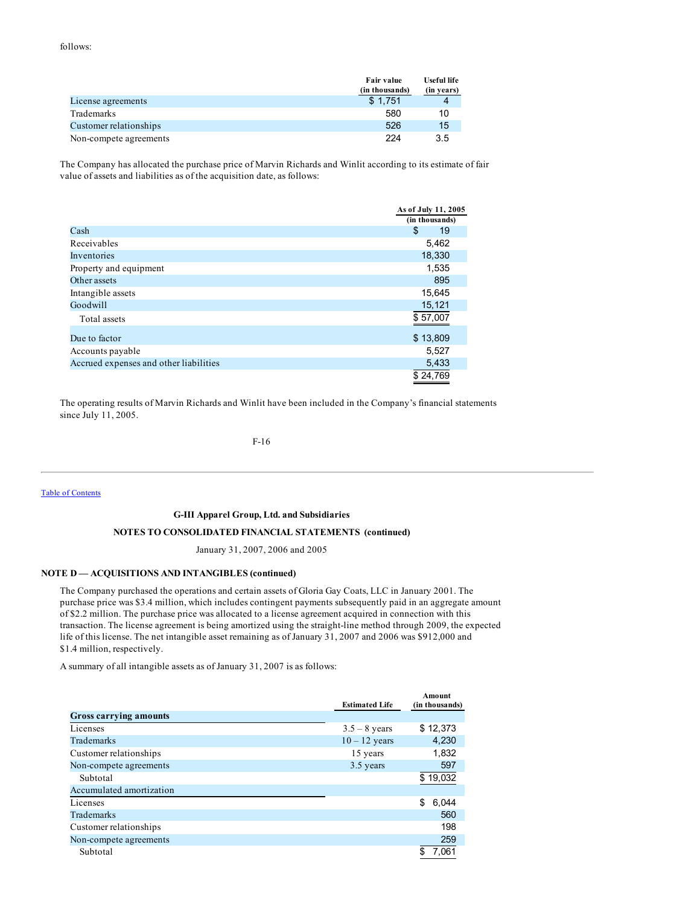follows:

| | Fair value (in thousands) | Useful life (in years) |
|---|---|---|
| License agreements | $ 1,751 | 4 |
| Trademarks | 580 | 10 |
| Customer relationships | 526 | 15 |
| Non-compete agreements | 224 | 3.5 |

The Company has allocated the purchase price of Marvin Richards and Winlit according to its estimate of fair value of assets and liabilities as of the acquisition date, as follows:

| | As of July 11, 2005 (in thousands) |
|---|---|
| Cash | $ 19 |
| Receivables | 5,462 |
| Inventories | 18,330 |
| Property and equipment | 1,535 |
| Other assets | 895 |
| Intangible assets | 15,645 |
| Goodwill | 15,121 |
| Total assets | $ 57,007 |
| Due to factor | $ 13,809 |
| Accounts payable | 5,527 |
| Accrued expenses and other liabilities | 5,433 |
| | $ 24,769 |

The operating results of Marvin Richards and Winlit have been included in the Company's financial statements since July 11, 2005.

Table of Contents

**G-III Apparel Group, Ltd. and Subsidiaries**

**NOTES TO CONSOLIDATED FINANCIAL STATEMENTS (continued)**

January 31, 2007, 2006 and 2005

**NOTE D — ACQUISITIONS AND INTANGIBLES (continued)**

The Company purchased the operations and certain assets of Gloria Gay Coats, LLC in January 2001. The purchase price was $3.4 million, which includes contingent payments subsequently paid in an aggregate amount of $2.2 million. The purchase price was allocated to a license agreement acquired in connection with this transaction. The license agreement is being amortized using the straight-line method through 2009, the expected life of this license. The net intangible asset remaining as of January 31, 2007 and 2006 was $912,000 and $1.4 million, respectively.

A summary of all intangible assets as of January 31, 2007 is as follows:

| | Estimated Life | Amount (in thousands) |
|---|---|---|
| **Gross carrying amounts** | | |
| Licenses | 3.5 – 8 years | $ 12,373 |
| Trademarks | 10 – 12 years | 4,230 |
| Customer relationships | 15 years | 1,832 |
| Non-compete agreements | 3.5 years | 597 |
| Subtotal | | $ 19,032 |
| Accumulated amortization | | |
| Licenses | | $ 6,044 |
| Trademarks | | 560 |
| Customer relationships | | 198 |
| Non-compete agreements | | 259 |
| Subtotal | | $ 7,061 |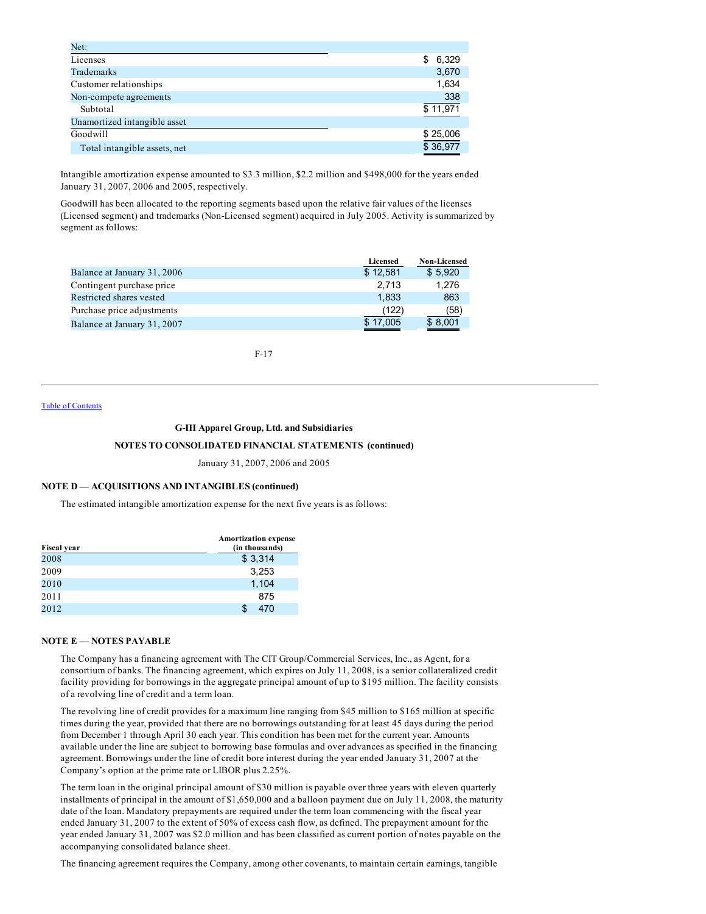| Net: | |
|---|---|
| Licenses | $ 6,329 |
| Trademarks | 3,670 |
| Customer relationships | 1,634 |
| Non-compete agreements | 338 |
| Subtotal | $ 11,971 |
| Unamortized intangible asset | |
| Goodwill | $ 25,006 |
| Total intangible assets, net | $ 36,977 |

Intangible amortization expense amounted to $3.3 million, $2.2 million and $498,000 for the years ended January 31, 2007, 2006 and 2005, respectively.

Goodwill has been allocated to the reporting segments based upon the relative fair values of the licenses (Licensed segment) and trademarks (Non-Licensed segment) acquired in July 2005. Activity is summarized by segment as follows:

| | Licensed | Non-Licensed |
|---|---|---|
| Balance at January 31, 2006 | $ 12,581 | $ 5,920 |
| Contingent purchase price | 2,713 | 1,276 |
| Restricted shares vested | 1,833 | 863 |
| Purchase price adjustments | (122) | (58) |
| Balance at January 31, 2007 | $ 17,005 | $ 8,001 |

G-III Apparel Group, Ltd. and Subsidiaries

NOTES TO CONSOLIDATED FINANCIAL STATEMENTS (continued)

January 31, 2007, 2006 and 2005

## NOTE D — ACQUISITIONS AND INTANGIBLES (continued)

The estimated intangible amortization expense for the next five years is as follows:

| Fiscal year | Amortization expense (in thousands) |
|---|---|
| 2008 | $ 3,314 |
| 2009 | 3,253 |
| 2010 | 1,104 |
| 2011 | 875 |
| 2012 | $ 470 |

## NOTE E — NOTES PAYABLE

The Company has a financing agreement with The CIT Group/Commercial Services, Inc., as Agent, for a consortium of banks. The financing agreement, which expires on July 11, 2008, is a senior collateralized credit facility providing for borrowings in the aggregate principal amount of up to $195 million. The facility consists of a revolving line of credit and a term loan.

The revolving line of credit provides for a maximum line ranging from $45 million to $165 million at specific times during the year, provided that there are no borrowings outstanding for at least 45 days during the period from December 1 through April 30 each year. This condition has been met for the current year. Amounts available under the line are subject to borrowing base formulas and over advances as specified in the financing agreement. Borrowings under the line of credit bore interest during the year ended January 31, 2007 at the Company's option at the prime rate or LIBOR plus 2.25%.

The term loan in the original principal amount of $30 million is payable over three years with eleven quarterly installments of principal in the amount of $1,650,000 and a balloon payment due on July 11, 2008, the maturity date of the loan. Mandatory prepayments are required under the term loan commencing with the fiscal year ended January 31, 2007 to the extent of 50% of excess cash flow, as defined. The prepayment amount for the year ended January 31, 2007 was $2.0 million and has been classified as current portion of notes payable on the accompanying consolidated balance sheet.

The financing agreement requires the Company, among other covenants, to maintain certain earnings, tangible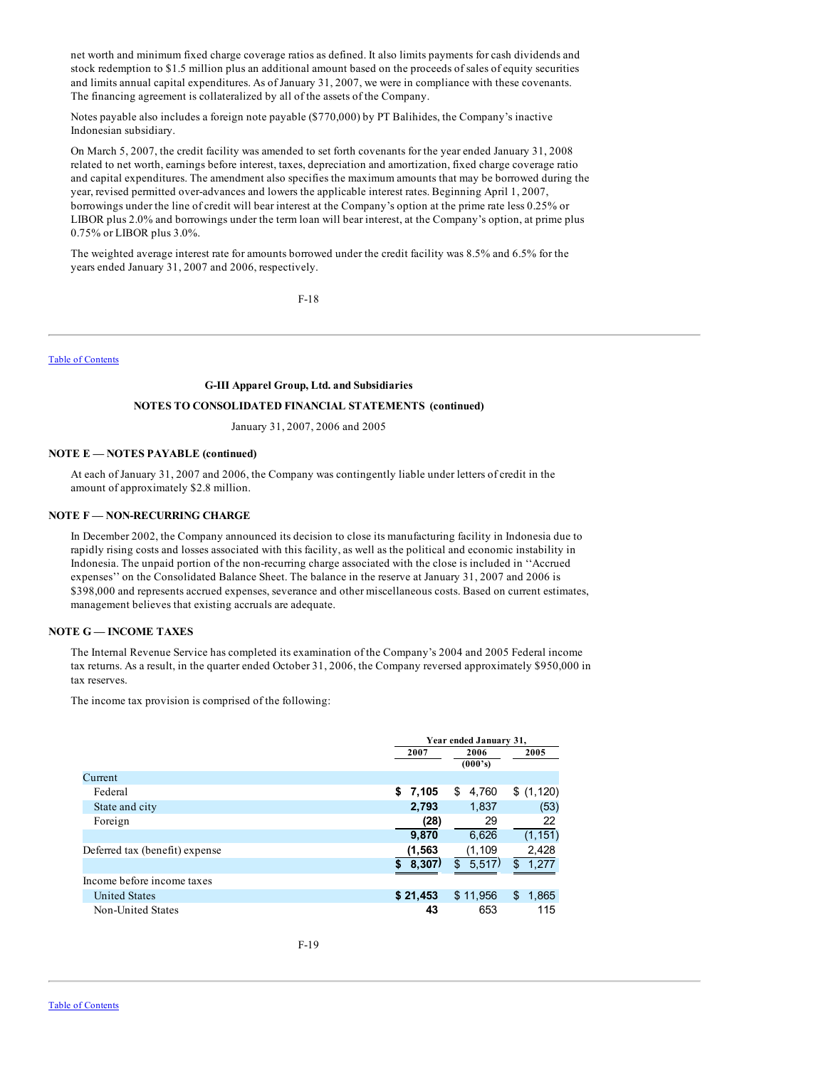net worth and minimum fixed charge coverage ratios as defined. It also limits payments for cash dividends and stock redemption to $1.5 million plus an additional amount based on the proceeds of sales of equity securities and limits annual capital expenditures. As of January 31, 2007, we were in compliance with these covenants. The financing agreement is collateralized by all of the assets of the Company.

Notes payable also includes a foreign note payable ($770,000) by PT Balihides, the Company's inactive Indonesian subsidiary.

On March 5, 2007, the credit facility was amended to set forth covenants for the year ended January 31, 2008 related to net worth, earnings before interest, taxes, depreciation and amortization, fixed charge coverage ratio and capital expenditures. The amendment also specifies the maximum amounts that may be borrowed during the year, revised permitted over-advances and lowers the applicable interest rates. Beginning April 1, 2007, borrowings under the line of credit will bear interest at the Company's option at the prime rate less 0.25% or LIBOR plus 2.0% and borrowings under the term loan will bear interest, at the Company's option, at prime plus 0.75% or LIBOR plus 3.0%.

The weighted average interest rate for amounts borrowed under the credit facility was 8.5% and 6.5% for the years ended January 31, 2007 and 2006, respectively.

**G-III Apparel Group, Ltd. and Subsidiaries**

**NOTES TO CONSOLIDATED FINANCIAL STATEMENTS (continued)**

January 31, 2007, 2006 and 2005

### NOTE E — NOTES PAYABLE (continued)

At each of January 31, 2007 and 2006, the Company was contingently liable under letters of credit in the amount of approximately $2.8 million.

### NOTE F — NON-RECURRING CHARGE

In December 2002, the Company announced its decision to close its manufacturing facility in Indonesia due to rapidly rising costs and losses associated with this facility, as well as the political and economic instability in Indonesia. The unpaid portion of the non-recurring charge associated with the close is included in ''Accrued expenses'' on the Consolidated Balance Sheet. The balance in the reserve at January 31, 2007 and 2006 is $398,000 and represents accrued expenses, severance and other miscellaneous costs. Based on current estimates, management believes that existing accruals are adequate.

### NOTE G — INCOME TAXES

The Internal Revenue Service has completed its examination of the Company's 2004 and 2005 Federal income tax returns. As a result, in the quarter ended October 31, 2006, the Company reversed approximately $950,000 in tax reserves.

The income tax provision is comprised of the following:

| | Year ended January 31, | | |
|---|---|---|---|
| | 2007 | 2006 | 2005 |
| | | (000's) | |
| Current | | | |
| Federal | **$ 7,105** | $ 4,760 | $ (1,120) |
| State and city | **2,793** | 1,837 | (53) |
| Foreign | **(28)** | 29 | 22 |
| | **9,870** | 6,626 | (1,151) |
| Deferred tax (benefit) expense | **(1,563)** | (1,109) | 2,428 |
| | **$ 8,307** | $ 5,517 | $ 1,277 |
| Income before income taxes | | | |
| United States | **$ 21,453** | $ 11,956 | $ 1,865 |
| Non-United States | **43** | 653 | 115 |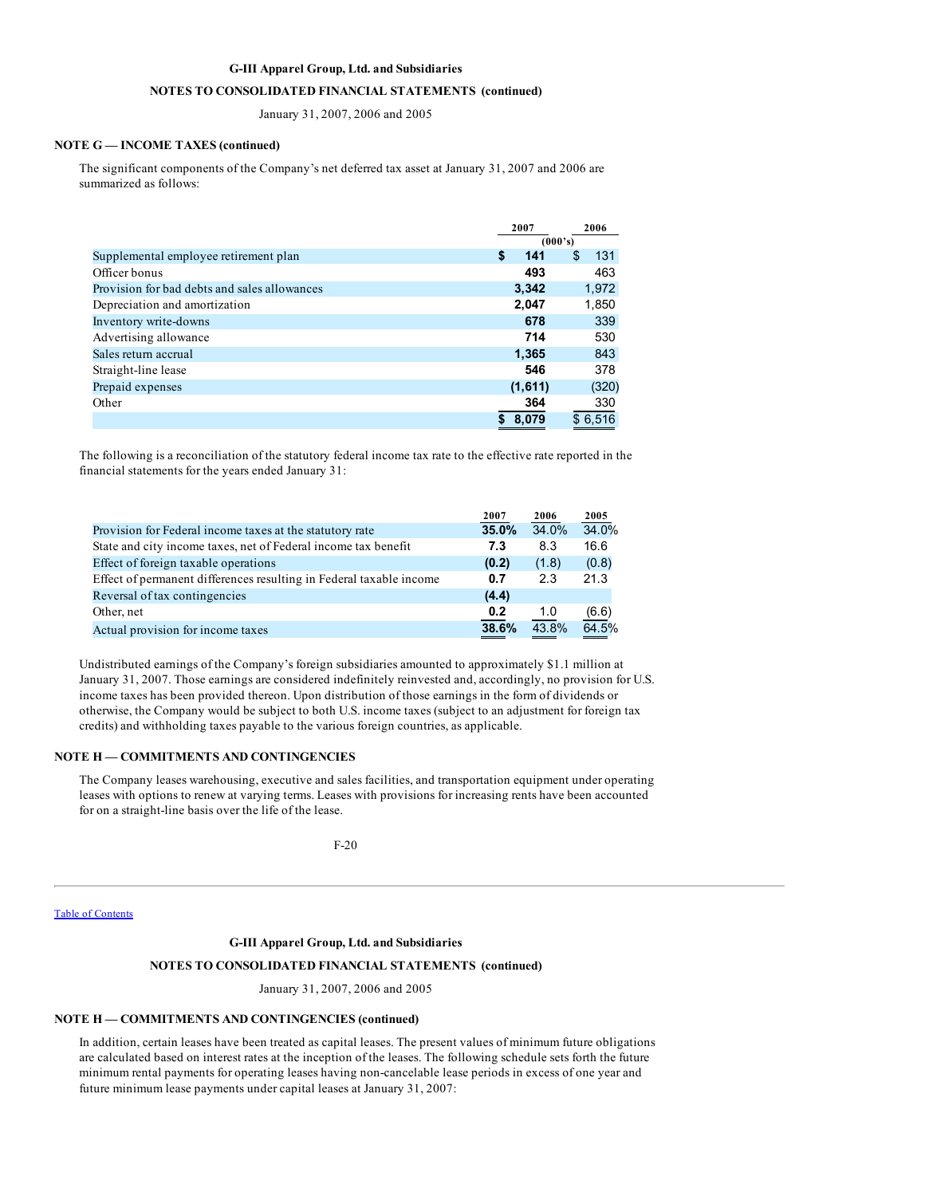G-III Apparel Group, Ltd. and Subsidiaries

NOTES TO CONSOLIDATED FINANCIAL STATEMENTS (continued)

January 31, 2007, 2006 and 2005

**NOTE G — INCOME TAXES (continued)**

The significant components of the Company's net deferred tax asset at January 31, 2007 and 2006 are summarized as follows:

| | 2007 | 2006 |
|---|---|---|
| | (000's) | |
| Supplemental employee retirement plan | $ 141 | $ 131 |
| Officer bonus | 493 | 463 |
| Provision for bad debts and sales allowances | 3,342 | 1,972 |
| Depreciation and amortization | 2,047 | 1,850 |
| Inventory write-downs | 678 | 339 |
| Advertising allowance | 714 | 530 |
| Sales return accrual | 1,365 | 843 |
| Straight-line lease | 546 | 378 |
| Prepaid expenses | (1,611) | (320) |
| Other | 364 | 330 |
| | $ 8,079 | $ 6,516 |

The following is a reconciliation of the statutory federal income tax rate to the effective rate reported in the financial statements for the years ended January 31:

| | 2007 | 2006 | 2005 |
|---|---|---|---|
| Provision for Federal income taxes at the statutory rate | 35.0% | 34.0% | 34.0% |
| State and city income taxes, net of Federal income tax benefit | 7.3 | 8.3 | 16.6 |
| Effect of foreign taxable operations | (0.2) | (1.8) | (0.8) |
| Effect of permanent differences resulting in Federal taxable income | 0.7 | 2.3 | 21.3 |
| Reversal of tax contingencies | (4.4) | | |
| Other, net | 0.2 | 1.0 | (6.6) |
| Actual provision for income taxes | 38.6% | 43.8% | 64.5% |

Undistributed earnings of the Company's foreign subsidiaries amounted to approximately $1.1 million at January 31, 2007. Those earnings are considered indefinitely reinvested and, accordingly, no provision for U.S. income taxes has been provided thereon. Upon distribution of those earnings in the form of dividends or otherwise, the Company would be subject to both U.S. income taxes (subject to an adjustment for foreign tax credits) and withholding taxes payable to the various foreign countries, as applicable.

**NOTE H — COMMITMENTS AND CONTINGENCIES**

The Company leases warehousing, executive and sales facilities, and transportation equipment under operating leases with options to renew at varying terms. Leases with provisions for increasing rents have been accounted for on a straight-line basis over the life of the lease.

**NOTE H — COMMITMENTS AND CONTINGENCIES (continued)**

In addition, certain leases have been treated as capital leases. The present values of minimum future obligations are calculated based on interest rates at the inception of the leases. The following schedule sets forth the future minimum rental payments for operating leases having non-cancelable lease periods in excess of one year and future minimum lease payments under capital leases at January 31, 2007: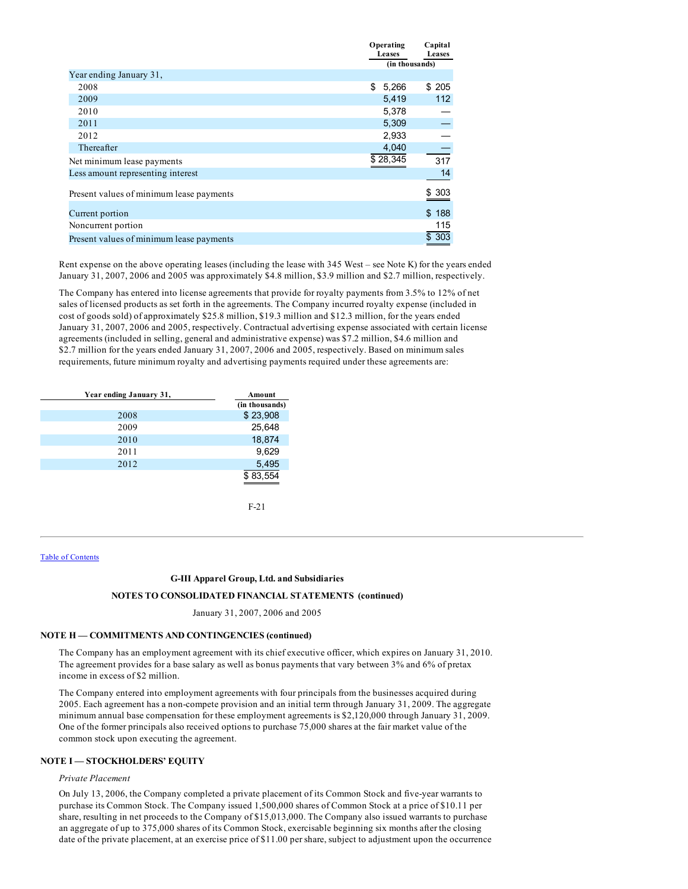| | Operating Leases | Capital Leases |
|---|---|---|
| | (in thousands) | |
| Year ending January 31, | | |
| 2008 | $ 5,266 | $ 205 |
| 2009 | 5,419 | 112 |
| 2010 | 5,378 | — |
| 2011 | 5,309 | — |
| 2012 | 2,933 | — |
| Thereafter | 4,040 | — |
| Net minimum lease payments | $ 28,345 | 317 |
| Less amount representing interest | | 14 |
| Present values of minimum lease payments | | $ 303 |
| Current portion | | $ 188 |
| Noncurrent portion | | 115 |
| Present values of minimum lease payments | | $ 303 |

Rent expense on the above operating leases (including the lease with 345 West – see Note K) for the years ended January 31, 2007, 2006 and 2005 was approximately $4.8 million, $3.9 million and $2.7 million, respectively.

The Company has entered into license agreements that provide for royalty payments from 3.5% to 12% of net sales of licensed products as set forth in the agreements. The Company incurred royalty expense (included in cost of goods sold) of approximately $25.8 million, $19.3 million and $12.3 million, for the years ended January 31, 2007, 2006 and 2005, respectively. Contractual advertising expense associated with certain license agreements (included in selling, general and administrative expense) was $7.2 million, $4.6 million and $2.7 million for the years ended January 31, 2007, 2006 and 2005, respectively. Based on minimum sales requirements, future minimum royalty and advertising payments required under these agreements are:

| Year ending January 31, | Amount |
|---|---|
| | (in thousands) |
| 2008 | $ 23,908 |
| 2009 | 25,648 |
| 2010 | 18,874 |
| 2011 | 9,629 |
| 2012 | 5,495 |
| | $ 83,554 |

**G-III Apparel Group, Ltd. and Subsidiaries**

**NOTES TO CONSOLIDATED FINANCIAL STATEMENTS (continued)**

January 31, 2007, 2006 and 2005

## NOTE H — COMMITMENTS AND CONTINGENCIES (continued)

The Company has an employment agreement with its chief executive officer, which expires on January 31, 2010. The agreement provides for a base salary as well as bonus payments that vary between 3% and 6% of pretax income in excess of $2 million.

The Company entered into employment agreements with four principals from the businesses acquired during 2005. Each agreement has a non-compete provision and an initial term through January 31, 2009. The aggregate minimum annual base compensation for these employment agreements is $2,120,000 through January 31, 2009. One of the former principals also received options to purchase 75,000 shares at the fair market value of the common stock upon executing the agreement.

## NOTE I — STOCKHOLDERS' EQUITY

*Private Placement*

On July 13, 2006, the Company completed a private placement of its Common Stock and five-year warrants to purchase its Common Stock. The Company issued 1,500,000 shares of Common Stock at a price of $10.11 per share, resulting in net proceeds to the Company of $15,013,000. The Company also issued warrants to purchase an aggregate of up to 375,000 shares of its Common Stock, exercisable beginning six months after the closing date of the private placement, at an exercise price of $11.00 per share, subject to adjustment upon the occurrence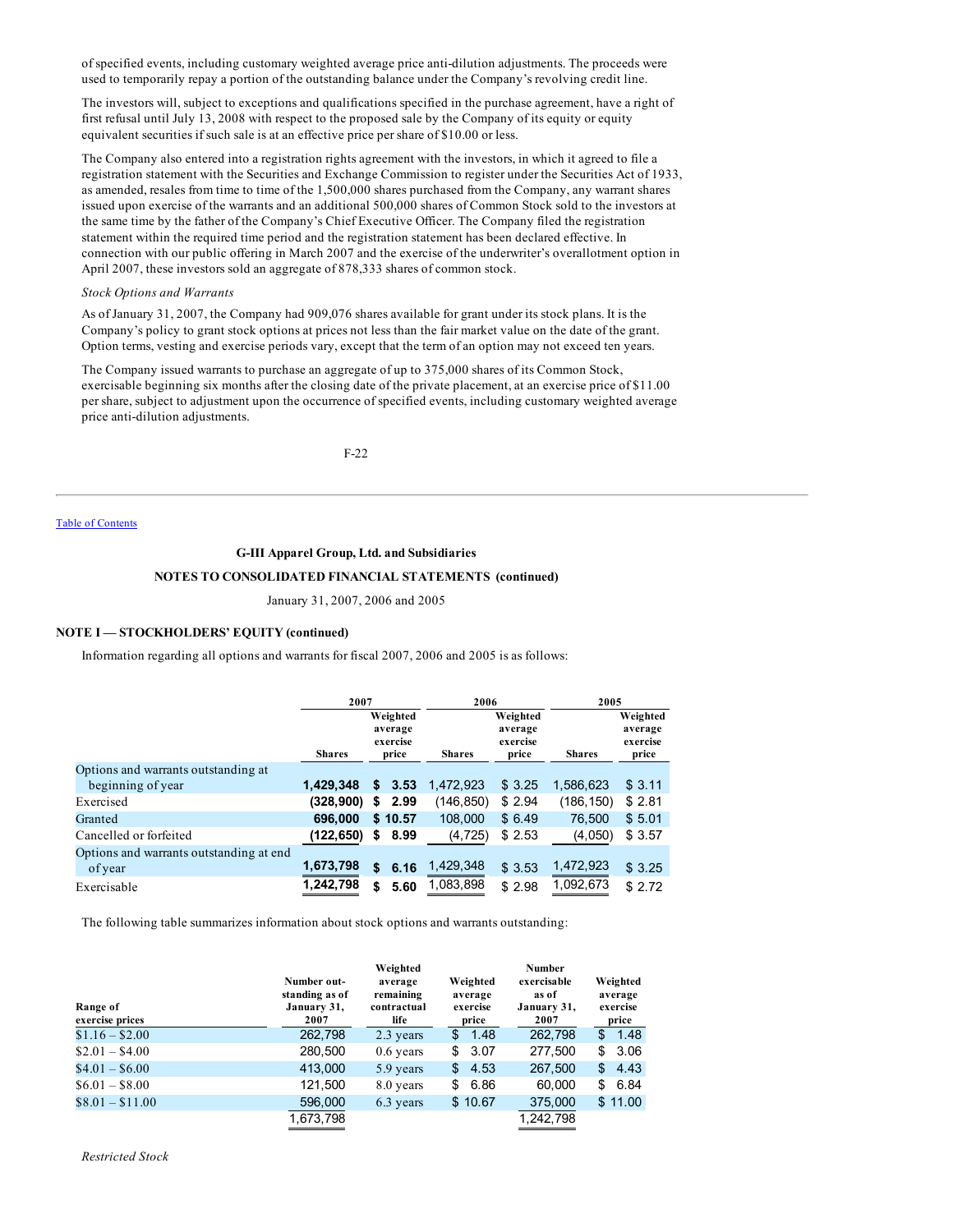of specified events, including customary weighted average price anti-dilution adjustments. The proceeds were used to temporarily repay a portion of the outstanding balance under the Company's revolving credit line.

The investors will, subject to exceptions and qualifications specified in the purchase agreement, have a right of first refusal until July 13, 2008 with respect to the proposed sale by the Company of its equity or equity equivalent securities if such sale is at an effective price per share of $10.00 or less.

The Company also entered into a registration rights agreement with the investors, in which it agreed to file a registration statement with the Securities and Exchange Commission to register under the Securities Act of 1933, as amended, resales from time to time of the 1,500,000 shares purchased from the Company, any warrant shares issued upon exercise of the warrants and an additional 500,000 shares of Common Stock sold to the investors at the same time by the father of the Company's Chief Executive Officer. The Company filed the registration statement within the required time period and the registration statement has been declared effective. In connection with our public offering in March 2007 and the exercise of the underwriter's overallotment option in April 2007, these investors sold an aggregate of 878,333 shares of common stock.

*Stock Options and Warrants*

As of January 31, 2007, the Company had 909,076 shares available for grant under its stock plans. It is the Company's policy to grant stock options at prices not less than the fair market value on the date of the grant. Option terms, vesting and exercise periods vary, except that the term of an option may not exceed ten years.

The Company issued warrants to purchase an aggregate of up to 375,000 shares of its Common Stock, exercisable beginning six months after the closing date of the private placement, at an exercise price of $11.00 per share, subject to adjustment upon the occurrence of specified events, including customary weighted average price anti-dilution adjustments.

**G-III Apparel Group, Ltd. and Subsidiaries**

**NOTES TO CONSOLIDATED FINANCIAL STATEMENTS (continued)**

January 31, 2007, 2006 and 2005

**NOTE I — STOCKHOLDERS' EQUITY (continued)**

Information regarding all options and warrants for fiscal 2007, 2006 and 2005 is as follows:

| | 2007 | | 2006 | | 2005 | |
|---|---|---|---|---|---|---|
| | Shares | Weighted average exercise price | Shares | Weighted average exercise price | Shares | Weighted average exercise price |
| Options and warrants outstanding at beginning of year | **1,429,348** | **$ 3.53** | 1,472,923 | $ 3.25 | 1,586,623 | $ 3.11 |
| Exercised | **(328,900)** | **$ 2.99** | (146,850) | $ 2.94 | (186,150) | $ 2.81 |
| Granted | **696,000** | **$ 10.57** | 108,000 | $ 6.49 | 76,500 | $ 5.01 |
| Cancelled or forfeited | **(122,650)** | **$ 8.99** | (4,725) | $ 2.53 | (4,050) | $ 3.57 |
| Options and warrants outstanding at end of year | **1,673,798** | **$ 6.16** | 1,429,348 | $ 3.53 | 1,472,923 | $ 3.25 |
| Exercisable | **1,242,798** | **$ 5.60** | 1,083,898 | $ 2.98 | 1,092,673 | $ 2.72 |

The following table summarizes information about stock options and warrants outstanding:

| Range of exercise prices | Number outstanding as of January 31, 2007 | Weighted average remaining contractual life | Weighted average exercise price | Number exercisable as of January 31, 2007 | Weighted average exercise price |
|---|---|---|---|---|---|
| $1.16 – $2.00 | 262,798 | 2.3 years | $ 1.48 | 262,798 | $ 1.48 |
| $2.01 – $4.00 | 280,500 | 0.6 years | $ 3.07 | 277,500 | $ 3.06 |
| $4.01 – $6.00 | 413,000 | 5.9 years | $ 4.53 | 267,500 | $ 4.43 |
| $6.01 – $8.00 | 121,500 | 8.0 years | $ 6.86 | 60,000 | $ 6.84 |
| $8.01 – $11.00 | 596,000 | 6.3 years | $ 10.67 | 375,000 | $ 11.00 |
| | 1,673,798 | | | 1,242,798 | |

*Restricted Stock*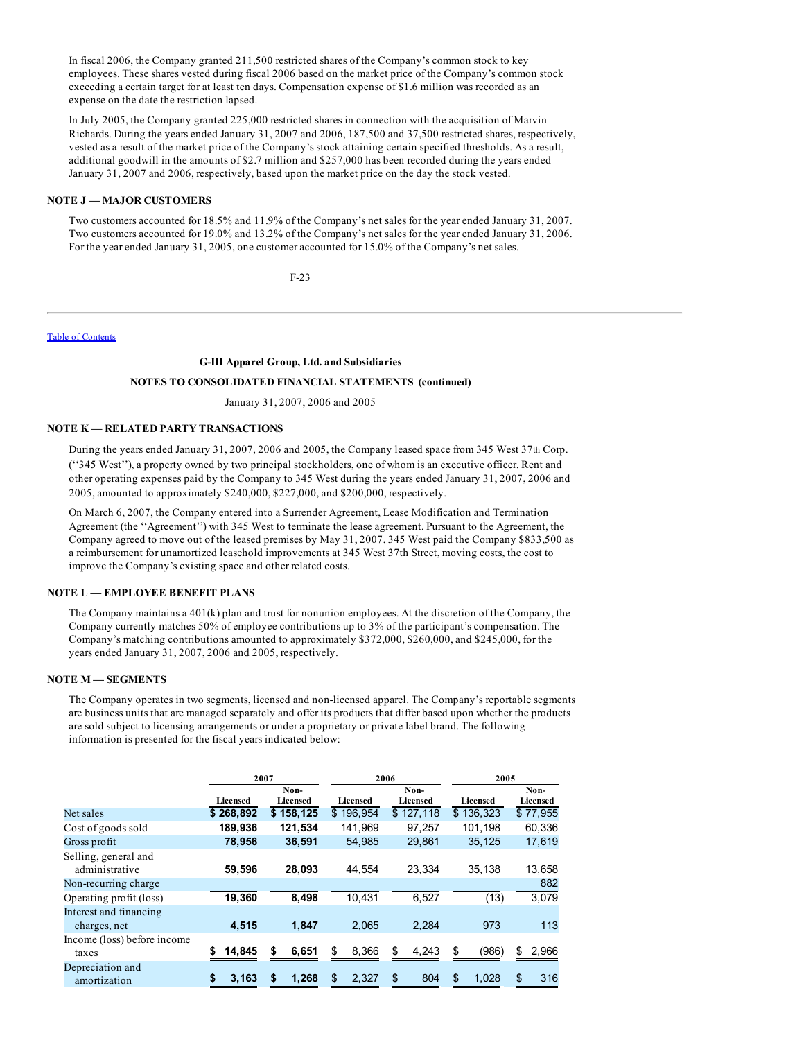In fiscal 2006, the Company granted 211,500 restricted shares of the Company's common stock to key employees. These shares vested during fiscal 2006 based on the market price of the Company's common stock exceeding a certain target for at least ten days. Compensation expense of $1.6 million was recorded as an expense on the date the restriction lapsed.

In July 2005, the Company granted 225,000 restricted shares in connection with the acquisition of Marvin Richards. During the years ended January 31, 2007 and 2006, 187,500 and 37,500 restricted shares, respectively, vested as a result of the market price of the Company's stock attaining certain specified thresholds. As a result, additional goodwill in the amounts of $2.7 million and $257,000 has been recorded during the years ended January 31, 2007 and 2006, respectively, based upon the market price on the day the stock vested.

## NOTE J — MAJOR CUSTOMERS

Two customers accounted for 18.5% and 11.9% of the Company's net sales for the year ended January 31, 2007. Two customers accounted for 19.0% and 13.2% of the Company's net sales for the year ended January 31, 2006. For the year ended January 31, 2005, one customer accounted for 15.0% of the Company's net sales.

Table of Contents

**G-III Apparel Group, Ltd. and Subsidiaries**

**NOTES TO CONSOLIDATED FINANCIAL STATEMENTS (continued)**

January 31, 2007, 2006 and 2005

## NOTE K — RELATED PARTY TRANSACTIONS

During the years ended January 31, 2007, 2006 and 2005, the Company leased space from 345 West 37th Corp. (''345 West''), a property owned by two principal stockholders, one of whom is an executive officer. Rent and other operating expenses paid by the Company to 345 West during the years ended January 31, 2007, 2006 and 2005, amounted to approximately $240,000, $227,000, and $200,000, respectively.

On March 6, 2007, the Company entered into a Surrender Agreement, Lease Modification and Termination Agreement (the ''Agreement'') with 345 West to terminate the lease agreement. Pursuant to the Agreement, the Company agreed to move out of the leased premises by May 31, 2007. 345 West paid the Company $833,500 as a reimbursement for unamortized leasehold improvements at 345 West 37th Street, moving costs, the cost to improve the Company's existing space and other related costs.

## NOTE L — EMPLOYEE BENEFIT PLANS

The Company maintains a 401(k) plan and trust for nonunion employees. At the discretion of the Company, the Company currently matches 50% of employee contributions up to 3% of the participant's compensation. The Company's matching contributions amounted to approximately $372,000, $260,000, and $245,000, for the years ended January 31, 2007, 2006 and 2005, respectively.

## NOTE M — SEGMENTS

The Company operates in two segments, licensed and non-licensed apparel. The Company's reportable segments are business units that are managed separately and offer its products that differ based upon whether the products are sold subject to licensing arrangements or under a proprietary or private label brand. The following information is presented for the fiscal years indicated below:

| | 2007 | | 2006 | | 2005 | |
|---|---|---|---|---|---|---|
| | Licensed | Non-Licensed | Licensed | Non-Licensed | Licensed | Non-Licensed |
| Net sales | **$ 268,892** | **$ 158,125** | $ 196,954 | $ 127,118 | $ 136,323 | $ 77,955 |
| Cost of goods sold | **189,936** | **121,534** | 141,969 | 97,257 | 101,198 | 60,336 |
| Gross profit | **78,956** | **36,591** | 54,985 | 29,861 | 35,125 | 17,619 |
| Selling, general and administrative | **59,596** | **28,093** | 44,554 | 23,334 | 35,138 | 13,658 |
| Non-recurring charge | | | | | | 882 |
| Operating profit (loss) | **19,360** | **8,498** | 10,431 | 6,527 | (13) | 3,079 |
| Interest and financing charges, net | **4,515** | **1,847** | 2,065 | 2,284 | 973 | 113 |
| Income (loss) before income taxes | **$ 14,845** | **$ 6,651** | $ 8,366 | $ 4,243 | $ (986) | $ 2,966 |
| Depreciation and amortization | **$ 3,163** | **$ 1,268** | $ 2,327 | $ 804 | $ 1,028 | $ 316 |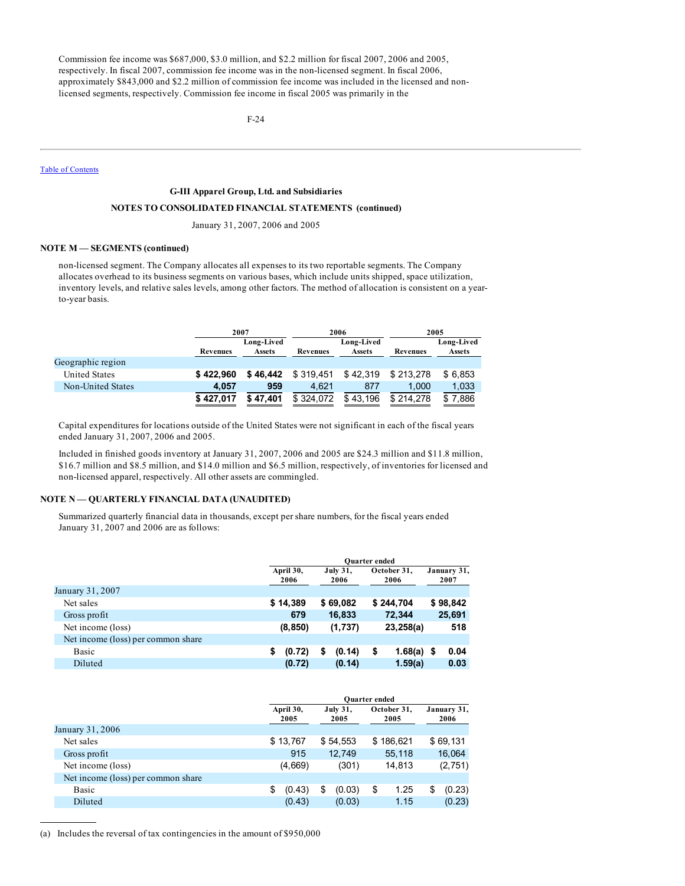Commission fee income was $687,000, $3.0 million, and $2.2 million for fiscal 2007, 2006 and 2005, respectively. In fiscal 2007, commission fee income was in the non-licensed segment. In fiscal 2006, approximately $843,000 and $2.2 million of commission fee income was included in the licensed and non-licensed segments, respectively. Commission fee income in fiscal 2005 was primarily in the

Table of Contents

**G-III Apparel Group, Ltd. and Subsidiaries**

**NOTES TO CONSOLIDATED FINANCIAL STATEMENTS (continued)**

January 31, 2007, 2006 and 2005

### NOTE M — SEGMENTS (continued)

non-licensed segment. The Company allocates all expenses to its two reportable segments. The Company allocates overhead to its business segments on various bases, which include units shipped, space utilization, inventory levels, and relative sales levels, among other factors. The method of allocation is consistent on a year-to-year basis.

| | 2007 | | 2006 | | 2005 | |
|---|---|---|---|---|---|---|
| | Revenues | Long-Lived Assets | Revenues | Long-Lived Assets | Revenues | Long-Lived Assets |
| Geographic region | | | | | | |
| United States | **$ 422,960** | **$ 46,442** | $ 319,451 | $ 42,319 | $ 213,278 | $ 6,853 |
| Non-United States | **4,057** | **959** | 4,621 | 877 | 1,000 | 1,033 |
| | **$ 427,017** | **$ 47,401** | $ 324,072 | $ 43,196 | $ 214,278 | $ 7,886 |

Capital expenditures for locations outside of the United States were not significant in each of the fiscal years ended January 31, 2007, 2006 and 2005.

Included in finished goods inventory at January 31, 2007, 2006 and 2005 are $24.3 million and $11.8 million, $16.7 million and $8.5 million, and $14.0 million and $6.5 million, respectively, of inventories for licensed and non-licensed apparel, respectively. All other assets are commingled.

### NOTE N — QUARTERLY FINANCIAL DATA (UNAUDITED)

Summarized quarterly financial data in thousands, except per share numbers, for the fiscal years ended January 31, 2007 and 2006 are as follows:

| | Quarter ended | | | |
|---|---|---|---|---|
| | April 30, 2006 | July 31, 2006 | October 31, 2006 | January 31, 2007 |
| January 31, 2007 | | | | |
| Net sales | **$ 14,389** | **$ 69,082** | **$ 244,704** | **$ 98,842** |
| Gross profit | **679** | **16,833** | **72,344** | **25,691** |
| Net income (loss) | **(8,850)** | **(1,737)** | **23,258(a)** | **518** |
| Net income (loss) per common share | | | | |
| Basic | **$ (0.72)** | **$ (0.14)** | **$ 1.68(a)** | **$ 0.04** |
| Diluted | **(0.72)** | **(0.14)** | **1.59(a)** | **0.03** |

| | Quarter ended | | | |
|---|---|---|---|---|
| | April 30, 2005 | July 31, 2005 | October 31, 2005 | January 31, 2006 |
| January 31, 2006 | | | | |
| Net sales | $ 13,767 | $ 54,553 | $ 186,621 | $ 69,131 |
| Gross profit | 915 | 12,749 | 55,118 | 16,064 |
| Net income (loss) | (4,669) | (301) | 14,813 | (2,751) |
| Net income (loss) per common share | | | | |
| Basic | $ (0.43) | $ (0.03) | $ 1.25 | $ (0.23) |
| Diluted | (0.43) | (0.03) | 1.15 | (0.23) |

(a) Includes the reversal of tax contingencies in the amount of $950,000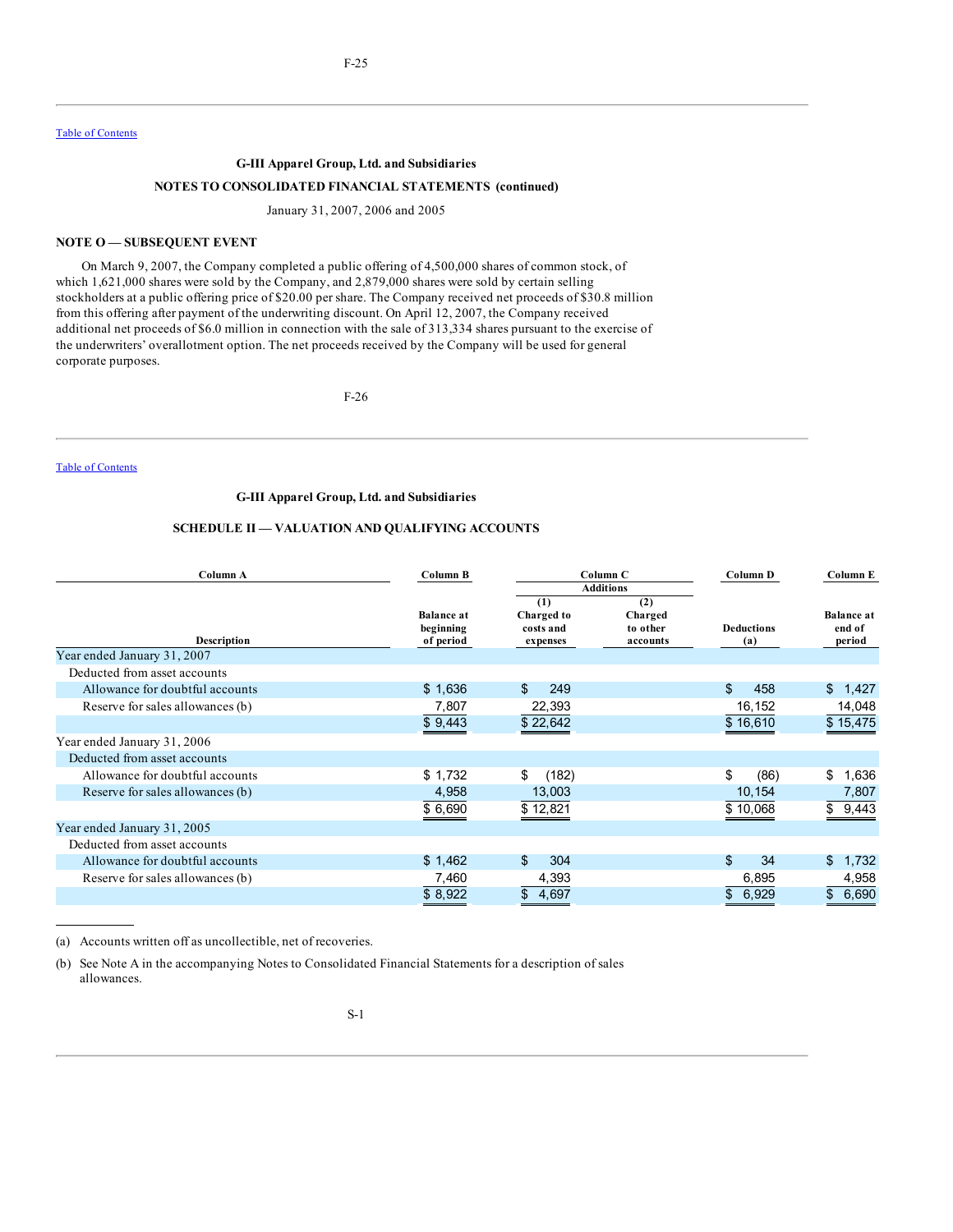Table of Contents

**G-III Apparel Group, Ltd. and Subsidiaries**

**NOTES TO CONSOLIDATED FINANCIAL STATEMENTS (continued)**

January 31, 2007, 2006 and 2005

**NOTE O — SUBSEQUENT EVENT**

On March 9, 2007, the Company completed a public offering of 4,500,000 shares of common stock, of which 1,621,000 shares were sold by the Company, and 2,879,000 shares were sold by certain selling stockholders at a public offering price of $20.00 per share. The Company received net proceeds of $30.8 million from this offering after payment of the underwriting discount. On April 12, 2007, the Company received additional net proceeds of $6.0 million in connection with the sale of 313,334 shares pursuant to the exercise of the underwriters' overallotment option. The net proceeds received by the Company will be used for general corporate purposes.

Table of Contents

**G-III Apparel Group, Ltd. and Subsidiaries**

**SCHEDULE II — VALUATION AND QUALIFYING ACCOUNTS**

| Column A | Column B | Column C | | Column D | Column E |
|---|---|---|---|---|---|
| | | Additions | | | |
| Description | Balance at beginning of period | (1) Charged to costs and expenses | (2) Charged to other accounts | Deductions (a) | Balance at end of period |
| Year ended January 31, 2007 | | | | | |
| Deducted from asset accounts | | | | | |
| Allowance for doubtful accounts | $ 1,636 | $ 249 | | $ 458 | $ 1,427 |
| Reserve for sales allowances (b) | 7,807 | 22,393 | | 16,152 | 14,048 |
| | $ 9,443 | $ 22,642 | | $ 16,610 | $ 15,475 |
| Year ended January 31, 2006 | | | | | |
| Deducted from asset accounts | | | | | |
| Allowance for doubtful accounts | $ 1,732 | $ (182) | | $ (86) | $ 1,636 |
| Reserve for sales allowances (b) | 4,958 | 13,003 | | 10,154 | 7,807 |
| | $ 6,690 | $ 12,821 | | $ 10,068 | $ 9,443 |
| Year ended January 31, 2005 | | | | | |
| Deducted from asset accounts | | | | | |
| Allowance for doubtful accounts | $ 1,462 | $ 304 | | $ 34 | $ 1,732 |
| Reserve for sales allowances (b) | 7,460 | 4,393 | | 6,895 | 4,958 |
| | $ 8,922 | $ 4,697 | | $ 6,929 | $ 6,690 |

(a) Accounts written off as uncollectible, net of recoveries.

(b) See Note A in the accompanying Notes to Consolidated Financial Statements for a description of sales allowances.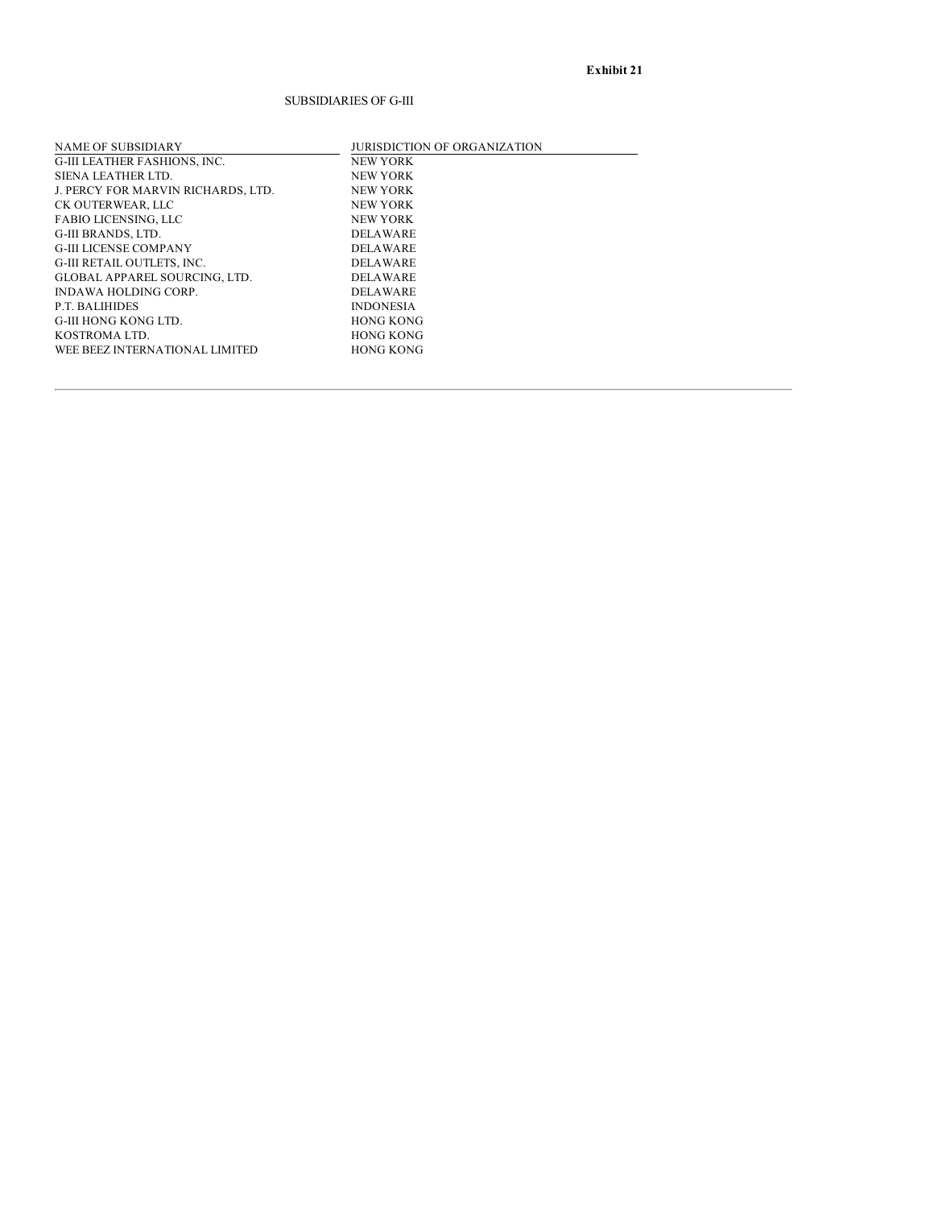**Exhibit 21**

SUBSIDIARIES OF G-III

| NAME OF SUBSIDIARY | JURISDICTION OF ORGANIZATION |
|---|---|
| G-III LEATHER FASHIONS, INC. | NEW YORK |
| SIENA LEATHER LTD. | NEW YORK |
| J. PERCY FOR MARVIN RICHARDS, LTD. | NEW YORK |
| CK OUTERWEAR, LLC | NEW YORK |
| FABIO LICENSING, LLC | NEW YORK |
| G-III BRANDS, LTD. | DELAWARE |
| G-III LICENSE COMPANY | DELAWARE |
| G-III RETAIL OUTLETS, INC. | DELAWARE |
| GLOBAL APPAREL SOURCING, LTD. | DELAWARE |
| INDAWA HOLDING CORP. | DELAWARE |
| P.T. BALIHIDES | INDONESIA |
| G-III HONG KONG LTD. | HONG KONG |
| KOSTROMA LTD. | HONG KONG |
| WEE BEEZ INTERNATIONAL LIMITED | HONG KONG |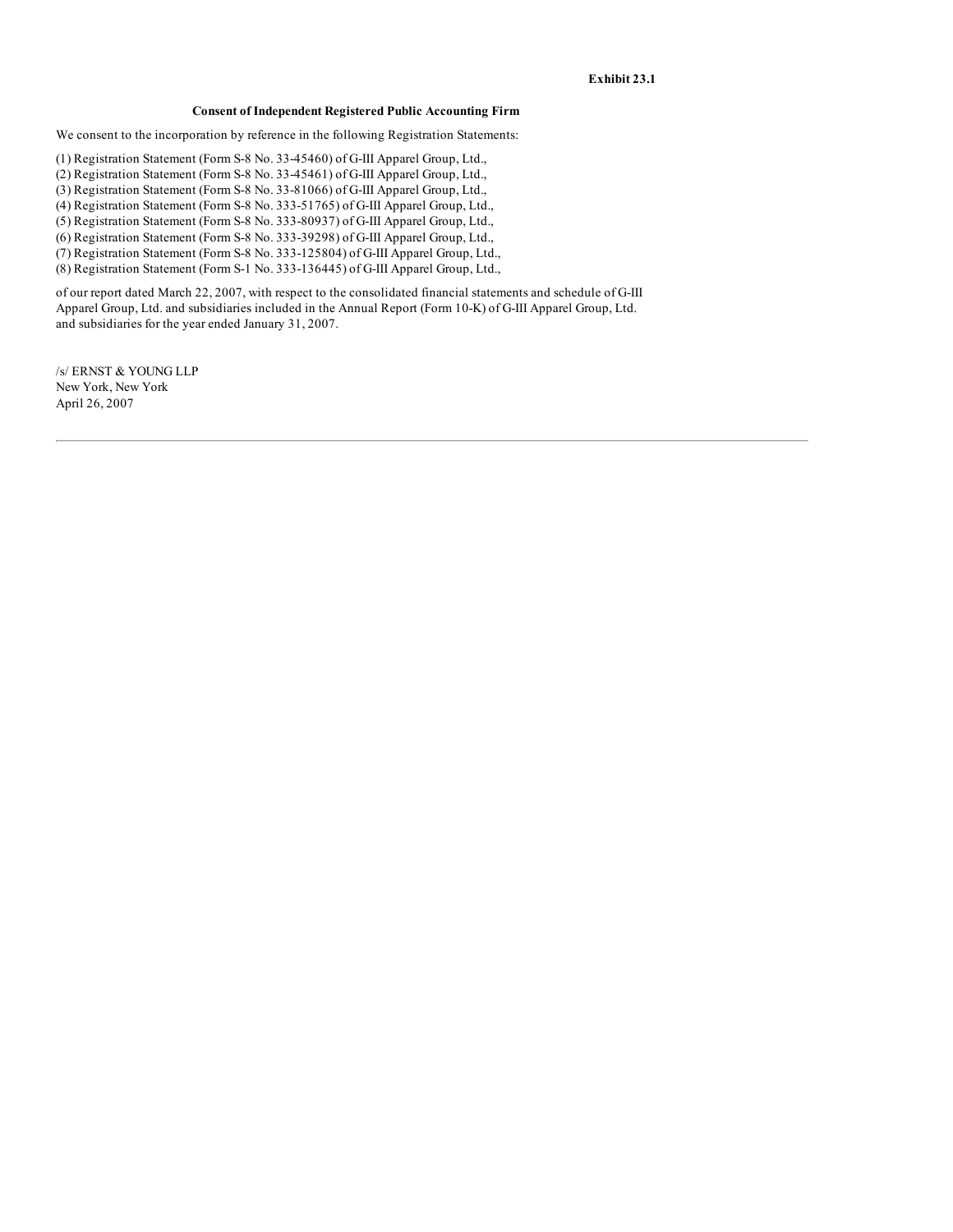**Exhibit 23.1**

**Consent of Independent Registered Public Accounting Firm**

We consent to the incorporation by reference in the following Registration Statements:

(1) Registration Statement (Form S-8 No. 33-45460) of G-III Apparel Group, Ltd.,
(2) Registration Statement (Form S-8 No. 33-45461) of G-III Apparel Group, Ltd.,
(3) Registration Statement (Form S-8 No. 33-81066) of G-III Apparel Group, Ltd.,
(4) Registration Statement (Form S-8 No. 333-51765) of G-III Apparel Group, Ltd.,
(5) Registration Statement (Form S-8 No. 333-80937) of G-III Apparel Group, Ltd.,
(6) Registration Statement (Form S-8 No. 333-39298) of G-III Apparel Group, Ltd.,
(7) Registration Statement (Form S-8 No. 333-125804) of G-III Apparel Group, Ltd.,
(8) Registration Statement (Form S-1 No. 333-136445) of G-III Apparel Group, Ltd.,

of our report dated March 22, 2007, with respect to the consolidated financial statements and schedule of G-III Apparel Group, Ltd. and subsidiaries included in the Annual Report (Form 10-K) of G-III Apparel Group, Ltd. and subsidiaries for the year ended January 31, 2007.

/s/ ERNST & YOUNG LLP
New York, New York
April 26, 2007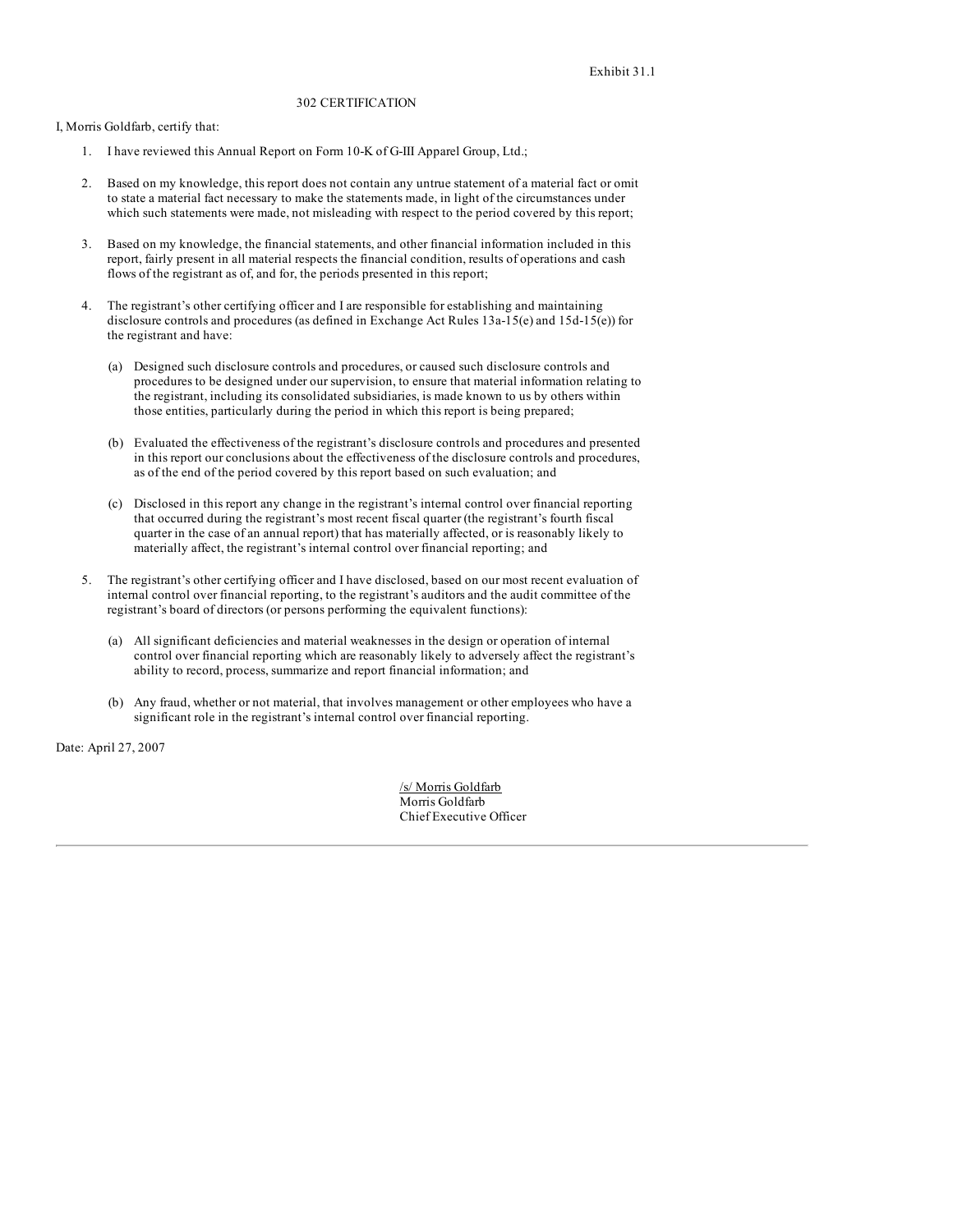Exhibit 31.1

# 302 CERTIFICATION

I, Morris Goldfarb, certify that:

1. I have reviewed this Annual Report on Form 10-K of G-III Apparel Group, Ltd.;

2. Based on my knowledge, this report does not contain any untrue statement of a material fact or omit to state a material fact necessary to make the statements made, in light of the circumstances under which such statements were made, not misleading with respect to the period covered by this report;

3. Based on my knowledge, the financial statements, and other financial information included in this report, fairly present in all material respects the financial condition, results of operations and cash flows of the registrant as of, and for, the periods presented in this report;

4. The registrant's other certifying officer and I are responsible for establishing and maintaining disclosure controls and procedures (as defined in Exchange Act Rules 13a-15(e) and 15d-15(e)) for the registrant and have:

   (a) Designed such disclosure controls and procedures, or caused such disclosure controls and procedures to be designed under our supervision, to ensure that material information relating to the registrant, including its consolidated subsidiaries, is made known to us by others within those entities, particularly during the period in which this report is being prepared;

   (b) Evaluated the effectiveness of the registrant's disclosure controls and procedures and presented in this report our conclusions about the effectiveness of the disclosure controls and procedures, as of the end of the period covered by this report based on such evaluation; and

   (c) Disclosed in this report any change in the registrant's internal control over financial reporting that occurred during the registrant's most recent fiscal quarter (the registrant's fourth fiscal quarter in the case of an annual report) that has materially affected, or is reasonably likely to materially affect, the registrant's internal control over financial reporting; and

5. The registrant's other certifying officer and I have disclosed, based on our most recent evaluation of internal control over financial reporting, to the registrant's auditors and the audit committee of the registrant's board of directors (or persons performing the equivalent functions):

   (a) All significant deficiencies and material weaknesses in the design or operation of internal control over financial reporting which are reasonably likely to adversely affect the registrant's ability to record, process, summarize and report financial information; and

   (b) Any fraud, whether or not material, that involves management or other employees who have a significant role in the registrant's internal control over financial reporting.

Date: April 27, 2007

/s/ Morris Goldfarb
Morris Goldfarb
Chief Executive Officer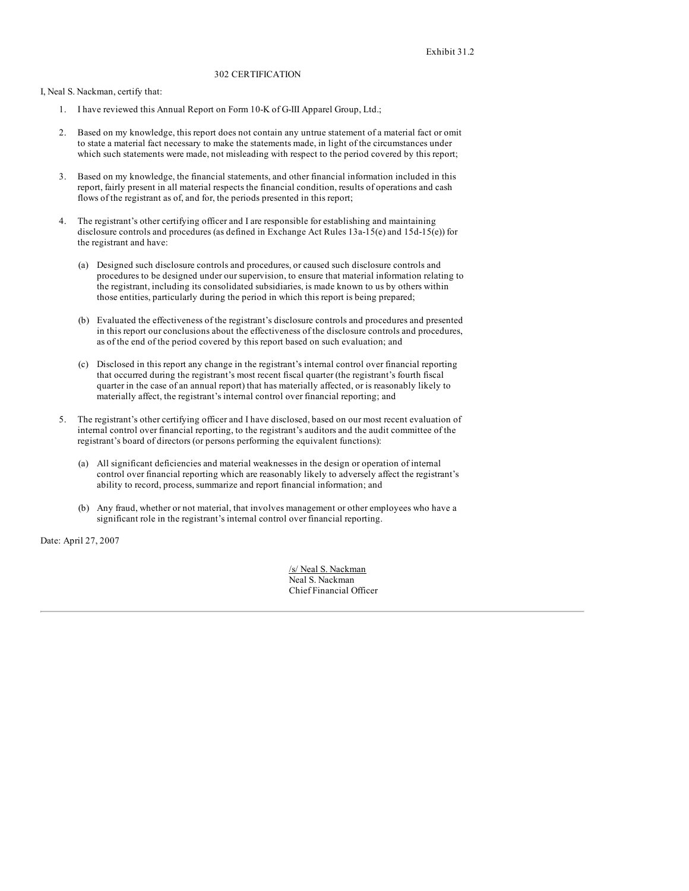Exhibit 31.2

# 302 CERTIFICATION

I, Neal S. Nackman, certify that:

1. I have reviewed this Annual Report on Form 10-K of G-III Apparel Group, Ltd.;

2. Based on my knowledge, this report does not contain any untrue statement of a material fact or omit to state a material fact necessary to make the statements made, in light of the circumstances under which such statements were made, not misleading with respect to the period covered by this report;

3. Based on my knowledge, the financial statements, and other financial information included in this report, fairly present in all material respects the financial condition, results of operations and cash flows of the registrant as of, and for, the periods presented in this report;

4. The registrant's other certifying officer and I are responsible for establishing and maintaining disclosure controls and procedures (as defined in Exchange Act Rules 13a-15(e) and 15d-15(e)) for the registrant and have:

   (a) Designed such disclosure controls and procedures, or caused such disclosure controls and procedures to be designed under our supervision, to ensure that material information relating to the registrant, including its consolidated subsidiaries, is made known to us by others within those entities, particularly during the period in which this report is being prepared;

   (b) Evaluated the effectiveness of the registrant's disclosure controls and procedures and presented in this report our conclusions about the effectiveness of the disclosure controls and procedures, as of the end of the period covered by this report based on such evaluation; and

   (c) Disclosed in this report any change in the registrant's internal control over financial reporting that occurred during the registrant's most recent fiscal quarter (the registrant's fourth fiscal quarter in the case of an annual report) that has materially affected, or is reasonably likely to materially affect, the registrant's internal control over financial reporting; and

5. The registrant's other certifying officer and I have disclosed, based on our most recent evaluation of internal control over financial reporting, to the registrant's auditors and the audit committee of the registrant's board of directors (or persons performing the equivalent functions):

   (a) All significant deficiencies and material weaknesses in the design or operation of internal control over financial reporting which are reasonably likely to adversely affect the registrant's ability to record, process, summarize and report financial information; and

   (b) Any fraud, whether or not material, that involves management or other employees who have a significant role in the registrant's internal control over financial reporting.

Date: April 27, 2007

/s/ Neal S. Nackman
Neal S. Nackman
Chief Financial Officer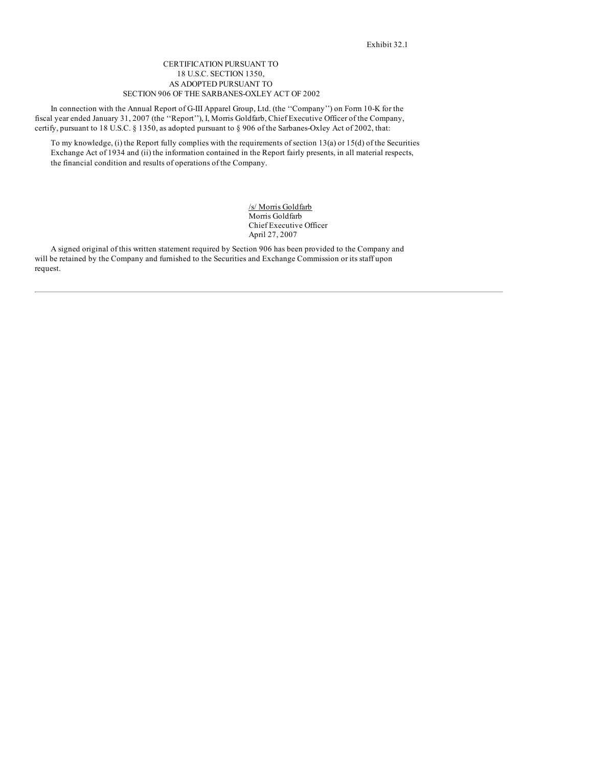Exhibit 32.1

CERTIFICATION PURSUANT TO
18 U.S.C. SECTION 1350,
AS ADOPTED PURSUANT TO
SECTION 906 OF THE SARBANES-OXLEY ACT OF 2002

In connection with the Annual Report of G-III Apparel Group, Ltd. (the ''Company'') on Form 10-K for the fiscal year ended January 31, 2007 (the ''Report''), I, Morris Goldfarb, Chief Executive Officer of the Company, certify, pursuant to 18 U.S.C. § 1350, as adopted pursuant to § 906 of the Sarbanes-Oxley Act of 2002, that:

To my knowledge, (i) the Report fully complies with the requirements of section 13(a) or 15(d) of the Securities Exchange Act of 1934 and (ii) the information contained in the Report fairly presents, in all material respects, the financial condition and results of operations of the Company.

/s/ Morris Goldfarb
Morris Goldfarb
Chief Executive Officer
April 27, 2007

A signed original of this written statement required by Section 906 has been provided to the Company and will be retained by the Company and furnished to the Securities and Exchange Commission or its staff upon request.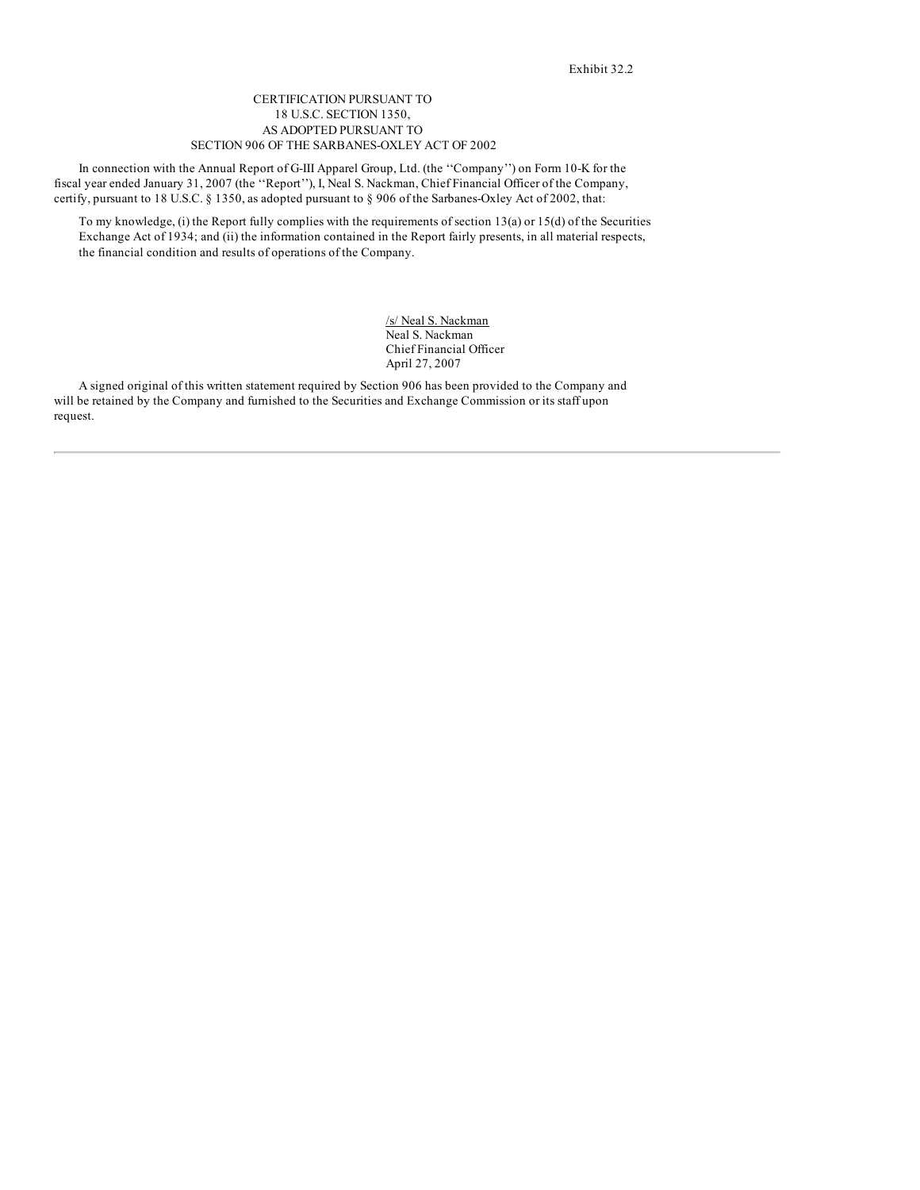Exhibit 32.2

# CERTIFICATION PURSUANT TO 18 U.S.C. SECTION 1350, AS ADOPTED PURSUANT TO SECTION 906 OF THE SARBANES-OXLEY ACT OF 2002

In connection with the Annual Report of G-III Apparel Group, Ltd. (the ''Company'') on Form 10-K for the fiscal year ended January 31, 2007 (the ''Report''), I, Neal S. Nackman, Chief Financial Officer of the Company, certify, pursuant to 18 U.S.C. § 1350, as adopted pursuant to § 906 of the Sarbanes-Oxley Act of 2002, that:

To my knowledge, (i) the Report fully complies with the requirements of section 13(a) or 15(d) of the Securities Exchange Act of 1934; and (ii) the information contained in the Report fairly presents, in all material respects, the financial condition and results of operations of the Company.

/s/ Neal S. Nackman
Neal S. Nackman
Chief Financial Officer
April 27, 2007

A signed original of this written statement required by Section 906 has been provided to the Company and will be retained by the Company and furnished to the Securities and Exchange Commission or its staff upon request.